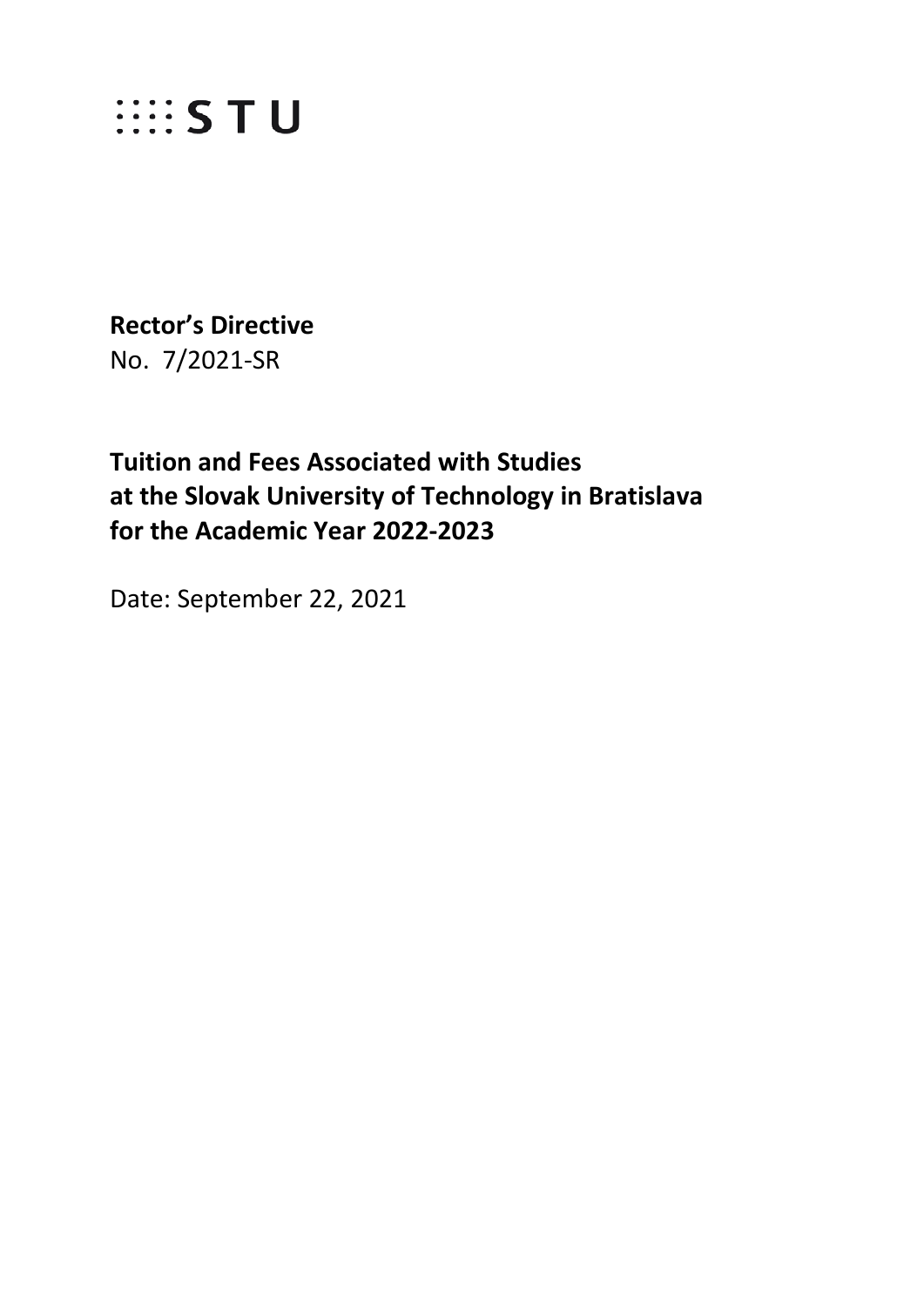STU

**Rector's Directive**
No. 7/2021-SR

# Tuition and Fees Associated with Studies at the Slovak University of Technology in Bratislava for the Academic Year 2022-2023

Date: September 22, 2021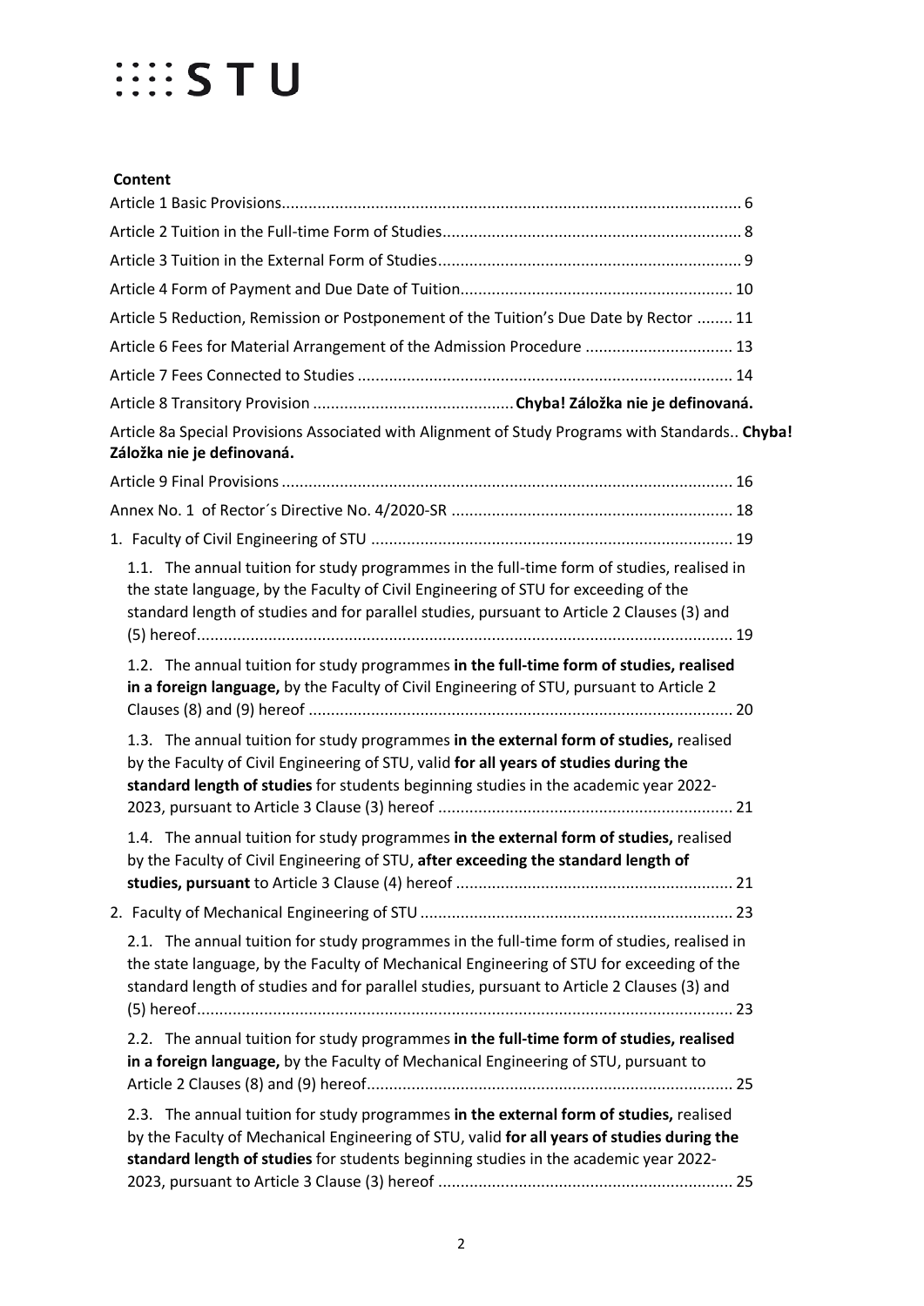**Content**

Article 1 Basic Provisions ...................................................................................................... 6

Article 2 Tuition in the Full-time Form of Studies .................................................................. 8

Article 3 Tuition in the External Form of Studies ................................................................... 9

Article 4 Form of Payment and Due Date of Tuition ............................................................ 10

Article 5 Reduction, Remission or Postponement of the Tuition's Due Date by Rector ........ 11

Article 6 Fees for Material Arrangement of the Admission Procedure ................................. 13

Article 7 Fees Connected to Studies ................................................................................... 14

Article 8 Transitory Provision ............................................ **Chyba! Záložka nie je definovaná.**

Article 8a Special Provisions Associated with Alignment of Study Programs with Standards.. **Chyba! Záložka nie je definovaná.**

Article 9 Final Provisions .................................................................................................... 16

Annex No. 1 of Rector´s Directive No. 4/2020-SR .............................................................. 18

1. Faculty of Civil Engineering of STU ................................................................................ 19

 1.1. The annual tuition for study programmes in the full-time form of studies, realised in the state language, by the Faculty of Civil Engineering of STU for exceeding of the standard length of studies and for parallel studies, pursuant to Article 2 Clauses (3) and (5) hereof ....................................................................................................................... 19

 1.2. The annual tuition for study programmes **in the full-time form of studies, realised in a foreign language,** by the Faculty of Civil Engineering of STU, pursuant to Article 2 Clauses (8) and (9) hereof .............................................................................................. 20

 1.3. The annual tuition for study programmes **in the external form of studies,** realised by the Faculty of Civil Engineering of STU, valid **for all years of studies during the standard length of studies** for students beginning studies in the academic year 2022-2023, pursuant to Article 3 Clause (3) hereof ................................................................. 21

 1.4. The annual tuition for study programmes **in the external form of studies,** realised by the Faculty of Civil Engineering of STU, **after exceeding the standard length of studies, pursuant** to Article 3 Clause (4) hereof ............................................................. 21

2. Faculty of Mechanical Engineering of STU ..................................................................... 23

 2.1. The annual tuition for study programmes in the full-time form of studies, realised in the state language, by the Faculty of Mechanical Engineering of STU for exceeding of the standard length of studies and for parallel studies, pursuant to Article 2 Clauses (3) and (5) hereof ....................................................................................................................... 23

 2.2. The annual tuition for study programmes **in the full-time form of studies, realised in a foreign language,** by the Faculty of Mechanical Engineering of STU, pursuant to Article 2 Clauses (8) and (9) hereof ................................................................................. 25

 2.3. The annual tuition for study programmes **in the external form of studies,** realised by the Faculty of Mechanical Engineering of STU, valid **for all years of studies during the standard length of studies** for students beginning studies in the academic year 2022-2023, pursuant to Article 3 Clause (3) hereof ................................................................. 25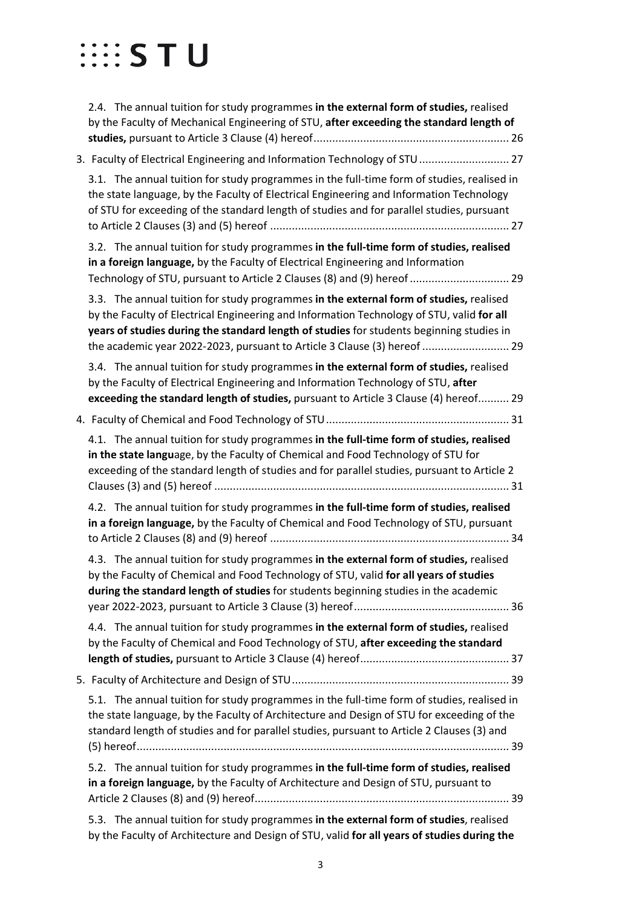2.4. The annual tuition for study programmes **in the external form of studies,** realised by the Faculty of Mechanical Engineering of STU, **after exceeding the standard length of studies,** pursuant to Article 3 Clause (4) hereof ............................................................... 26

3. Faculty of Electrical Engineering and Information Technology of STU ............................ 27

3.1. The annual tuition for study programmes in the full-time form of studies, realised in the state language, by the Faculty of Electrical Engineering and Information Technology of STU for exceeding of the standard length of studies and for parallel studies, pursuant to Article 2 Clauses (3) and (5) hereof ............................................................................ 27

3.2. The annual tuition for study programmes **in the full-time form of studies, realised in a foreign language,** by the Faculty of Electrical Engineering and Information Technology of STU, pursuant to Article 2 Clauses (8) and (9) hereof ................................ 29

3.3. The annual tuition for study programmes **in the external form of studies,** realised by the Faculty of Electrical Engineering and Information Technology of STU, valid **for all years of studies during the standard length of studies** for students beginning studies in the academic year 2022-2023, pursuant to Article 3 Clause (3) hereof ............................ 29

3.4. The annual tuition for study programmes **in the external form of studies,** realised by the Faculty of Electrical Engineering and Information Technology of STU, **after exceeding the standard length of studies,** pursuant to Article 3 Clause (4) hereof.......... 29

4. Faculty of Chemical and Food Technology of STU ........................................................... 31

4.1. The annual tuition for study programmes **in the full-time form of studies, realised in the state langu**age, by the Faculty of Chemical and Food Technology of STU for exceeding of the standard length of studies and for parallel studies, pursuant to Article 2 Clauses (3) and (5) hereof .............................................................................................. 31

4.2. The annual tuition for study programmes **in the full-time form of studies, realised in a foreign language,** by the Faculty of Chemical and Food Technology of STU, pursuant to Article 2 Clauses (8) and (9) hereof ............................................................................ 34

4.3. The annual tuition for study programmes **in the external form of studies,** realised by the Faculty of Chemical and Food Technology of STU, valid **for all years of studies during the standard length of studies** for students beginning studies in the academic year 2022-2023, pursuant to Article 3 Clause (3) hereof.................................................. 36

4.4. The annual tuition for study programmes **in the external form of studies,** realised by the Faculty of Chemical and Food Technology of STU, **after exceeding the standard length of studies,** pursuant to Article 3 Clause (4) hereof................................................ 37

5. Faculty of Architecture and Design of STU...................................................................... 39

5.1. The annual tuition for study programmes in the full-time form of studies, realised in the state language, by the Faculty of Architecture and Design of STU for exceeding of the standard length of studies and for parallel studies, pursuant to Article 2 Clauses (3) and (5) hereof....................................................................................................................... 39

5.2. The annual tuition for study programmes **in the full-time form of studies, realised in a foreign language,** by the Faculty of Architecture and Design of STU, pursuant to Article 2 Clauses (8) and (9) hereof................................................................................. 39

5.3. The annual tuition for study programmes **in the external form of studies**, realised by the Faculty of Architecture and Design of STU, valid **for all years of studies during the**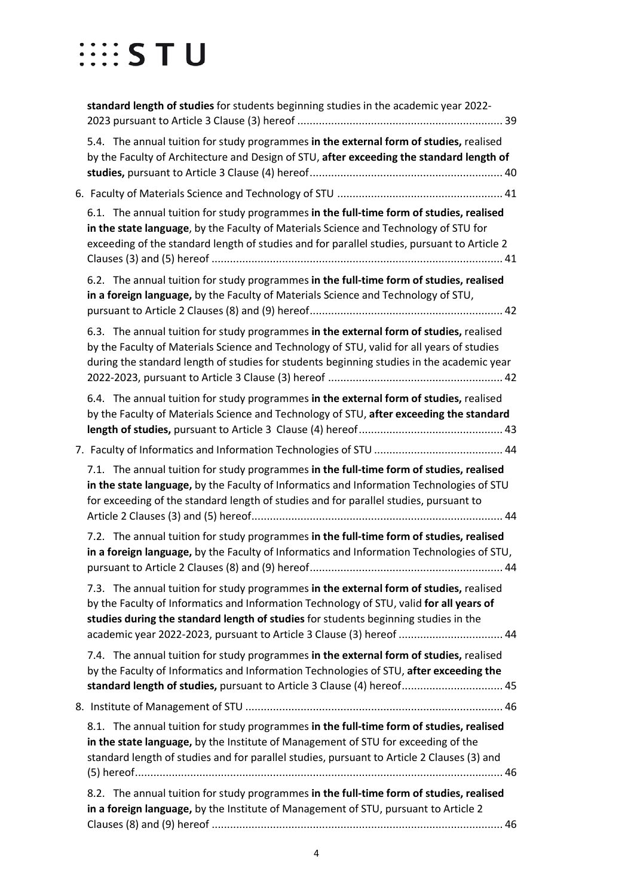**standard length of studies** for students beginning studies in the academic year 2022-2023 pursuant to Article 3 Clause (3) hereof .................................................................. 39

5.4. The annual tuition for study programmes **in the external form of studies,** realised by the Faculty of Architecture and Design of STU, **after exceeding the standard length of studies,** pursuant to Article 3 Clause (4) hereof.............................................................. 40

6. Faculty of Materials Science and Technology of STU ...................................................... 41

6.1. The annual tuition for study programmes **in the full-time form of studies, realised in the state language**, by the Faculty of Materials Science and Technology of STU for exceeding of the standard length of studies and for parallel studies, pursuant to Article 2 Clauses (3) and (5) hereof .............................................................................................. 41

6.2. The annual tuition for study programmes **in the full-time form of studies, realised in a foreign language,** by the Faculty of Materials Science and Technology of STU, pursuant to Article 2 Clauses (8) and (9) hereof.............................................................. 42

6.3. The annual tuition for study programmes **in the external form of studies,** realised by the Faculty of Materials Science and Technology of STU, valid for all years of studies during the standard length of studies for students beginning studies in the academic year 2022-2023, pursuant to Article 3 Clause (3) hereof ......................................................... 42

6.4. The annual tuition for study programmes **in the external form of studies,** realised by the Faculty of Materials Science and Technology of STU, **after exceeding the standard length of studies,** pursuant to Article 3 Clause (4) hereof............................................... 43

7. Faculty of Informatics and Information Technologies of STU .......................................... 44

7.1. The annual tuition for study programmes **in the full-time form of studies, realised in the state language,** by the Faculty of Informatics and Information Technologies of STU for exceeding of the standard length of studies and for parallel studies, pursuant to Article 2 Clauses (3) and (5) hereof................................................................................. 44

7.2. The annual tuition for study programmes **in the full-time form of studies, realised in a foreign language,** by the Faculty of Informatics and Information Technologies of STU, pursuant to Article 2 Clauses (8) and (9) hereof.............................................................. 44

7.3. The annual tuition for study programmes **in the external form of studies,** realised by the Faculty of Informatics and Information Technology of STU, valid **for all years of studies during the standard length of studies** for students beginning studies in the academic year 2022-2023, pursuant to Article 3 Clause (3) hereof .................................. 44

7.4. The annual tuition for study programmes **in the external form of studies,** realised by the Faculty of Informatics and Information Technologies of STU, **after exceeding the standard length of studies,** pursuant to Article 3 Clause (4) hereof................................. 45

8. Institute of Management of STU .................................................................................... 46

8.1. The annual tuition for study programmes **in the full-time form of studies, realised in the state language,** by the Institute of Management of STU for exceeding of the standard length of studies and for parallel studies, pursuant to Article 2 Clauses (3) and (5) hereof....................................................................................................................... 46

8.2. The annual tuition for study programmes **in the full-time form of studies, realised in a foreign language,** by the Institute of Management of STU, pursuant to Article 2 Clauses (8) and (9) hereof .............................................................................................. 46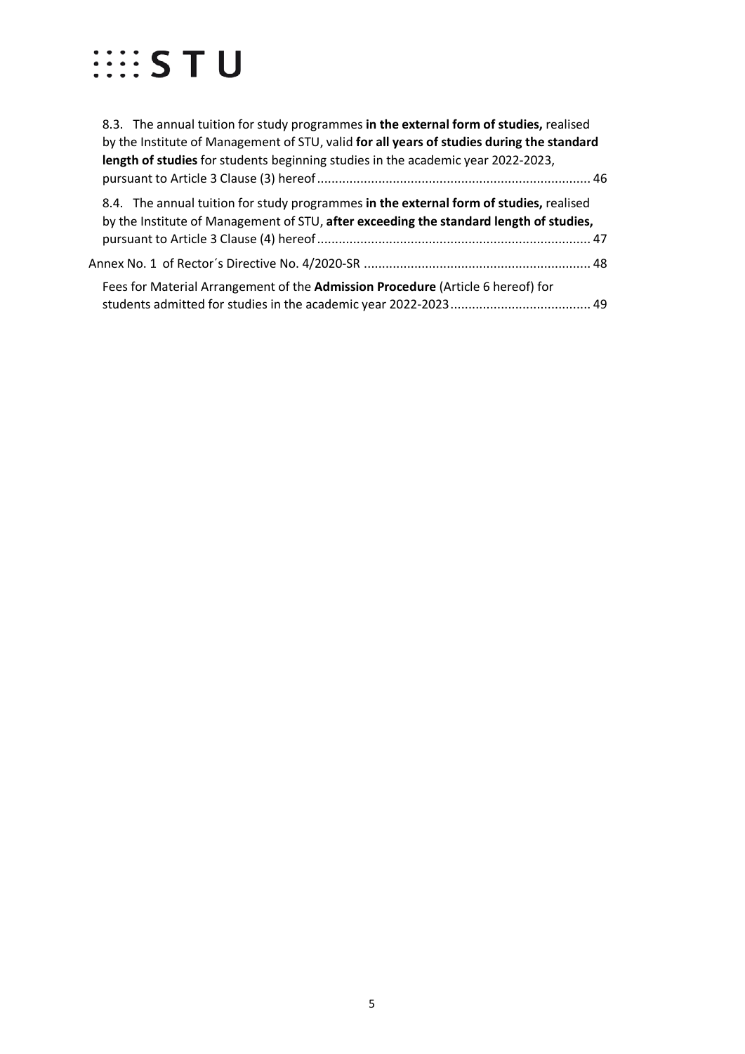8.3. The annual tuition for study programmes **in the external form of studies,** realised by the Institute of Management of STU, valid **for all years of studies during the standard length of studies** for students beginning studies in the academic year 2022-2023, pursuant to Article 3 Clause (3) hereof ........................................................................... 46

8.4. The annual tuition for study programmes **in the external form of studies,** realised by the Institute of Management of STU, **after exceeding the standard length of studies,** pursuant to Article 3 Clause (4) hereof ........................................................................... 47

Annex No. 1 of Rector´s Directive No. 4/2020-SR .............................................................. 48

Fees for Material Arrangement of the **Admission Procedure** (Article 6 hereof) for students admitted for studies in the academic year 2022-2023 ....................................... 49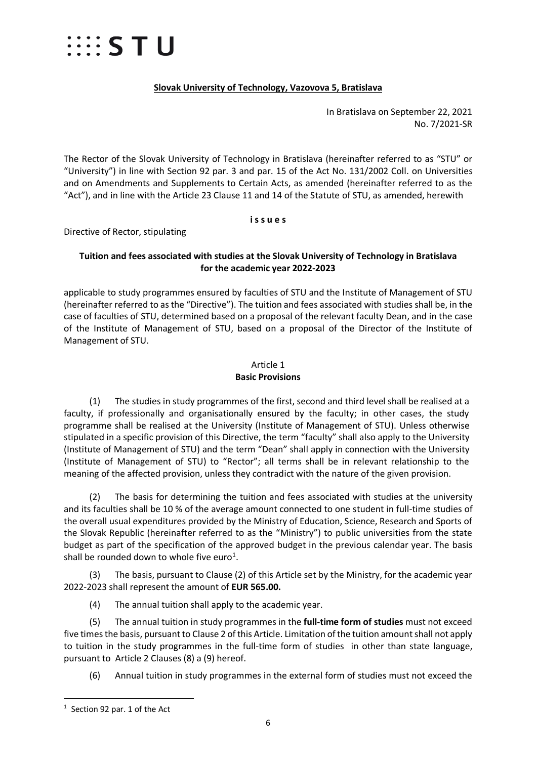**Slovak University of Technology, Vazovova 5, Bratislava**

In Bratislava on September 22, 2021
No. 7/2021-SR

The Rector of the Slovak University of Technology in Bratislava (hereinafter referred to as "STU" or "University") in line with Section 92 par. 3 and par. 15 of the Act No. 131/2002 Coll. on Universities and on Amendments and Supplements to Certain Acts, as amended (hereinafter referred to as the "Act"), and in line with the Article 23 Clause 11 and 14 of the Statute of STU, as amended, herewith

**i s s u e s**

Directive of Rector, stipulating

**Tuition and fees associated with studies at the Slovak University of Technology in Bratislava for the academic year 2022-2023**

applicable to study programmes ensured by faculties of STU and the Institute of Management of STU (hereinafter referred to as the "Directive"). The tuition and fees associated with studies shall be, in the case of faculties of STU, determined based on a proposal of the relevant faculty Dean, and in the case of the Institute of Management of STU, based on a proposal of the Director of the Institute of Management of STU.

## Article 1
## Basic Provisions

(1) The studies in study programmes of the first, second and third level shall be realised at a faculty, if professionally and organisationally ensured by the faculty; in other cases, the study programme shall be realised at the University (Institute of Management of STU). Unless otherwise stipulated in a specific provision of this Directive, the term "faculty" shall also apply to the University (Institute of Management of STU) and the term "Dean" shall apply in connection with the University (Institute of Management of STU) to "Rector"; all terms shall be in relevant relationship to the meaning of the affected provision, unless they contradict with the nature of the given provision.

(2) The basis for determining the tuition and fees associated with studies at the university and its faculties shall be 10 % of the average amount connected to one student in full-time studies of the overall usual expenditures provided by the Ministry of Education, Science, Research and Sports of the Slovak Republic (hereinafter referred to as the "Ministry") to public universities from the state budget as part of the specification of the approved budget in the previous calendar year. The basis shall be rounded down to whole five euro[1].

(3) The basis, pursuant to Clause (2) of this Article set by the Ministry, for the academic year 2022-2023 shall represent the amount of **EUR 565.00.**

(4) The annual tuition shall apply to the academic year.

(5) The annual tuition in study programmes in the **full-time form of studies** must not exceed five times the basis, pursuant to Clause 2 of this Article. Limitation of the tuition amount shall not apply to tuition in the study programmes in the full-time form of studies in other than state language, pursuant to Article 2 Clauses (8) a (9) hereof.

(6) Annual tuition in study programmes in the external form of studies must not exceed the

[1] Section 92 par. 1 of the Act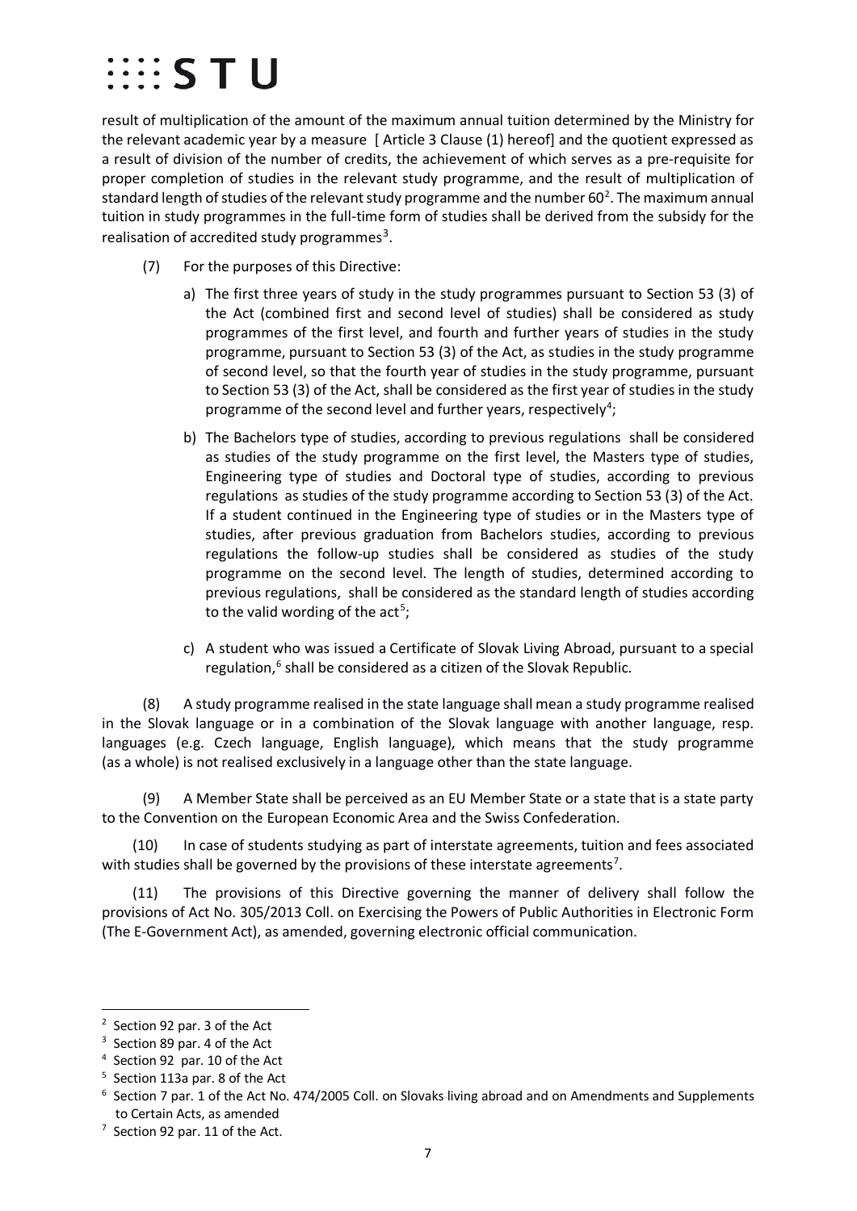result of multiplication of the amount of the maximum annual tuition determined by the Ministry for the relevant academic year by a measure [ Article 3 Clause (1) hereof] and the quotient expressed as a result of division of the number of credits, the achievement of which serves as a pre-requisite for proper completion of studies in the relevant study programme, and the result of multiplication of standard length of studies of the relevant study programme and the number 60[2]. The maximum annual tuition in study programmes in the full-time form of studies shall be derived from the subsidy for the realisation of accredited study programmes[3].

(7) For the purposes of this Directive:

a) The first three years of study in the study programmes pursuant to Section 53 (3) of the Act (combined first and second level of studies) shall be considered as study programmes of the first level, and fourth and further years of studies in the study programme, pursuant to Section 53 (3) of the Act, as studies in the study programme of second level, so that the fourth year of studies in the study programme, pursuant to Section 53 (3) of the Act, shall be considered as the first year of studies in the study programme of the second level and further years, respectively[4];

b) The Bachelors type of studies, according to previous regulations shall be considered as studies of the study programme on the first level, the Masters type of studies, Engineering type of studies and Doctoral type of studies, according to previous regulations as studies of the study programme according to Section 53 (3) of the Act. If a student continued in the Engineering type of studies or in the Masters type of studies, after previous graduation from Bachelors studies, according to previous regulations the follow-up studies shall be considered as studies of the study programme on the second level. The length of studies, determined according to previous regulations, shall be considered as the standard length of studies according to the valid wording of the act[5];

c) A student who was issued a Certificate of Slovak Living Abroad, pursuant to a special regulation,[6] shall be considered as a citizen of the Slovak Republic.

(8) A study programme realised in the state language shall mean a study programme realised in the Slovak language or in a combination of the Slovak language with another language, resp. languages (e.g. Czech language, English language), which means that the study programme (as a whole) is not realised exclusively in a language other than the state language.

(9) A Member State shall be perceived as an EU Member State or a state that is a state party to the Convention on the European Economic Area and the Swiss Confederation.

(10) In case of students studying as part of interstate agreements, tuition and fees associated with studies shall be governed by the provisions of these interstate agreements[7].

(11) The provisions of this Directive governing the manner of delivery shall follow the provisions of Act No. 305/2013 Coll. on Exercising the Powers of Public Authorities in Electronic Form (The E-Government Act), as amended, governing electronic official communication.

---

[2] Section 92 par. 3 of the Act

[3] Section 89 par. 4 of the Act

[4] Section 92 par. 10 of the Act

[5] Section 113a par. 8 of the Act

[6] Section 7 par. 1 of the Act No. 474/2005 Coll. on Slovaks living abroad and on Amendments and Supplements to Certain Acts, as amended

[7] Section 92 par. 11 of the Act.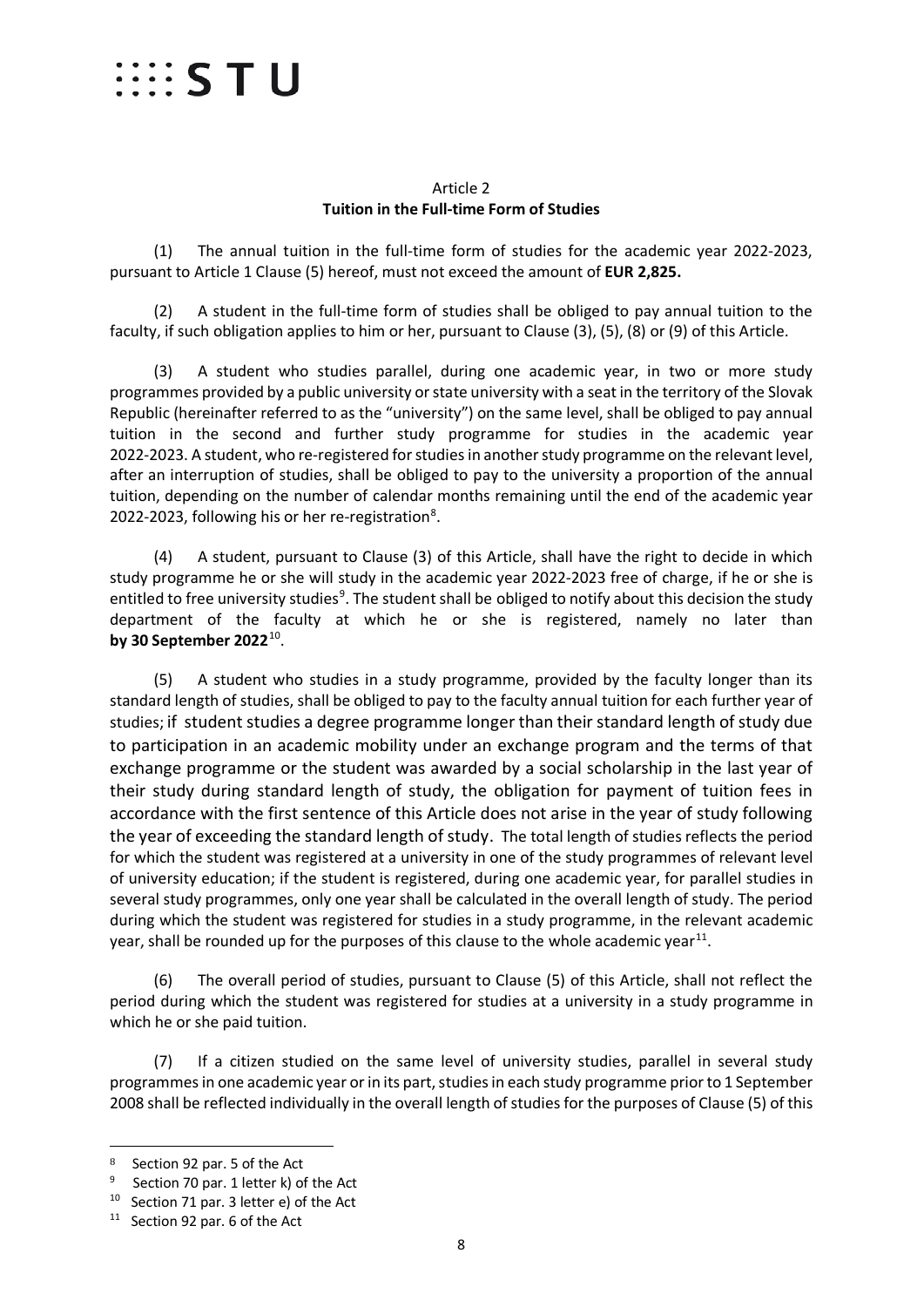Article 2
**Tuition in the Full-time Form of Studies**

(1) The annual tuition in the full-time form of studies for the academic year 2022-2023, pursuant to Article 1 Clause (5) hereof, must not exceed the amount of **EUR 2,825.**

(2) A student in the full-time form of studies shall be obliged to pay annual tuition to the faculty, if such obligation applies to him or her, pursuant to Clause (3), (5), (8) or (9) of this Article.

(3) A student who studies parallel, during one academic year, in two or more study programmes provided by a public university or state university with a seat in the territory of the Slovak Republic (hereinafter referred to as the "university") on the same level, shall be obliged to pay annual tuition in the second and further study programme for studies in the academic year 2022-2023. A student, who re-registered for studies in another study programme on the relevant level, after an interruption of studies, shall be obliged to pay to the university a proportion of the annual tuition, depending on the number of calendar months remaining until the end of the academic year 2022-2023, following his or her re-registration[8].

(4) A student, pursuant to Clause (3) of this Article, shall have the right to decide in which study programme he or she will study in the academic year 2022-2023 free of charge, if he or she is entitled to free university studies[9]. The student shall be obliged to notify about this decision the study department of the faculty at which he or she is registered, namely no later than **by 30 September 2022**[10].

(5) A student who studies in a study programme, provided by the faculty longer than its standard length of studies, shall be obliged to pay to the faculty annual tuition for each further year of studies; if student studies a degree programme longer than their standard length of study due to participation in an academic mobility under an exchange program and the terms of that exchange programme or the student was awarded by a social scholarship in the last year of their study during standard length of study, the obligation for payment of tuition fees in accordance with the first sentence of this Article does not arise in the year of study following the year of exceeding the standard length of study. The total length of studies reflects the period for which the student was registered at a university in one of the study programmes of relevant level of university education; if the student is registered, during one academic year, for parallel studies in several study programmes, only one year shall be calculated in the overall length of study. The period during which the student was registered for studies in a study programme, in the relevant academic year, shall be rounded up for the purposes of this clause to the whole academic year[11].

(6) The overall period of studies, pursuant to Clause (5) of this Article, shall not reflect the period during which the student was registered for studies at a university in a study programme in which he or she paid tuition.

(7) If a citizen studied on the same level of university studies, parallel in several study programmes in one academic year or in its part, studies in each study programme prior to 1 September 2008 shall be reflected individually in the overall length of studies for the purposes of Clause (5) of this

---

[8] Section 92 par. 5 of the Act
[9] Section 70 par. 1 letter k) of the Act
[10] Section 71 par. 3 letter e) of the Act
[11] Section 92 par. 6 of the Act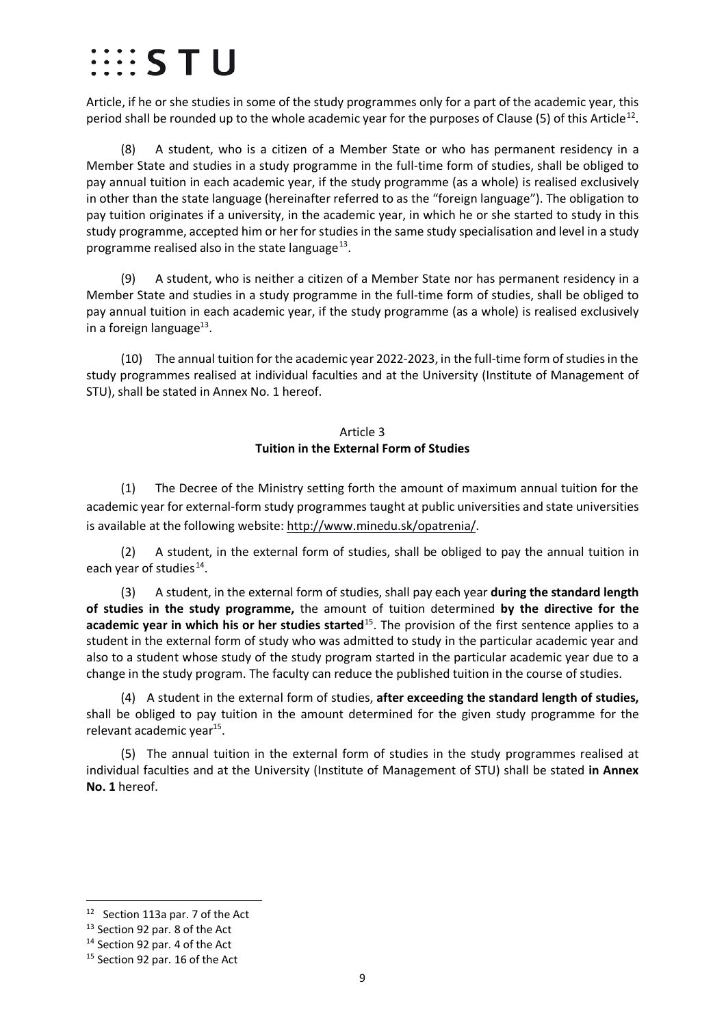Article, if he or she studies in some of the study programmes only for a part of the academic year, this period shall be rounded up to the whole academic year for the purposes of Clause (5) of this Article[12].

(8) A student, who is a citizen of a Member State or who has permanent residency in a Member State and studies in a study programme in the full-time form of studies, shall be obliged to pay annual tuition in each academic year, if the study programme (as a whole) is realised exclusively in other than the state language (hereinafter referred to as the "foreign language"). The obligation to pay tuition originates if a university, in the academic year, in which he or she started to study in this study programme, accepted him or her for studies in the same study specialisation and level in a study programme realised also in the state language[13].

(9) A student, who is neither a citizen of a Member State nor has permanent residency in a Member State and studies in a study programme in the full-time form of studies, shall be obliged to pay annual tuition in each academic year, if the study programme (as a whole) is realised exclusively in a foreign language[13].

(10) The annual tuition for the academic year 2022-2023, in the full-time form of studies in the study programmes realised at individual faculties and at the University (Institute of Management of STU), shall be stated in Annex No. 1 hereof.

## Article 3
## Tuition in the External Form of Studies

(1) The Decree of the Ministry setting forth the amount of maximum annual tuition for the academic year for external-form study programmes taught at public universities and state universities is available at the following website: http://www.minedu.sk/opatrenia/.

(2) A student, in the external form of studies, shall be obliged to pay the annual tuition in each year of studies[14].

(3) A student, in the external form of studies, shall pay each year **during the standard length of studies in the study programme,** the amount of tuition determined **by the directive for the academic year in which his or her studies started**[15]. The provision of the first sentence applies to a student in the external form of study who was admitted to study in the particular academic year and also to a student whose study of the study program started in the particular academic year due to a change in the study program. The faculty can reduce the published tuition in the course of studies.

(4) A student in the external form of studies, **after exceeding the standard length of studies,** shall be obliged to pay tuition in the amount determined for the given study programme for the relevant academic year[15].

(5) The annual tuition in the external form of studies in the study programmes realised at individual faculties and at the University (Institute of Management of STU) shall be stated **in Annex No. 1** hereof.

---

[12] Section 113a par. 7 of the Act

[13] Section 92 par. 8 of the Act

[14] Section 92 par. 4 of the Act

[15] Section 92 par. 16 of the Act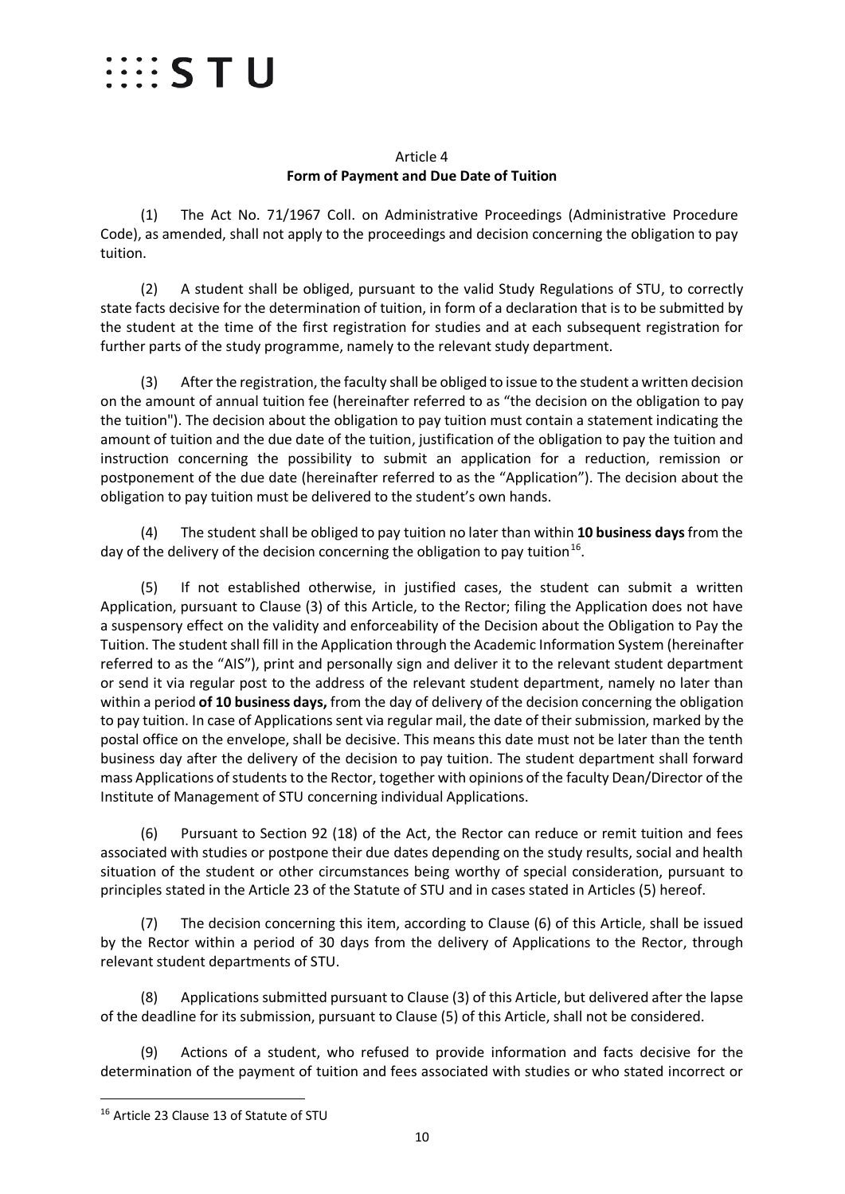## Article 4
### Form of Payment and Due Date of Tuition

(1) The Act No. 71/1967 Coll. on Administrative Proceedings (Administrative Procedure Code), as amended, shall not apply to the proceedings and decision concerning the obligation to pay tuition.

(2) A student shall be obliged, pursuant to the valid Study Regulations of STU, to correctly state facts decisive for the determination of tuition, in form of a declaration that is to be submitted by the student at the time of the first registration for studies and at each subsequent registration for further parts of the study programme, namely to the relevant study department.

(3) After the registration, the faculty shall be obliged to issue to the student a written decision on the amount of annual tuition fee (hereinafter referred to as "the decision on the obligation to pay the tuition"). The decision about the obligation to pay tuition must contain a statement indicating the amount of tuition and the due date of the tuition, justification of the obligation to pay the tuition and instruction concerning the possibility to submit an application for a reduction, remission or postponement of the due date (hereinafter referred to as the "Application"). The decision about the obligation to pay tuition must be delivered to the student's own hands.

(4) The student shall be obliged to pay tuition no later than within **10 business days** from the day of the delivery of the decision concerning the obligation to pay tuition[16].

(5) If not established otherwise, in justified cases, the student can submit a written Application, pursuant to Clause (3) of this Article, to the Rector; filing the Application does not have a suspensory effect on the validity and enforceability of the Decision about the Obligation to Pay the Tuition. The student shall fill in the Application through the Academic Information System (hereinafter referred to as the "AIS"), print and personally sign and deliver it to the relevant student department or send it via regular post to the address of the relevant student department, namely no later than within a period **of 10 business days,** from the day of delivery of the decision concerning the obligation to pay tuition. In case of Applications sent via regular mail, the date of their submission, marked by the postal office on the envelope, shall be decisive. This means this date must not be later than the tenth business day after the delivery of the decision to pay tuition. The student department shall forward mass Applications of students to the Rector, together with opinions of the faculty Dean/Director of the Institute of Management of STU concerning individual Applications.

(6) Pursuant to Section 92 (18) of the Act, the Rector can reduce or remit tuition and fees associated with studies or postpone their due dates depending on the study results, social and health situation of the student or other circumstances being worthy of special consideration, pursuant to principles stated in the Article 23 of the Statute of STU and in cases stated in Articles (5) hereof.

(7) The decision concerning this item, according to Clause (6) of this Article, shall be issued by the Rector within a period of 30 days from the delivery of Applications to the Rector, through relevant student departments of STU.

(8) Applications submitted pursuant to Clause (3) of this Article, but delivered after the lapse of the deadline for its submission, pursuant to Clause (5) of this Article, shall not be considered.

(9) Actions of a student, who refused to provide information and facts decisive for the determination of the payment of tuition and fees associated with studies or who stated incorrect or

---

[16] Article 23 Clause 13 of Statute of STU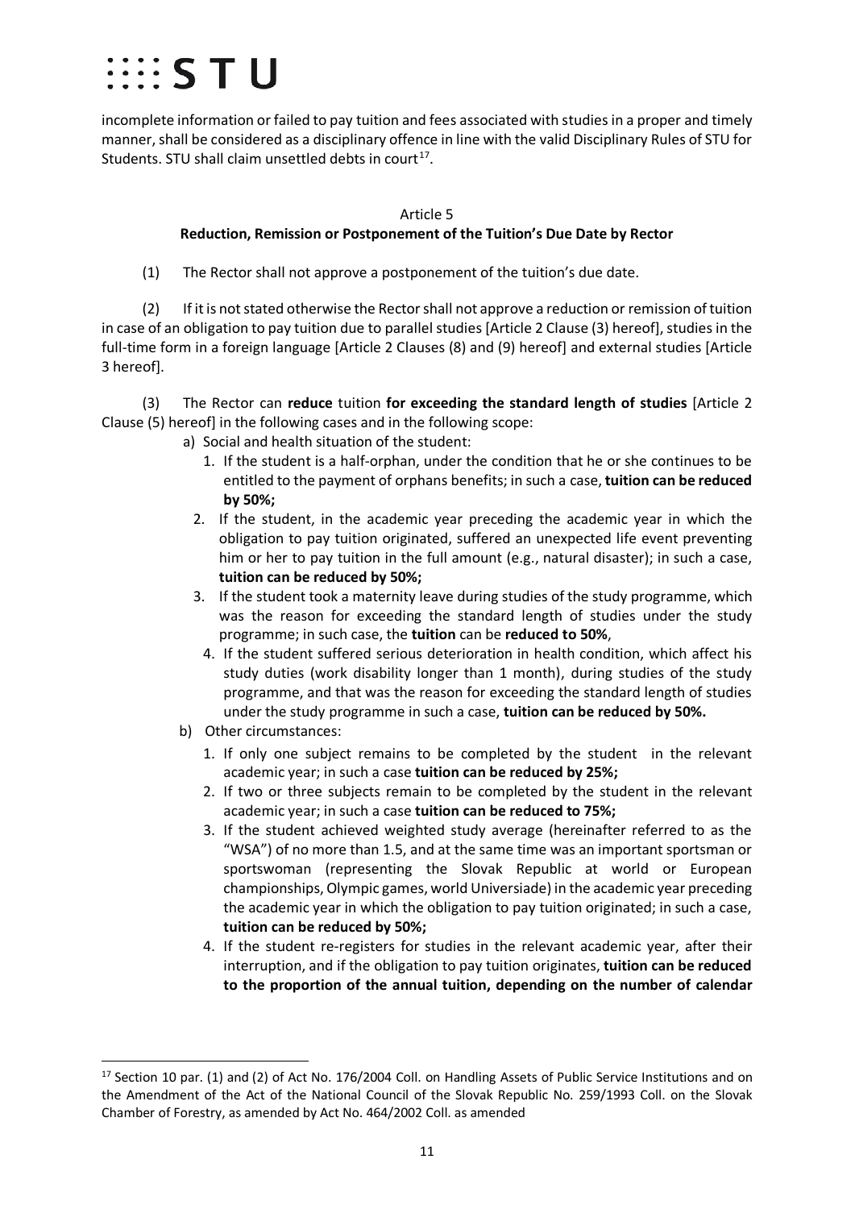incomplete information or failed to pay tuition and fees associated with studies in a proper and timely manner, shall be considered as a disciplinary offence in line with the valid Disciplinary Rules of STU for Students. STU shall claim unsettled debts in court[17].

## Article 5
## Reduction, Remission or Postponement of the Tuition's Due Date by Rector

(1) The Rector shall not approve a postponement of the tuition's due date.

(2) If it is not stated otherwise the Rector shall not approve a reduction or remission of tuition in case of an obligation to pay tuition due to parallel studies [Article 2 Clause (3) hereof], studies in the full-time form in a foreign language [Article 2 Clauses (8) and (9) hereof] and external studies [Article 3 hereof].

(3) The Rector can **reduce** tuition **for exceeding the standard length of studies** [Article 2 Clause (5) hereof] in the following cases and in the following scope:

a) Social and health situation of the student:
   1. If the student is a half-orphan, under the condition that he or she continues to be entitled to the payment of orphans benefits; in such a case, **tuition can be reduced by 50%;**
   2. If the student, in the academic year preceding the academic year in which the obligation to pay tuition originated, suffered an unexpected life event preventing him or her to pay tuition in the full amount (e.g., natural disaster); in such a case, **tuition can be reduced by 50%;**
   3. If the student took a maternity leave during studies of the study programme, which was the reason for exceeding the standard length of studies under the study programme; in such case, the **tuition** can be **reduced to 50%**,
   4. If the student suffered serious deterioration in health condition, which affect his study duties (work disability longer than 1 month), during studies of the study programme, and that was the reason for exceeding the standard length of studies under the study programme in such a case, **tuition can be reduced by 50%.**

b) Other circumstances:
   1. If only one subject remains to be completed by the student in the relevant academic year; in such a case **tuition can be reduced by 25%;**
   2. If two or three subjects remain to be completed by the student in the relevant academic year; in such a case **tuition can be reduced to 75%;**
   3. If the student achieved weighted study average (hereinafter referred to as the "WSA") of no more than 1.5, and at the same time was an important sportsman or sportswoman (representing the Slovak Republic at world or European championships, Olympic games, world Universiade) in the academic year preceding the academic year in which the obligation to pay tuition originated; in such a case, **tuition can be reduced by 50%;**
   4. If the student re-registers for studies in the relevant academic year, after their interruption, and if the obligation to pay tuition originates, **tuition can be reduced to the proportion of the annual tuition, depending on the number of calendar**

---

[17] Section 10 par. (1) and (2) of Act No. 176/2004 Coll. on Handling Assets of Public Service Institutions and on the Amendment of the Act of the National Council of the Slovak Republic No. 259/1993 Coll. on the Slovak Chamber of Forestry, as amended by Act No. 464/2002 Coll. as amended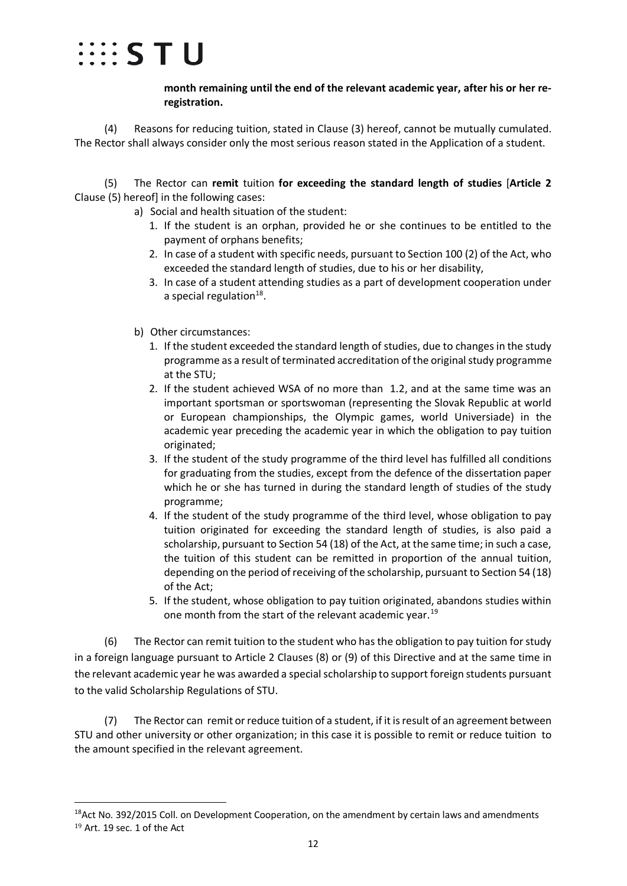**month remaining until the end of the relevant academic year, after his or her re-registration.**

(4) Reasons for reducing tuition, stated in Clause (3) hereof, cannot be mutually cumulated. The Rector shall always consider only the most serious reason stated in the Application of a student.

(5) The Rector can **remit** tuition **for exceeding the standard length of studies** [**Article 2** Clause (5) hereof] in the following cases:

a) Social and health situation of the student:
   1. If the student is an orphan, provided he or she continues to be entitled to the payment of orphans benefits;
   2. In case of a student with specific needs, pursuant to Section 100 (2) of the Act, who exceeded the standard length of studies, due to his or her disability,
   3. In case of a student attending studies as a part of development cooperation under a special regulation[18].

b) Other circumstances:
   1. If the student exceeded the standard length of studies, due to changes in the study programme as a result of terminated accreditation of the original study programme at the STU;
   2. If the student achieved WSA of no more than 1.2, and at the same time was an important sportsman or sportswoman (representing the Slovak Republic at world or European championships, the Olympic games, world Universiade) in the academic year preceding the academic year in which the obligation to pay tuition originated;
   3. If the student of the study programme of the third level has fulfilled all conditions for graduating from the studies, except from the defence of the dissertation paper which he or she has turned in during the standard length of studies of the study programme;
   4. If the student of the study programme of the third level, whose obligation to pay tuition originated for exceeding the standard length of studies, is also paid a scholarship, pursuant to Section 54 (18) of the Act, at the same time; in such a case, the tuition of this student can be remitted in proportion of the annual tuition, depending on the period of receiving of the scholarship, pursuant to Section 54 (18) of the Act;
   5. If the student, whose obligation to pay tuition originated, abandons studies within one month from the start of the relevant academic year.[19]

(6) The Rector can remit tuition to the student who has the obligation to pay tuition for study in a foreign language pursuant to Article 2 Clauses (8) or (9) of this Directive and at the same time in the relevant academic year he was awarded a special scholarship to support foreign students pursuant to the valid Scholarship Regulations of STU.

(7) The Rector can remit or reduce tuition of a student, if it is result of an agreement between STU and other university or other organization; in this case it is possible to remit or reduce tuition to the amount specified in the relevant agreement.

---

[18] Act No. 392/2015 Coll. on Development Cooperation, on the amendment by certain laws and amendments

[19] Art. 19 sec. 1 of the Act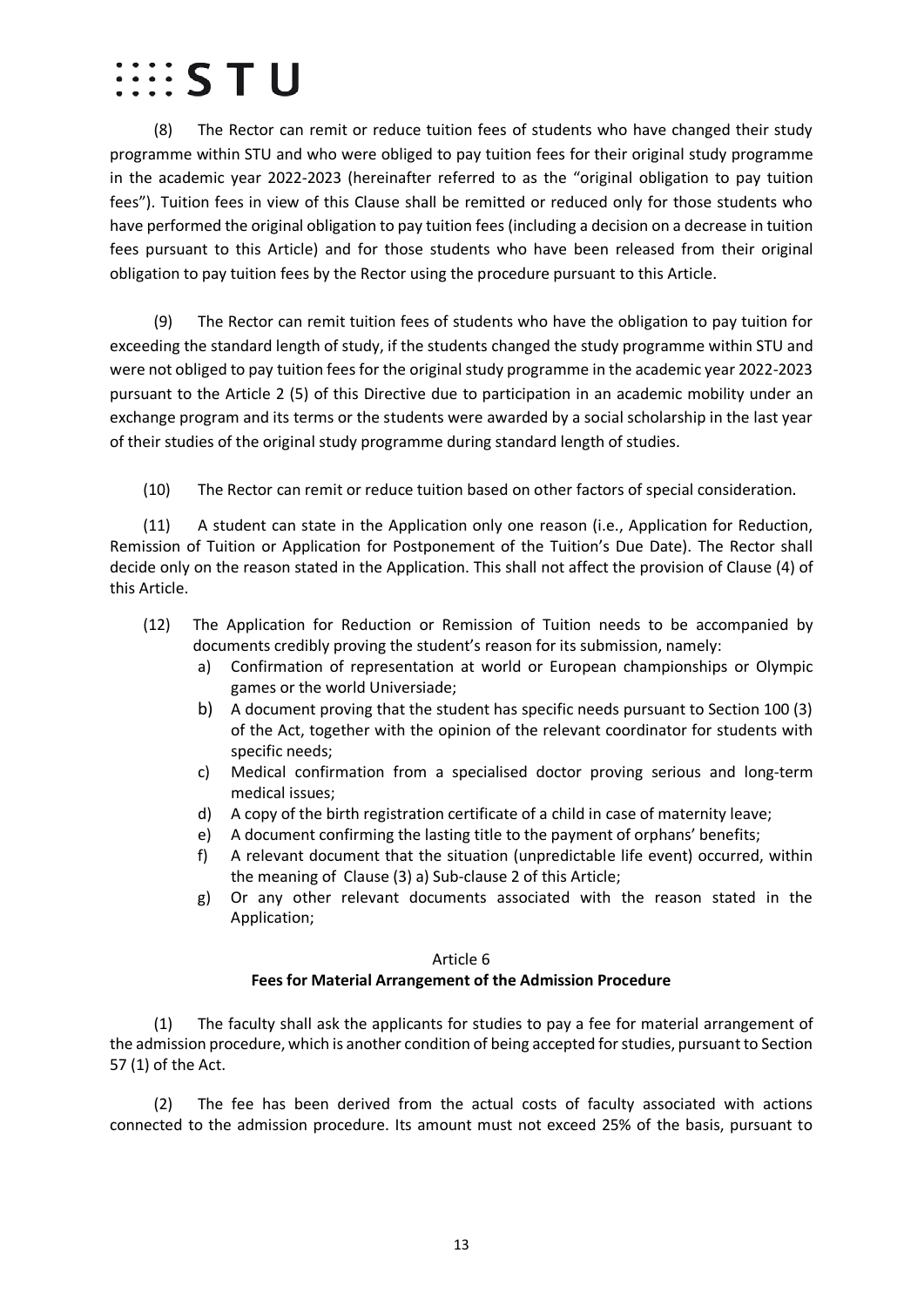(8) The Rector can remit or reduce tuition fees of students who have changed their study programme within STU and who were obliged to pay tuition fees for their original study programme in the academic year 2022-2023 (hereinafter referred to as the "original obligation to pay tuition fees"). Tuition fees in view of this Clause shall be remitted or reduced only for those students who have performed the original obligation to pay tuition fees (including a decision on a decrease in tuition fees pursuant to this Article) and for those students who have been released from their original obligation to pay tuition fees by the Rector using the procedure pursuant to this Article.

(9) The Rector can remit tuition fees of students who have the obligation to pay tuition for exceeding the standard length of study, if the students changed the study programme within STU and were not obliged to pay tuition fees for the original study programme in the academic year 2022-2023 pursuant to the Article 2 (5) of this Directive due to participation in an academic mobility under an exchange program and its terms or the students were awarded by a social scholarship in the last year of their studies of the original study programme during standard length of studies.

(10) The Rector can remit or reduce tuition based on other factors of special consideration.

(11) A student can state in the Application only one reason (i.e., Application for Reduction, Remission of Tuition or Application for Postponement of the Tuition's Due Date). The Rector shall decide only on the reason stated in the Application. This shall not affect the provision of Clause (4) of this Article.

(12) The Application for Reduction or Remission of Tuition needs to be accompanied by documents credibly proving the student's reason for its submission, namely:

a) Confirmation of representation at world or European championships or Olympic games or the world Universiade;
b) A document proving that the student has specific needs pursuant to Section 100 (3) of the Act, together with the opinion of the relevant coordinator for students with specific needs;
c) Medical confirmation from a specialised doctor proving serious and long-term medical issues;
d) A copy of the birth registration certificate of a child in case of maternity leave;
e) A document confirming the lasting title to the payment of orphans' benefits;
f) A relevant document that the situation (unpredictable life event) occurred, within the meaning of Clause (3) a) Sub-clause 2 of this Article;
g) Or any other relevant documents associated with the reason stated in the Application;

Article 6

**Fees for Material Arrangement of the Admission Procedure**

(1) The faculty shall ask the applicants for studies to pay a fee for material arrangement of the admission procedure, which is another condition of being accepted for studies, pursuant to Section 57 (1) of the Act.

(2) The fee has been derived from the actual costs of faculty associated with actions connected to the admission procedure. Its amount must not exceed 25% of the basis, pursuant to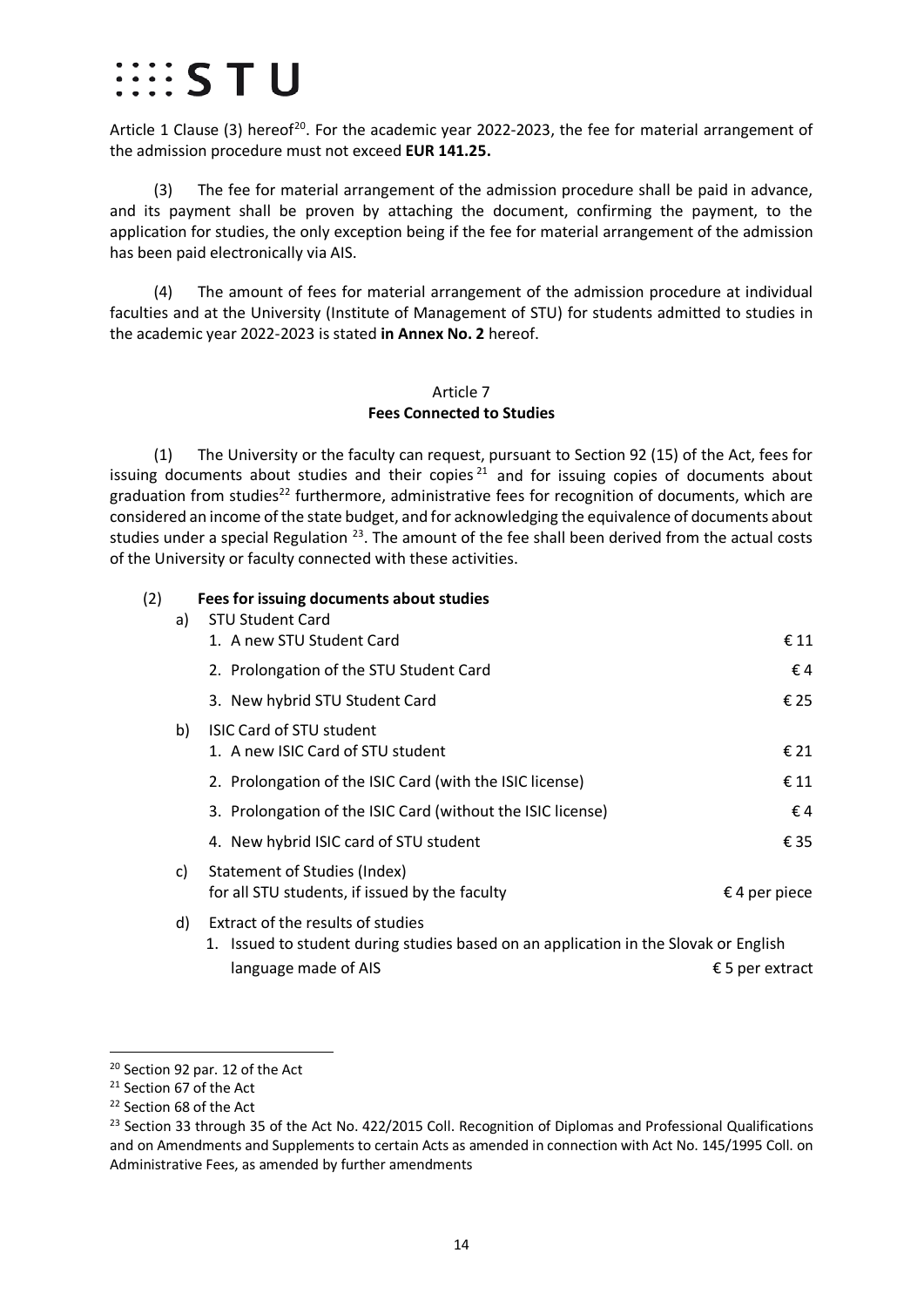Article 1 Clause (3) hereof[20]. For the academic year 2022-2023, the fee for material arrangement of the admission procedure must not exceed **EUR 141.25.**

(3) The fee for material arrangement of the admission procedure shall be paid in advance, and its payment shall be proven by attaching the document, confirming the payment, to the application for studies, the only exception being if the fee for material arrangement of the admission has been paid electronically via AIS.

(4) The amount of fees for material arrangement of the admission procedure at individual faculties and at the University (Institute of Management of STU) for students admitted to studies in the academic year 2022-2023 is stated **in Annex No. 2** hereof.

## Article 7
## Fees Connected to Studies

(1) The University or the faculty can request, pursuant to Section 92 (15) of the Act, fees for issuing documents about studies and their copies[21] and for issuing copies of documents about graduation from studies[22] furthermore, administrative fees for recognition of documents, which are considered an income of the state budget, and for acknowledging the equivalence of documents about studies under a special Regulation [23]. The amount of the fee shall been derived from the actual costs of the University or faculty connected with these activities.

(2) **Fees for issuing documents about studies**

a) STU Student Card

| | |
|---|---|
| 1. A new STU Student Card | € 11 |
| 2. Prolongation of the STU Student Card | € 4 |
| 3. New hybrid STU Student Card | € 25 |

b) ISIC Card of STU student

| | |
|---|---|
| 1. A new ISIC Card of STU student | € 21 |
| 2. Prolongation of the ISIC Card (with the ISIC license) | € 11 |
| 3. Prolongation of the ISIC Card (without the ISIC license) | € 4 |
| 4. New hybrid ISIC card of STU student | € 35 |

c) Statement of Studies (Index)
for all STU students, if issued by the faculty — € 4 per piece

d) Extract of the results of studies
1. Issued to student during studies based on an application in the Slovak or English language made of AIS — € 5 per extract

---

[20] Section 92 par. 12 of the Act

[21] Section 67 of the Act

[22] Section 68 of the Act

[23] Section 33 through 35 of the Act No. 422/2015 Coll. Recognition of Diplomas and Professional Qualifications and on Amendments and Supplements to certain Acts as amended in connection with Act No. 145/1995 Coll. on Administrative Fees, as amended by further amendments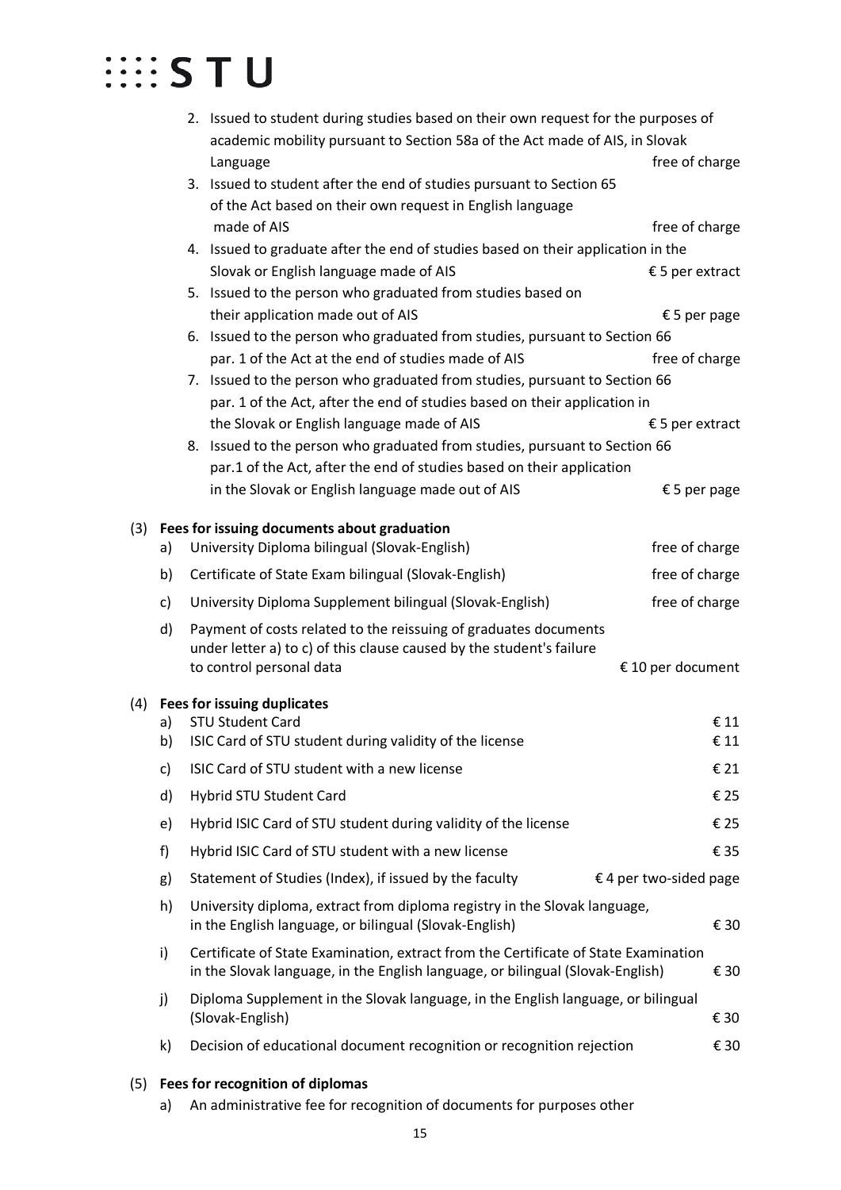2. Issued to student during studies based on their own request for the purposes of academic mobility pursuant to Section 58a of the Act made of AIS, in Slovak Language — free of charge
3. Issued to student after the end of studies pursuant to Section 65 of the Act based on their own request in English language made of AIS — free of charge
4. Issued to graduate after the end of studies based on their application in the Slovak or English language made of AIS — € 5 per extract
5. Issued to the person who graduated from studies based on their application made out of AIS — € 5 per page
6. Issued to the person who graduated from studies, pursuant to Section 66 par. 1 of the Act at the end of studies made of AIS — free of charge
7. Issued to the person who graduated from studies, pursuant to Section 66 par. 1 of the Act, after the end of studies based on their application in the Slovak or English language made of AIS — € 5 per extract
8. Issued to the person who graduated from studies, pursuant to Section 66 par.1 of the Act, after the end of studies based on their application in the Slovak or English language made out of AIS — € 5 per page

(3) **Fees for issuing documents about graduation**

| | | |
|---|---|---|
| a) | University Diploma bilingual (Slovak-English) | free of charge |
| b) | Certificate of State Exam bilingual (Slovak-English) | free of charge |
| c) | University Diploma Supplement bilingual (Slovak-English) | free of charge |
| d) | Payment of costs related to the reissuing of graduates documents under letter a) to c) of this clause caused by the student's failure to control personal data | € 10 per document |

(4) **Fees for issuing duplicates**

| | | |
|---|---|---|
| a) | STU Student Card | € 11 |
| b) | ISIC Card of STU student during validity of the license | € 11 |
| c) | ISIC Card of STU student with a new license | € 21 |
| d) | Hybrid STU Student Card | € 25 |
| e) | Hybrid ISIC Card of STU student during validity of the license | € 25 |
| f) | Hybrid ISIC Card of STU student with a new license | € 35 |
| g) | Statement of Studies (Index), if issued by the faculty | € 4 per two-sided page |
| h) | University diploma, extract from diploma registry in the Slovak language, in the English language, or bilingual (Slovak-English) | € 30 |
| i) | Certificate of State Examination, extract from the Certificate of State Examination in the Slovak language, in the English language, or bilingual (Slovak-English) | € 30 |
| j) | Diploma Supplement in the Slovak language, in the English language, or bilingual (Slovak-English) | € 30 |
| k) | Decision of educational document recognition or recognition rejection | € 30 |

(5) **Fees for recognition of diplomas**

a) An administrative fee for recognition of documents for purposes other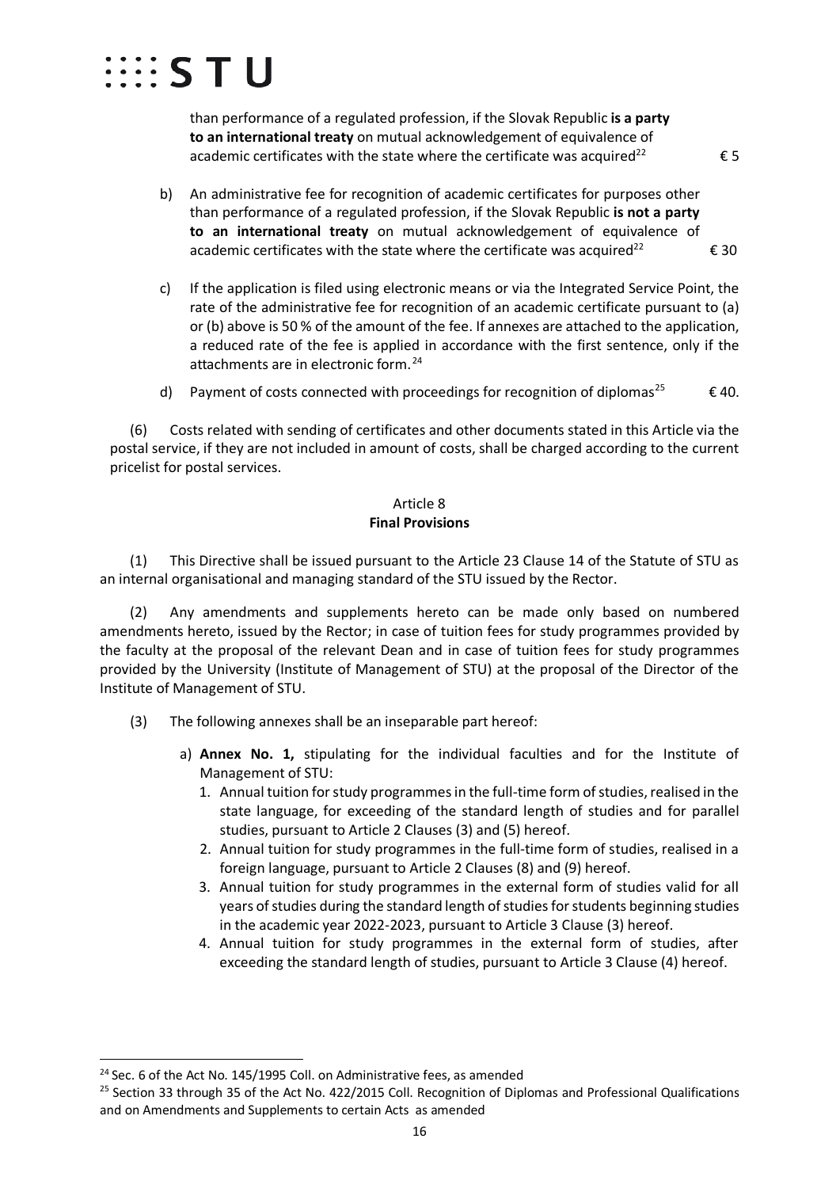than performance of a regulated profession, if the Slovak Republic **is a party to an international treaty** on mutual acknowledgement of equivalence of academic certificates with the state where the certificate was acquired[22] € 5

b) An administrative fee for recognition of academic certificates for purposes other than performance of a regulated profession, if the Slovak Republic **is not a party to an international treaty** on mutual acknowledgement of equivalence of academic certificates with the state where the certificate was acquired[22] € 30

c) If the application is filed using electronic means or via the Integrated Service Point, the rate of the administrative fee for recognition of an academic certificate pursuant to (a) or (b) above is 50 % of the amount of the fee. If annexes are attached to the application, a reduced rate of the fee is applied in accordance with the first sentence, only if the attachments are in electronic form.[24]

d) Payment of costs connected with proceedings for recognition of diplomas[25] € 40.

(6) Costs related with sending of certificates and other documents stated in this Article via the postal service, if they are not included in amount of costs, shall be charged according to the current pricelist for postal services.

## Article 8
## **Final Provisions**

(1) This Directive shall be issued pursuant to the Article 23 Clause 14 of the Statute of STU as an internal organisational and managing standard of the STU issued by the Rector.

(2) Any amendments and supplements hereto can be made only based on numbered amendments hereto, issued by the Rector; in case of tuition fees for study programmes provided by the faculty at the proposal of the relevant Dean and in case of tuition fees for study programmes provided by the University (Institute of Management of STU) at the proposal of the Director of the Institute of Management of STU.

(3) The following annexes shall be an inseparable part hereof:

a) **Annex No. 1,** stipulating for the individual faculties and for the Institute of Management of STU:
   1. Annual tuition for study programmes in the full-time form of studies, realised in the state language, for exceeding of the standard length of studies and for parallel studies, pursuant to Article 2 Clauses (3) and (5) hereof.
   2. Annual tuition for study programmes in the full-time form of studies, realised in a foreign language, pursuant to Article 2 Clauses (8) and (9) hereof.
   3. Annual tuition for study programmes in the external form of studies valid for all years of studies during the standard length of studies for students beginning studies in the academic year 2022-2023, pursuant to Article 3 Clause (3) hereof.
   4. Annual tuition for study programmes in the external form of studies, after exceeding the standard length of studies, pursuant to Article 3 Clause (4) hereof.

---

[24] Sec. 6 of the Act No. 145/1995 Coll. on Administrative fees, as amended

[25] Section 33 through 35 of the Act No. 422/2015 Coll. Recognition of Diplomas and Professional Qualifications and on Amendments and Supplements to certain Acts as amended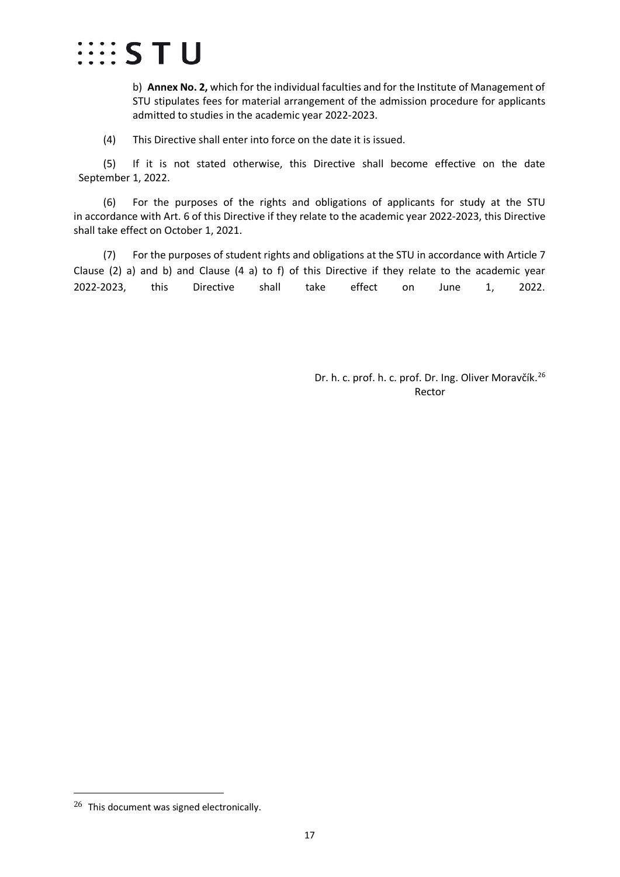b) **Annex No. 2,** which for the individual faculties and for the Institute of Management of STU stipulates fees for material arrangement of the admission procedure for applicants admitted to studies in the academic year 2022-2023.

(4) This Directive shall enter into force on the date it is issued.

(5) If it is not stated otherwise, this Directive shall become effective on the date September 1, 2022.

(6) For the purposes of the rights and obligations of applicants for study at the STU in accordance with Art. 6 of this Directive if they relate to the academic year 2022-2023, this Directive shall take effect on October 1, 2021.

(7) For the purposes of student rights and obligations at the STU in accordance with Article 7 Clause (2) a) and b) and Clause (4 a) to f) of this Directive if they relate to the academic year 2022-2023, this Directive shall take effect on June 1, 2022.

Dr. h. c. prof. h. c. prof. Dr. Ing. Oliver Moravčík.[26]
Rector

[26] This document was signed electronically.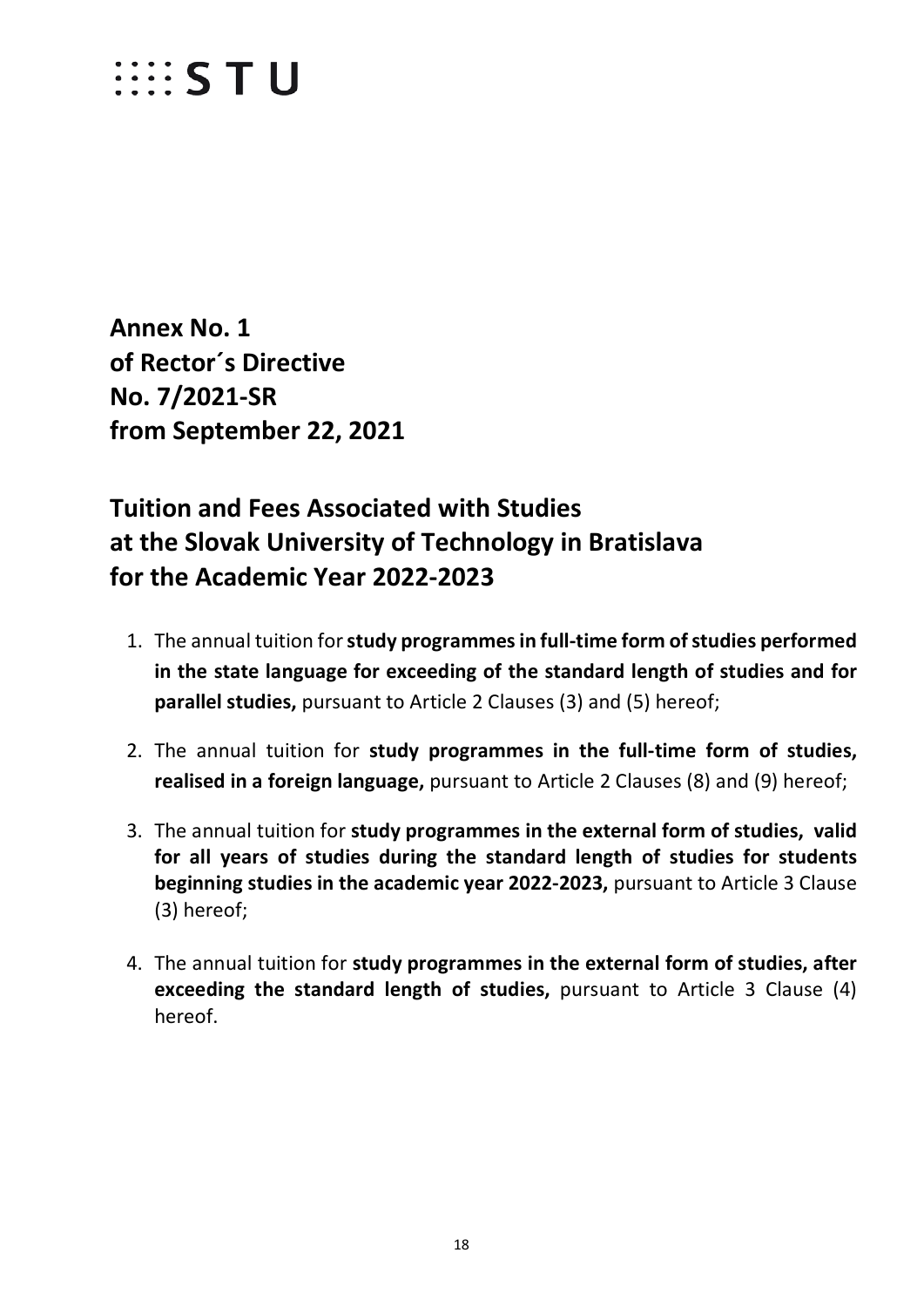**Annex No. 1**
**of Rector´s Directive**
**No. 7/2021-SR**
**from September 22, 2021**

## Tuition and Fees Associated with Studies at the Slovak University of Technology in Bratislava for the Academic Year 2022-2023

1. The annual tuition for **study programmes in full-time form of studies performed in the state language for exceeding of the standard length of studies and for parallel studies,** pursuant to Article 2 Clauses (3) and (5) hereof;

2. The annual tuition for **study programmes in the full-time form of studies, realised in a foreign language,** pursuant to Article 2 Clauses (8) and (9) hereof;

3. The annual tuition for **study programmes in the external form of studies, valid for all years of studies during the standard length of studies for students beginning studies in the academic year 2022-2023,** pursuant to Article 3 Clause (3) hereof;

4. The annual tuition for **study programmes in the external form of studies, after exceeding the standard length of studies,** pursuant to Article 3 Clause (4) hereof.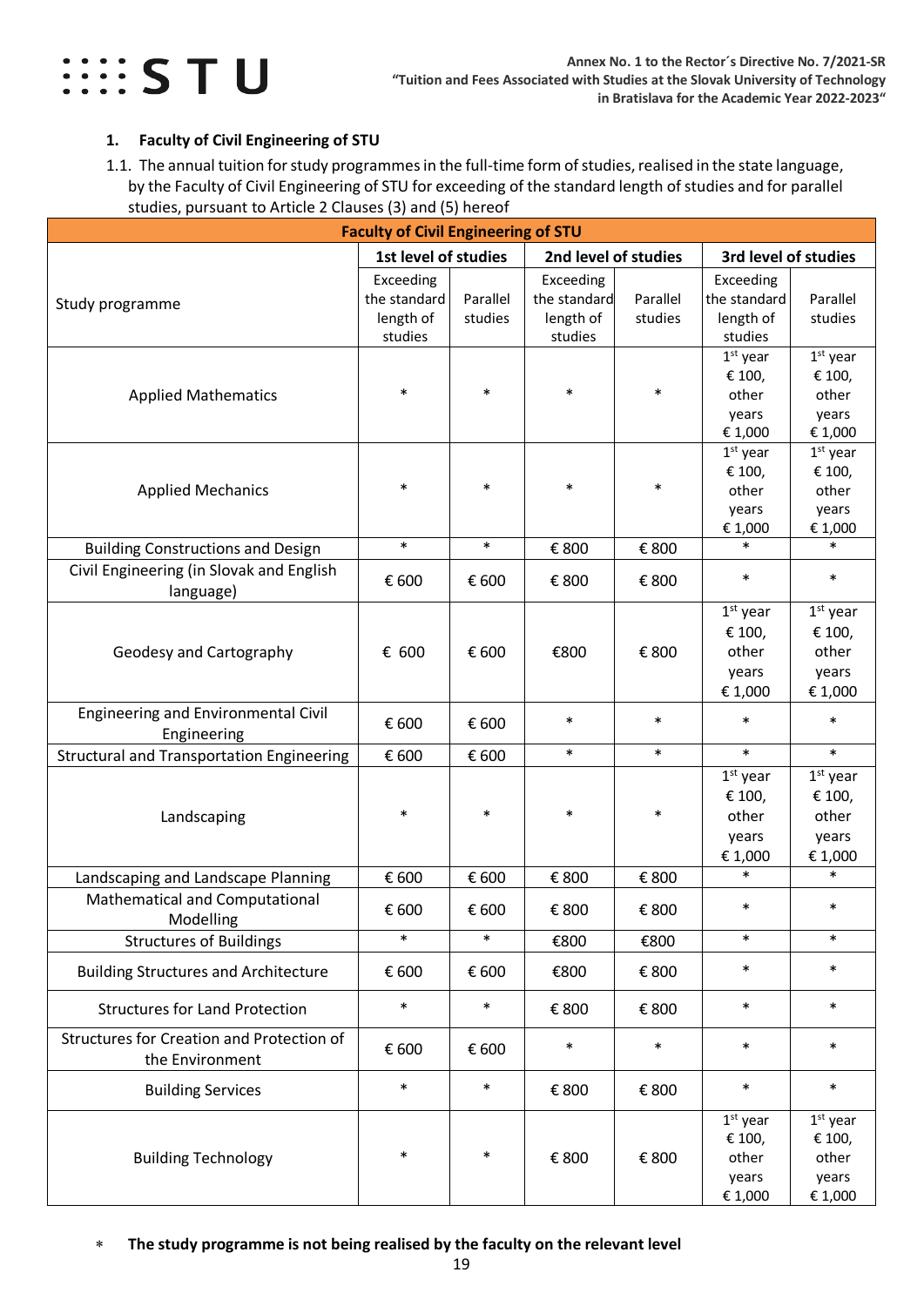## 1. Faculty of Civil Engineering of STU

1.1. The annual tuition for study programmes in the full-time form of studies, realised in the state language, by the Faculty of Civil Engineering of STU for exceeding of the standard length of studies and for parallel studies, pursuant to Article 2 Clauses (3) and (5) hereof

| Faculty of Civil Engineering of STU | | | | | | |
|---|---|---|---|---|---|---|
| Study programme | 1st level of studies | | 2nd level of studies | | 3rd level of studies | |
| | Exceeding the standard length of studies | Parallel studies | Exceeding the standard length of studies | Parallel studies | Exceeding the standard length of studies | Parallel studies |
| Applied Mathematics | * | * | * | * | 1st year € 100, other years € 1,000 | 1st year € 100, other years € 1,000 |
| Applied Mechanics | * | * | * | * | 1st year € 100, other years € 1,000 | 1st year € 100, other years € 1,000 |
| Building Constructions and Design | * | * | € 800 | € 800 | * | * |
| Civil Engineering (in Slovak and English language) | € 600 | € 600 | € 800 | € 800 | * | * |
| Geodesy and Cartography | € 600 | € 600 | €800 | € 800 | 1st year € 100, other years € 1,000 | 1st year € 100, other years € 1,000 |
| Engineering and Environmental Civil Engineering | € 600 | € 600 | * | * | * | * |
| Structural and Transportation Engineering | € 600 | € 600 | * | * | * | * |
| Landscaping | * | * | * | * | 1st year € 100, other years € 1,000 | 1st year € 100, other years € 1,000 |
| Landscaping and Landscape Planning | € 600 | € 600 | € 800 | € 800 | * | * |
| Mathematical and Computational Modelling | € 600 | € 600 | € 800 | € 800 | * | * |
| Structures of Buildings | * | * | €800 | €800 | * | * |
| Building Structures and Architecture | € 600 | € 600 | €800 | € 800 | * | * |
| Structures for Land Protection | * | * | € 800 | € 800 | * | * |
| Structures for Creation and Protection of the Environment | € 600 | € 600 | * | * | * | * |
| Building Services | * | * | € 800 | € 800 | * | * |
| Building Technology | * | * | € 800 | € 800 | 1st year € 100, other years € 1,000 | 1st year € 100, other years € 1,000 |

* **The study programme is not being realised by the faculty on the relevant level**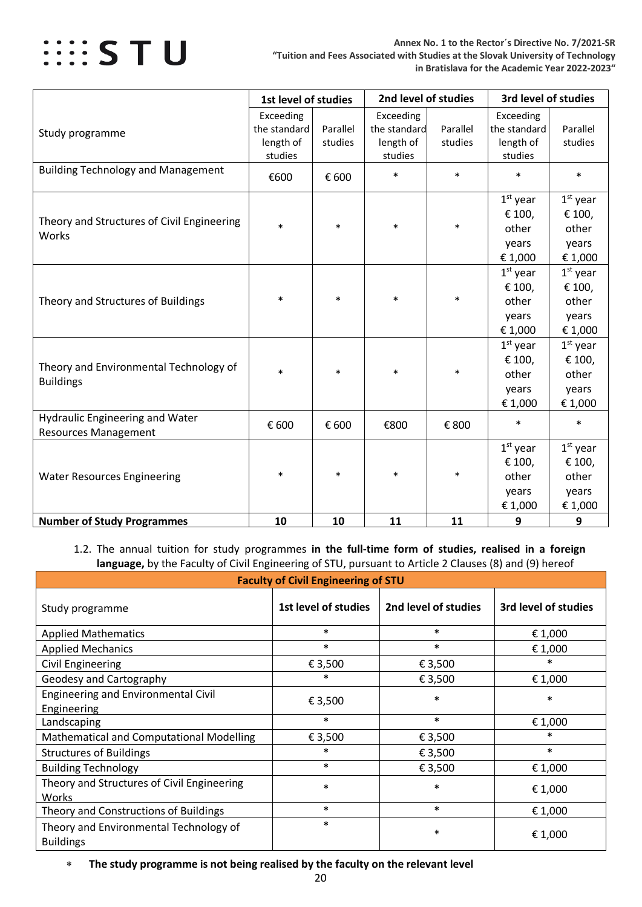| Study programme | 1st level of studies | | 2nd level of studies | | 3rd level of studies | |
|---|---|---|---|---|---|---|
| | Exceeding the standard length of studies | Parallel studies | Exceeding the standard length of studies | Parallel studies | Exceeding the standard length of studies | Parallel studies |
| Building Technology and Management | €600 | € 600 | * | * | * | * |
| Theory and Structures of Civil Engineering Works | * | * | * | * | 1st year € 100, other years € 1,000 | 1st year € 100, other years € 1,000 |
| Theory and Structures of Buildings | * | * | * | * | 1st year € 100, other years € 1,000 | 1st year € 100, other years € 1,000 |
| Theory and Environmental Technology of Buildings | * | * | * | * | 1st year € 100, other years € 1,000 | 1st year € 100, other years € 1,000 |
| Hydraulic Engineering and Water Resources Management | € 600 | € 600 | €800 | € 800 | * | * |
| Water Resources Engineering | * | * | * | * | 1st year € 100, other years € 1,000 | 1st year € 100, other years € 1,000 |
| **Number of Study Programmes** | **10** | **10** | **11** | **11** | **9** | **9** |

1.2. The annual tuition for study programmes **in the full-time form of studies, realised in a foreign language,** by the Faculty of Civil Engineering of STU, pursuant to Article 2 Clauses (8) and (9) hereof

| **Faculty of Civil Engineering of STU** | | | |
|---|---|---|---|
| Study programme | **1st level of studies** | **2nd level of studies** | **3rd level of studies** |
| Applied Mathematics | * | * | € 1,000 |
| Applied Mechanics | * | * | € 1,000 |
| Civil Engineering | € 3,500 | € 3,500 | * |
| Geodesy and Cartography | * | € 3,500 | € 1,000 |
| Engineering and Environmental Civil Engineering | € 3,500 | * | * |
| Landscaping | * | * | € 1,000 |
| Mathematical and Computational Modelling | € 3,500 | € 3,500 | * |
| Structures of Buildings | * | € 3,500 | * |
| Building Technology | * | € 3,500 | € 1,000 |
| Theory and Structures of Civil Engineering Works | * | * | € 1,000 |
| Theory and Constructions of Buildings | * | * | € 1,000 |
| Theory and Environmental Technology of Buildings | * | * | € 1,000 |

* **The study programme is not being realised by the faculty on the relevant level**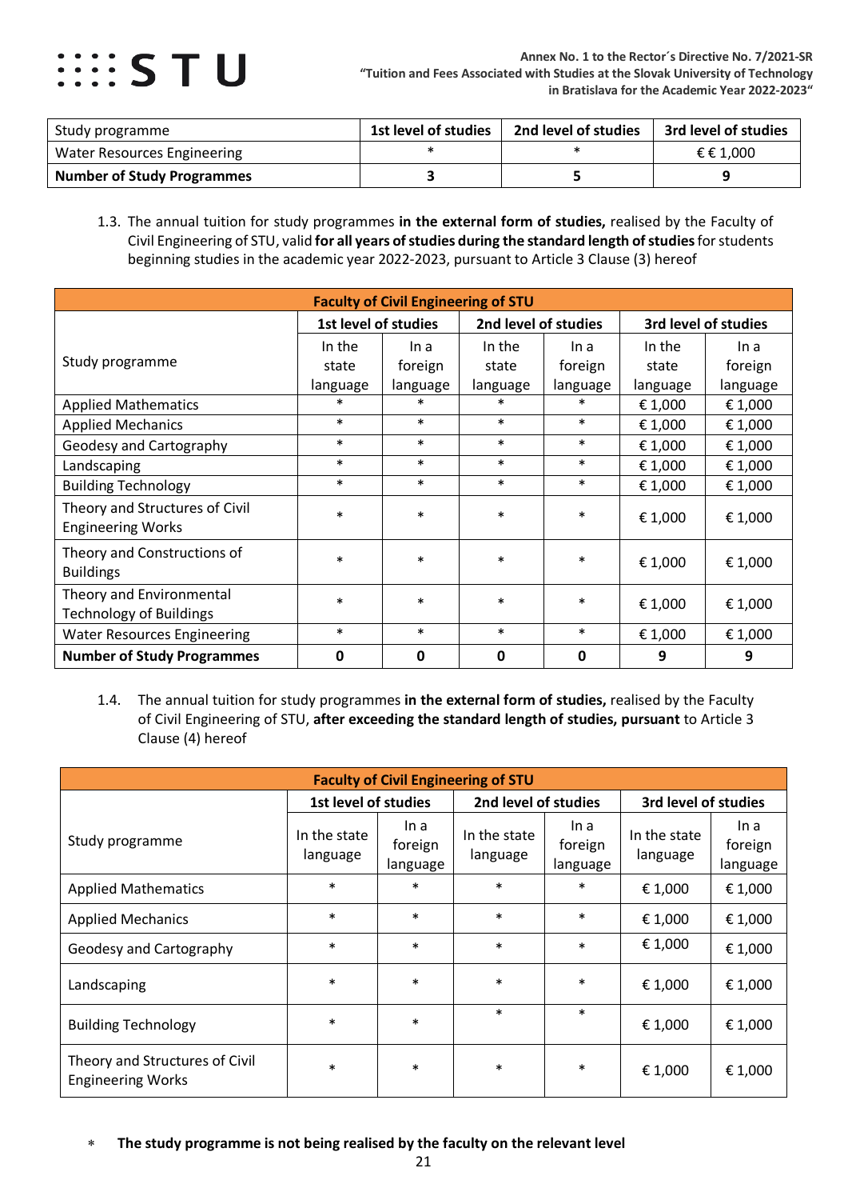| Study programme | 1st level of studies | 2nd level of studies | 3rd level of studies |
|---|---|---|---|
| Water Resources Engineering | * | * | €€ 1,000 |
| **Number of Study Programmes** | **3** | **5** | **9** |

1.3. The annual tuition for study programmes **in the external form of studies,** realised by the Faculty of Civil Engineering of STU, valid **for all years of studies during the standard length of studies** for students beginning studies in the academic year 2022-2023, pursuant to Article 3 Clause (3) hereof

| **Faculty of Civil Engineering of STU** | | | | | | |
|---|---|---|---|---|---|---|
| Study programme | **1st level of studies** | | **2nd level of studies** | | **3rd level of studies** | |
| | In the state language | In a foreign language | In the state language | In a foreign language | In the state language | In a foreign language |
| Applied Mathematics | * | * | * | * | € 1,000 | € 1,000 |
| Applied Mechanics | * | * | * | * | € 1,000 | € 1,000 |
| Geodesy and Cartography | * | * | * | * | € 1,000 | € 1,000 |
| Landscaping | * | * | * | * | € 1,000 | € 1,000 |
| Building Technology | * | * | * | * | € 1,000 | € 1,000 |
| Theory and Structures of Civil Engineering Works | * | * | * | * | € 1,000 | € 1,000 |
| Theory and Constructions of Buildings | * | * | * | * | € 1,000 | € 1,000 |
| Theory and Environmental Technology of Buildings | * | * | * | * | € 1,000 | € 1,000 |
| Water Resources Engineering | * | * | * | * | € 1,000 | € 1,000 |
| **Number of Study Programmes** | **0** | **0** | **0** | **0** | **9** | **9** |

1.4. The annual tuition for study programmes **in the external form of studies,** realised by the Faculty of Civil Engineering of STU, **after exceeding the standard length of studies, pursuant** to Article 3 Clause (4) hereof

| **Faculty of Civil Engineering of STU** | | | | | | |
|---|---|---|---|---|---|---|
| Study programme | **1st level of studies** | | **2nd level of studies** | | **3rd level of studies** | |
| | In the state language | In a foreign language | In the state language | In a foreign language | In the state language | In a foreign language |
| Applied Mathematics | * | * | * | * | € 1,000 | € 1,000 |
| Applied Mechanics | * | * | * | * | € 1,000 | € 1,000 |
| Geodesy and Cartography | * | * | * | * | € 1,000 | € 1,000 |
| Landscaping | * | * | * | * | € 1,000 | € 1,000 |
| Building Technology | * | * | * | * | € 1,000 | € 1,000 |
| Theory and Structures of Civil Engineering Works | * | * | * | * | € 1,000 | € 1,000 |

* **The study programme is not being realised by the faculty on the relevant level**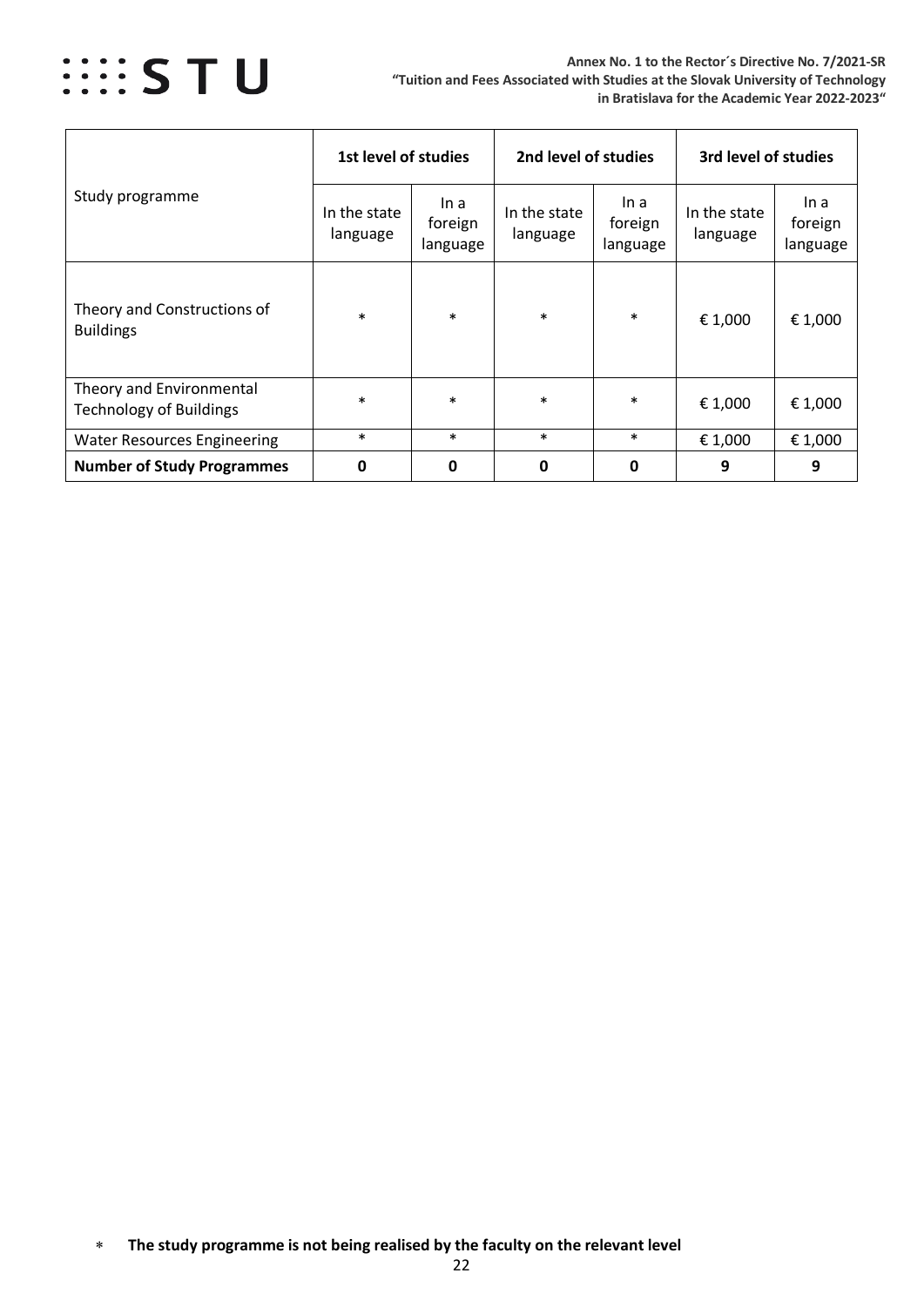| Study programme | 1st level of studies | | 2nd level of studies | | 3rd level of studies | |
|---|---|---|---|---|---|---|
| | In the state language | In a foreign language | In the state language | In a foreign language | In the state language | In a foreign language |
| Theory and Constructions of Buildings | * | * | * | * | € 1,000 | € 1,000 |
| Theory and Environmental Technology of Buildings | * | * | * | * | € 1,000 | € 1,000 |
| Water Resources Engineering | * | * | * | * | € 1,000 | € 1,000 |
| **Number of Study Programmes** | **0** | **0** | **0** | **0** | **9** | **9** |

* **The study programme is not being realised by the faculty on the relevant level**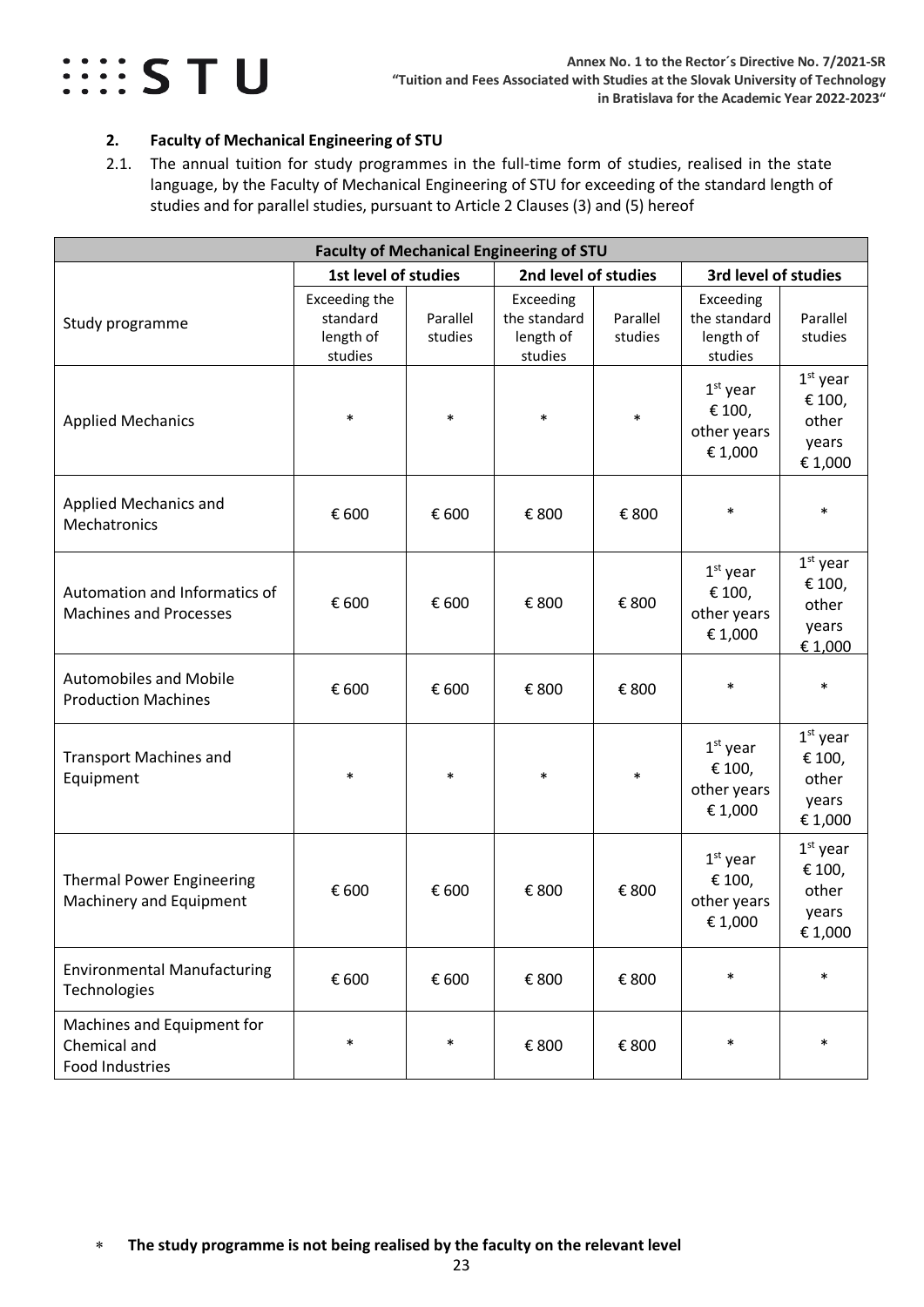## 2. Faculty of Mechanical Engineering of STU

2.1. The annual tuition for study programmes in the full-time form of studies, realised in the state language, by the Faculty of Mechanical Engineering of STU for exceeding of the standard length of studies and for parallel studies, pursuant to Article 2 Clauses (3) and (5) hereof

| **Faculty of Mechanical Engineering of STU** | | | | | | |
|---|---|---|---|---|---|---|
| | **1st level of studies** | | **2nd level of studies** | | **3rd level of studies** | |
| Study programme | Exceeding the standard length of studies | Parallel studies | Exceeding the standard length of studies | Parallel studies | Exceeding the standard length of studies | Parallel studies |
| Applied Mechanics | * | * | * | * | 1st year € 100, other years € 1,000 | 1st year € 100, other years € 1,000 |
| Applied Mechanics and Mechatronics | € 600 | € 600 | € 800 | € 800 | * | * |
| Automation and Informatics of Machines and Processes | € 600 | € 600 | € 800 | € 800 | 1st year € 100, other years € 1,000 | 1st year € 100, other years € 1,000 |
| Automobiles and Mobile Production Machines | € 600 | € 600 | € 800 | € 800 | * | * |
| Transport Machines and Equipment | * | * | * | * | 1st year € 100, other years € 1,000 | 1st year € 100, other years € 1,000 |
| Thermal Power Engineering Machinery and Equipment | € 600 | € 600 | € 800 | € 800 | 1st year € 100, other years € 1,000 | 1st year € 100, other years € 1,000 |
| Environmental Manufacturing Technologies | € 600 | € 600 | € 800 | € 800 | * | * |
| Machines and Equipment for Chemical and Food Industries | * | * | € 800 | € 800 | * | * |

* **The study programme is not being realised by the faculty on the relevant level**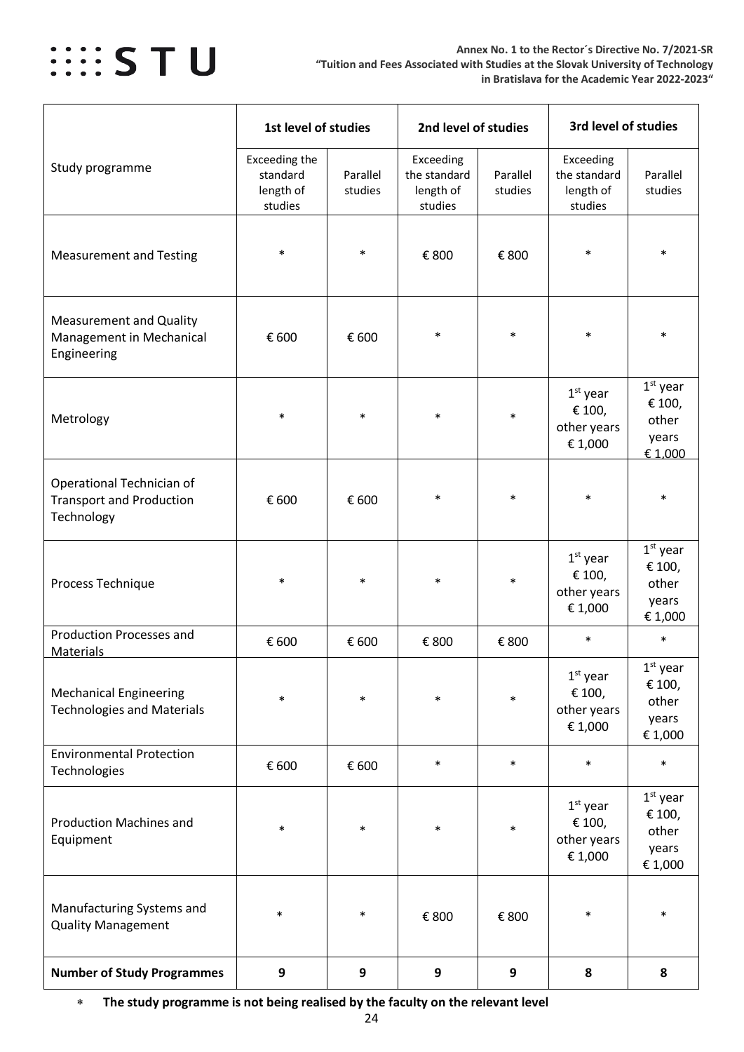| Study programme | 1st level of studies | | 2nd level of studies | | 3rd level of studies | |
|---|---|---|---|---|---|---|
| | Exceeding the standard length of studies | Parallel studies | Exceeding the standard length of studies | Parallel studies | Exceeding the standard length of studies | Parallel studies |
| Measurement and Testing | * | * | € 800 | € 800 | * | * |
| Measurement and Quality Management in Mechanical Engineering | € 600 | € 600 | * | * | * | * |
| Metrology | * | * | * | * | 1st year € 100, other years € 1,000 | 1st year € 100, other years € 1,000 |
| Operational Technician of Transport and Production Technology | € 600 | € 600 | * | * | * | * |
| Process Technique | * | * | * | * | 1st year € 100, other years € 1,000 | 1st year € 100, other years € 1,000 |
| Production Processes and Materials | € 600 | € 600 | € 800 | € 800 | * | * |
| Mechanical Engineering Technologies and Materials | * | * | * | * | 1st year € 100, other years € 1,000 | 1st year € 100, other years € 1,000 |
| Environmental Protection Technologies | € 600 | € 600 | * | * | * | * |
| Production Machines and Equipment | * | * | * | * | 1st year € 100, other years € 1,000 | 1st year € 100, other years € 1,000 |
| Manufacturing Systems and Quality Management | * | * | € 800 | € 800 | * | * |
| **Number of Study Programmes** | **9** | **9** | **9** | **9** | **8** | **8** |

* **The study programme is not being realised by the faculty on the relevant level**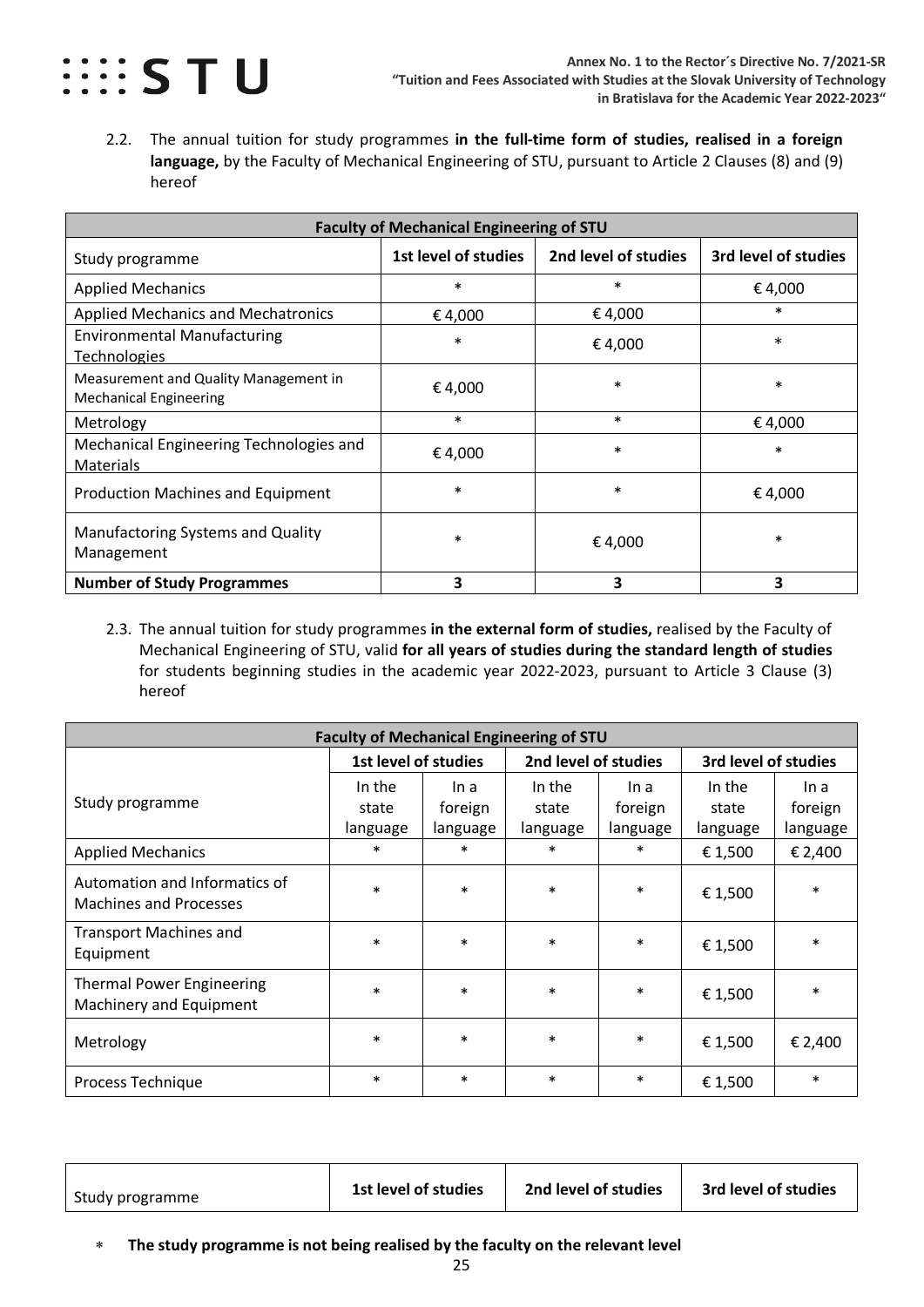2.2. The annual tuition for study programmes **in the full-time form of studies, realised in a foreign language,** by the Faculty of Mechanical Engineering of STU, pursuant to Article 2 Clauses (8) and (9) hereof

| **Faculty of Mechanical Engineering of STU** | | | |
|---|---|---|---|
| Study programme | **1st level of studies** | **2nd level of studies** | **3rd level of studies** |
| Applied Mechanics | * | * | € 4,000 |
| Applied Mechanics and Mechatronics | € 4,000 | € 4,000 | * |
| Environmental Manufacturing Technologies | * | € 4,000 | * |
| Measurement and Quality Management in Mechanical Engineering | € 4,000 | * | * |
| Metrology | * | * | € 4,000 |
| Mechanical Engineering Technologies and Materials | € 4,000 | * | * |
| Production Machines and Equipment | * | * | € 4,000 |
| Manufactoring Systems and Quality Management | * | € 4,000 | * |
| **Number of Study Programmes** | **3** | **3** | **3** |

2.3. The annual tuition for study programmes **in the external form of studies,** realised by the Faculty of Mechanical Engineering of STU, valid **for all years of studies during the standard length of studies** for students beginning studies in the academic year 2022-2023, pursuant to Article 3 Clause (3) hereof

| **Faculty of Mechanical Engineering of STU** | | | | | | |
|---|---|---|---|---|---|---|
| | **1st level of studies** | | **2nd level of studies** | | **3rd level of studies** | |
| Study programme | In the state language | In a foreign language | In the state language | In a foreign language | In the state language | In a foreign language |
| Applied Mechanics | * | * | * | * | € 1,500 | € 2,400 |
| Automation and Informatics of Machines and Processes | * | * | * | * | € 1,500 | * |
| Transport Machines and Equipment | * | * | * | * | € 1,500 | * |
| Thermal Power Engineering Machinery and Equipment | * | * | * | * | € 1,500 | * |
| Metrology | * | * | * | * | € 1,500 | € 2,400 |
| Process Technique | * | * | * | * | € 1,500 | * |

| Study programme | **1st level of studies** | **2nd level of studies** | **3rd level of studies** |
|---|---|---|---|

* **The study programme is not being realised by the faculty on the relevant level**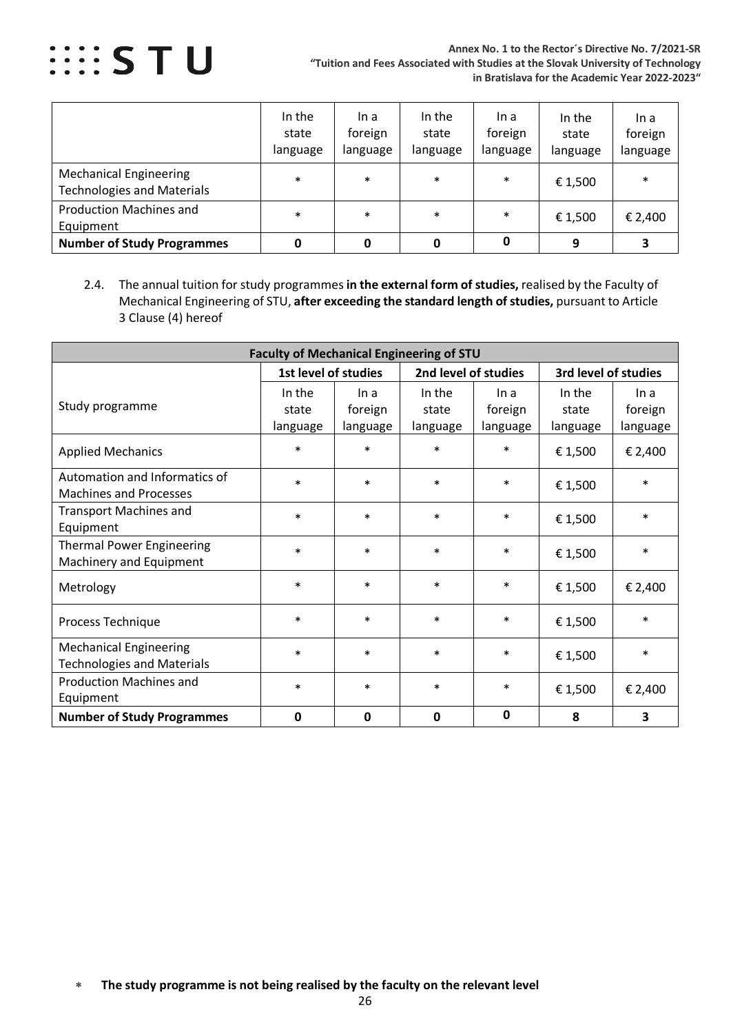| | In the state language | In a foreign language | In the state language | In a foreign language | In the state language | In a foreign language |
|---|---|---|---|---|---|---|
| Mechanical Engineering Technologies and Materials | * | * | * | * | € 1,500 | * |
| Production Machines and Equipment | * | * | * | * | € 1,500 | € 2,400 |
| **Number of Study Programmes** | **0** | **0** | **0** | **0** | **9** | **3** |

2.4. The annual tuition for study programmes **in the external form of studies,** realised by the Faculty of Mechanical Engineering of STU, **after exceeding the standard length of studies,** pursuant to Article 3 Clause (4) hereof

| **Faculty of Mechanical Engineering of STU** | | | | | | |
|---|---|---|---|---|---|---|
| | **1st level of studies** | | **2nd level of studies** | | **3rd level of studies** | |
| Study programme | In the state language | In a foreign language | In the state language | In a foreign language | In the state language | In a foreign language |
| Applied Mechanics | * | * | * | * | € 1,500 | € 2,400 |
| Automation and Informatics of Machines and Processes | * | * | * | * | € 1,500 | * |
| Transport Machines and Equipment | * | * | * | * | € 1,500 | * |
| Thermal Power Engineering Machinery and Equipment | * | * | * | * | € 1,500 | * |
| Metrology | * | * | * | * | € 1,500 | € 2,400 |
| Process Technique | * | * | * | * | € 1,500 | * |
| Mechanical Engineering Technologies and Materials | * | * | * | * | € 1,500 | * |
| Production Machines and Equipment | * | * | * | * | € 1,500 | € 2,400 |
| **Number of Study Programmes** | **0** | **0** | **0** | **0** | **8** | **3** |

\* **The study programme is not being realised by the faculty on the relevant level**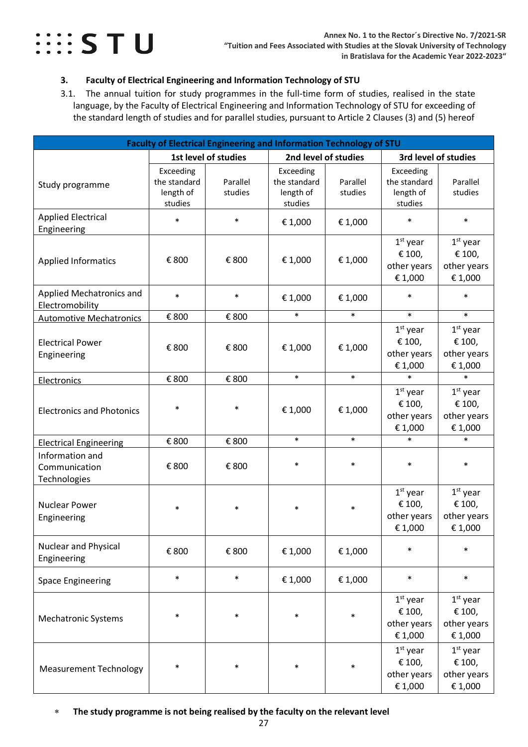### 3. Faculty of Electrical Engineering and Information Technology of STU

3.1. The annual tuition for study programmes in the full-time form of studies, realised in the state language, by the Faculty of Electrical Engineering and Information Technology of STU for exceeding of the standard length of studies and for parallel studies, pursuant to Article 2 Clauses (3) and (5) hereof

| Faculty of Electrical Engineering and Information Technology of STU | | | | | | |
|---|---|---|---|---|---|---|
| Study programme | 1st level of studies | | 2nd level of studies | | 3rd level of studies | |
| | Exceeding the standard length of studies | Parallel studies | Exceeding the standard length of studies | Parallel studies | Exceeding the standard length of studies | Parallel studies |
| Applied Electrical Engineering | * | * | € 1,000 | € 1,000 | * | * |
| Applied Informatics | € 800 | € 800 | € 1,000 | € 1,000 | 1st year € 100, other years € 1,000 | 1st year € 100, other years € 1,000 |
| Applied Mechatronics and Electromobility | * | * | € 1,000 | € 1,000 | * | * |
| Automotive Mechatronics | € 800 | € 800 | * | * | * | * |
| Electrical Power Engineering | € 800 | € 800 | € 1,000 | € 1,000 | 1st year € 100, other years € 1,000 | 1st year € 100, other years € 1,000 |
| Electronics | € 800 | € 800 | * | * | * | * |
| Electronics and Photonics | * | * | € 1,000 | € 1,000 | 1st year € 100, other years € 1,000 | 1st year € 100, other years € 1,000 |
| Electrical Engineering | € 800 | € 800 | * | * | * | * |
| Information and Communication Technologies | € 800 | € 800 | * | * | * | * |
| Nuclear Power Engineering | * | * | * | * | 1st year € 100, other years € 1,000 | 1st year € 100, other years € 1,000 |
| Nuclear and Physical Engineering | € 800 | € 800 | € 1,000 | € 1,000 | * | * |
| Space Engineering | * | * | € 1,000 | € 1,000 | * | * |
| Mechatronic Systems | * | * | * | * | 1st year € 100, other years € 1,000 | 1st year € 100, other years € 1,000 |
| Measurement Technology | * | * | * | * | 1st year € 100, other years € 1,000 | 1st year € 100, other years € 1,000 |

\* **The study programme is not being realised by the faculty on the relevant level**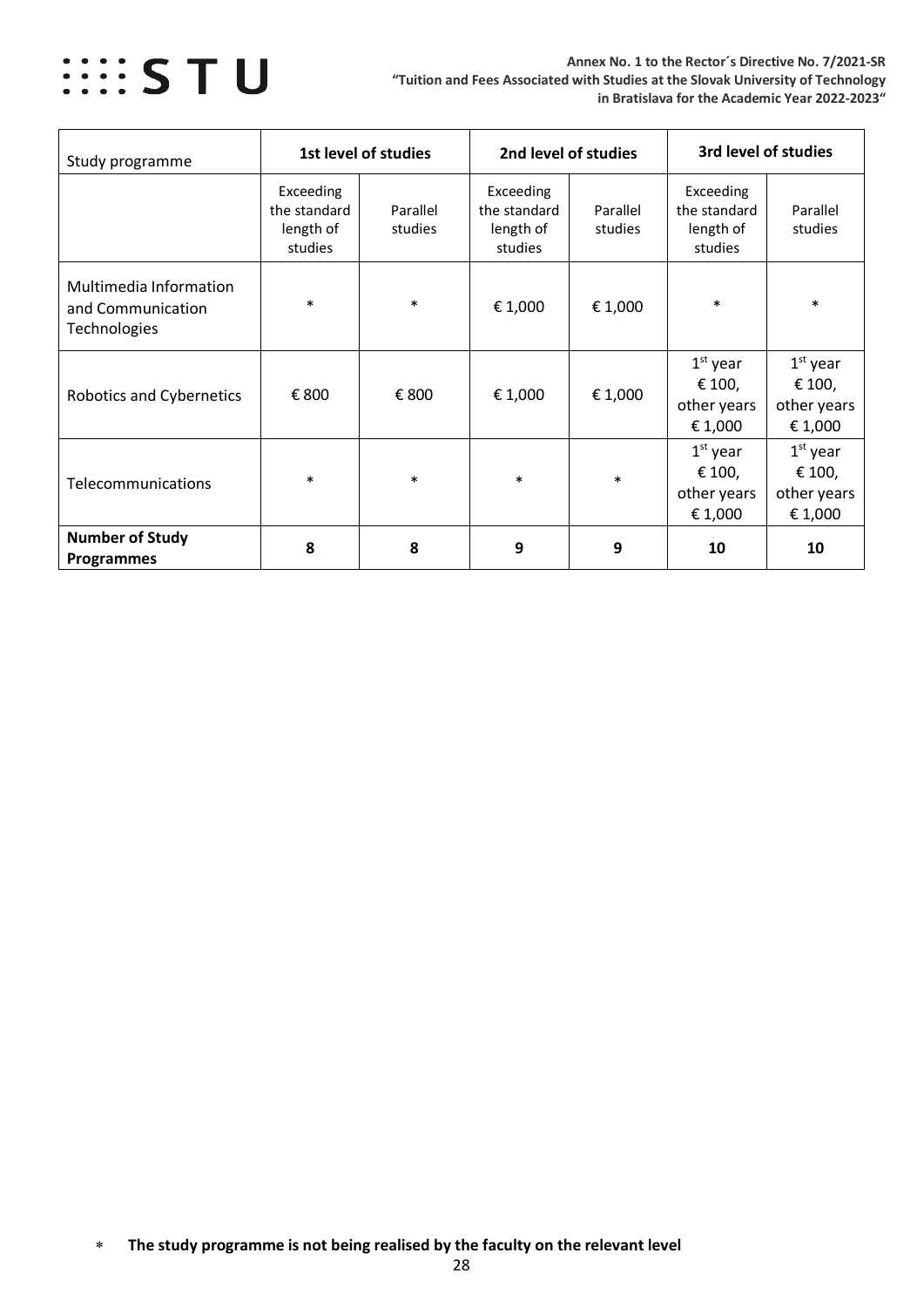| Study programme | 1st level of studies | | 2nd level of studies | | 3rd level of studies | |
|---|---|---|---|---|---|---|
| | Exceeding the standard length of studies | Parallel studies | Exceeding the standard length of studies | Parallel studies | Exceeding the standard length of studies | Parallel studies |
| Multimedia Information and Communication Technologies | * | * | € 1,000 | € 1,000 | * | * |
| Robotics and Cybernetics | € 800 | € 800 | € 1,000 | € 1,000 | 1st year € 100, other years € 1,000 | 1st year € 100, other years € 1,000 |
| Telecommunications | * | * | * | * | 1st year € 100, other years € 1,000 | 1st year € 100, other years € 1,000 |
| **Number of Study Programmes** | **8** | **8** | **9** | **9** | **10** | **10** |

* **The study programme is not being realised by the faculty on the relevant level**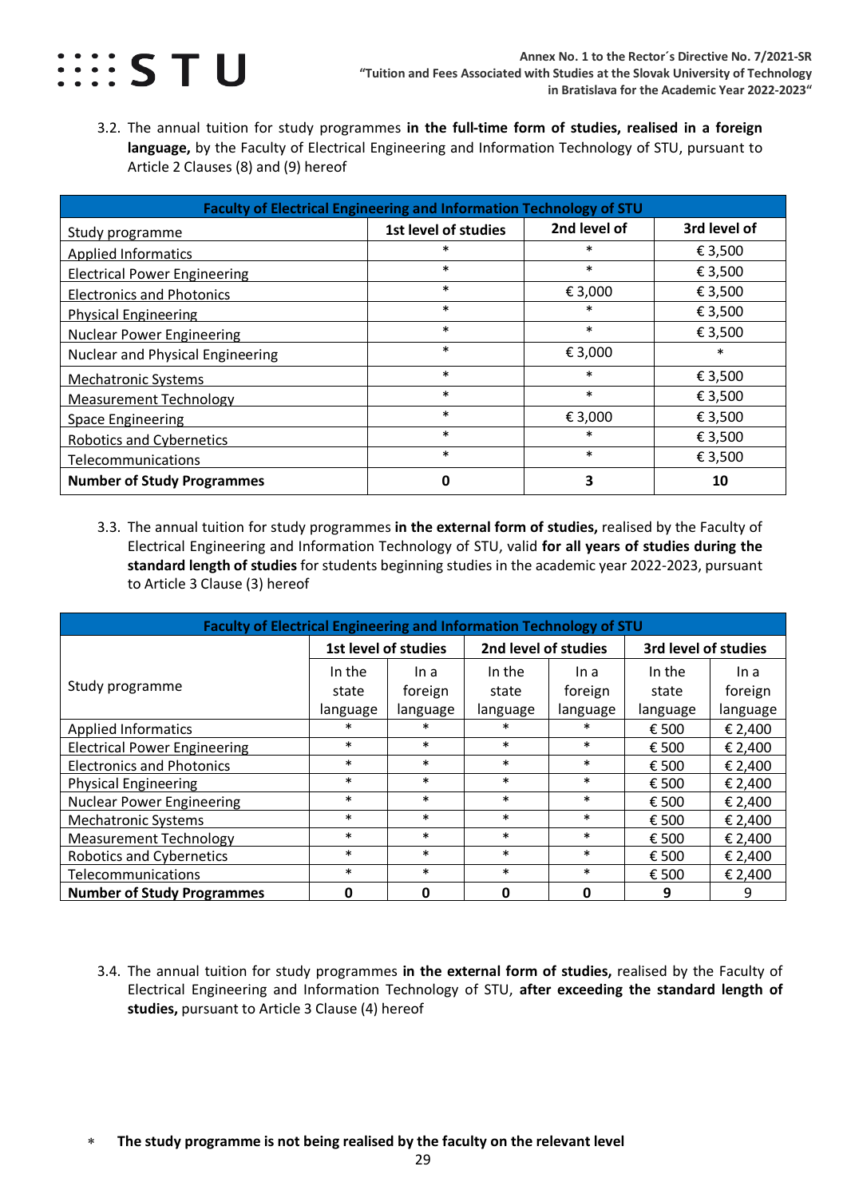3.2. The annual tuition for study programmes **in the full-time form of studies, realised in a foreign language,** by the Faculty of Electrical Engineering and Information Technology of STU, pursuant to Article 2 Clauses (8) and (9) hereof

| Faculty of Electrical Engineering and Information Technology of STU | | | |
|---|---|---|---|
| Study programme | 1st level of studies | 2nd level of | 3rd level of |
| Applied Informatics | * | * | € 3,500 |
| Electrical Power Engineering | * | * | € 3,500 |
| Electronics and Photonics | * | € 3,000 | € 3,500 |
| Physical Engineering | * | * | € 3,500 |
| Nuclear Power Engineering | * | * | € 3,500 |
| Nuclear and Physical Engineering | * | € 3,000 | * |
| Mechatronic Systems | * | * | € 3,500 |
| Measurement Technology | * | * | € 3,500 |
| Space Engineering | * | € 3,000 | € 3,500 |
| Robotics and Cybernetics | * | * | € 3,500 |
| Telecommunications | * | * | € 3,500 |
| **Number of Study Programmes** | **0** | **3** | **10** |

3.3. The annual tuition for study programmes **in the external form of studies,** realised by the Faculty of Electrical Engineering and Information Technology of STU, valid **for all years of studies during the standard length of studies** for students beginning studies in the academic year 2022-2023, pursuant to Article 3 Clause (3) hereof

| Faculty of Electrical Engineering and Information Technology of STU | | | | | | |
|---|---|---|---|---|---|---|
| Study programme | 1st level of studies | | 2nd level of studies | | 3rd level of studies | |
| | In the state language | In a foreign language | In the state language | In a foreign language | In the state language | In a foreign language |
| Applied Informatics | * | * | * | * | € 500 | € 2,400 |
| Electrical Power Engineering | * | * | * | * | € 500 | € 2,400 |
| Electronics and Photonics | * | * | * | * | € 500 | € 2,400 |
| Physical Engineering | * | * | * | * | € 500 | € 2,400 |
| Nuclear Power Engineering | * | * | * | * | € 500 | € 2,400 |
| Mechatronic Systems | * | * | * | * | € 500 | € 2,400 |
| Measurement Technology | * | * | * | * | € 500 | € 2,400 |
| Robotics and Cybernetics | * | * | * | * | € 500 | € 2,400 |
| Telecommunications | * | * | * | * | € 500 | € 2,400 |
| **Number of Study Programmes** | **0** | **0** | **0** | **0** | **9** | 9 |

3.4. The annual tuition for study programmes **in the external form of studies,** realised by the Faculty of Electrical Engineering and Information Technology of STU, **after exceeding the standard length of studies,** pursuant to Article 3 Clause (4) hereof

\* **The study programme is not being realised by the faculty on the relevant level**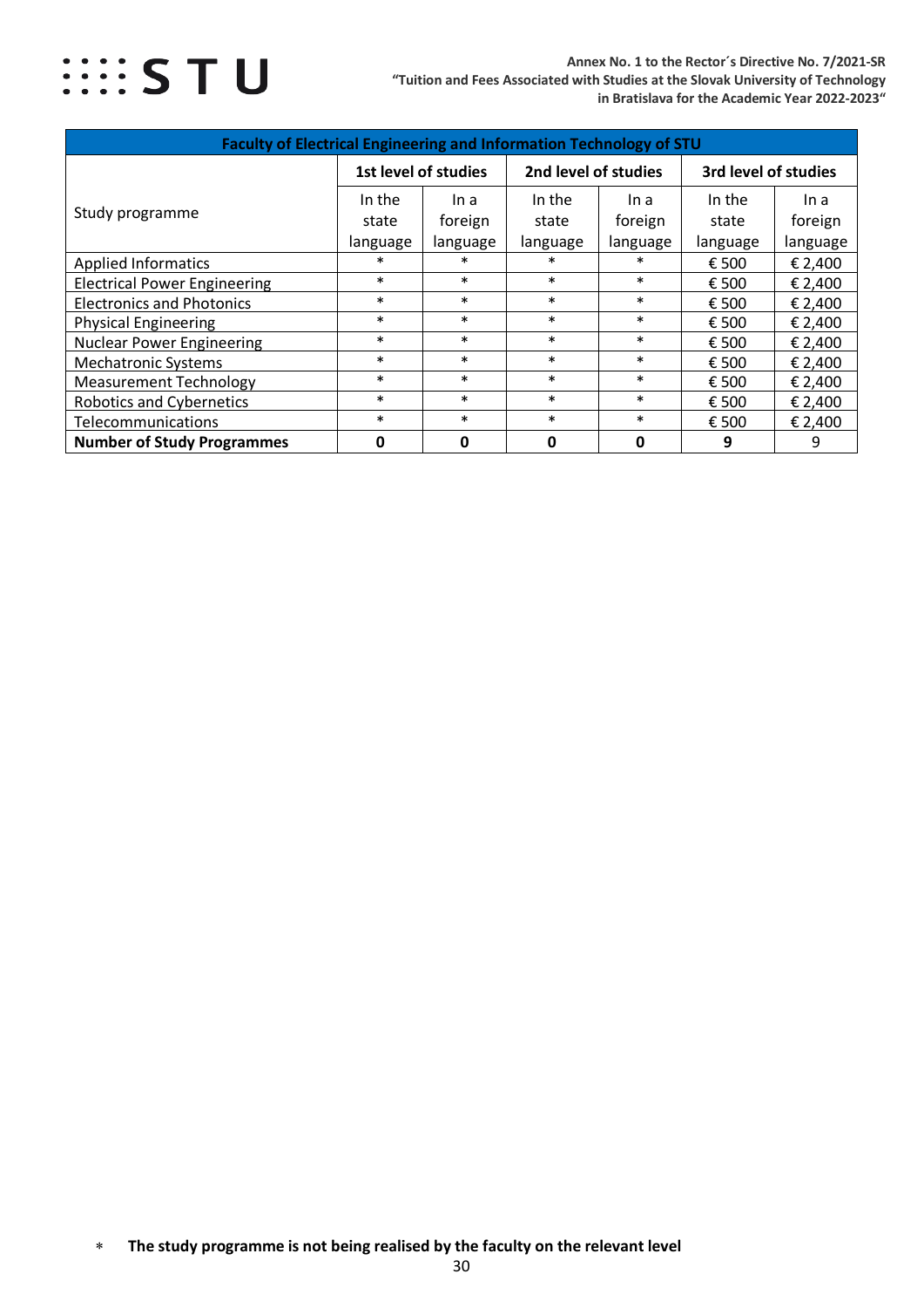| Faculty of Electrical Engineering and Information Technology of STU | | | | | | |
|---|---|---|---|---|---|---|
| Study programme | 1st level of studies | | 2nd level of studies | | 3rd level of studies | |
| | In the state language | In a foreign language | In the state language | In a foreign language | In the state language | In a foreign language |
| Applied Informatics | * | * | * | * | € 500 | € 2,400 |
| Electrical Power Engineering | * | * | * | * | € 500 | € 2,400 |
| Electronics and Photonics | * | * | * | * | € 500 | € 2,400 |
| Physical Engineering | * | * | * | * | € 500 | € 2,400 |
| Nuclear Power Engineering | * | * | * | * | € 500 | € 2,400 |
| Mechatronic Systems | * | * | * | * | € 500 | € 2,400 |
| Measurement Technology | * | * | * | * | € 500 | € 2,400 |
| Robotics and Cybernetics | * | * | * | * | € 500 | € 2,400 |
| Telecommunications | * | * | * | * | € 500 | € 2,400 |
| **Number of Study Programmes** | **0** | **0** | **0** | **0** | **9** | 9 |

* **The study programme is not being realised by the faculty on the relevant level**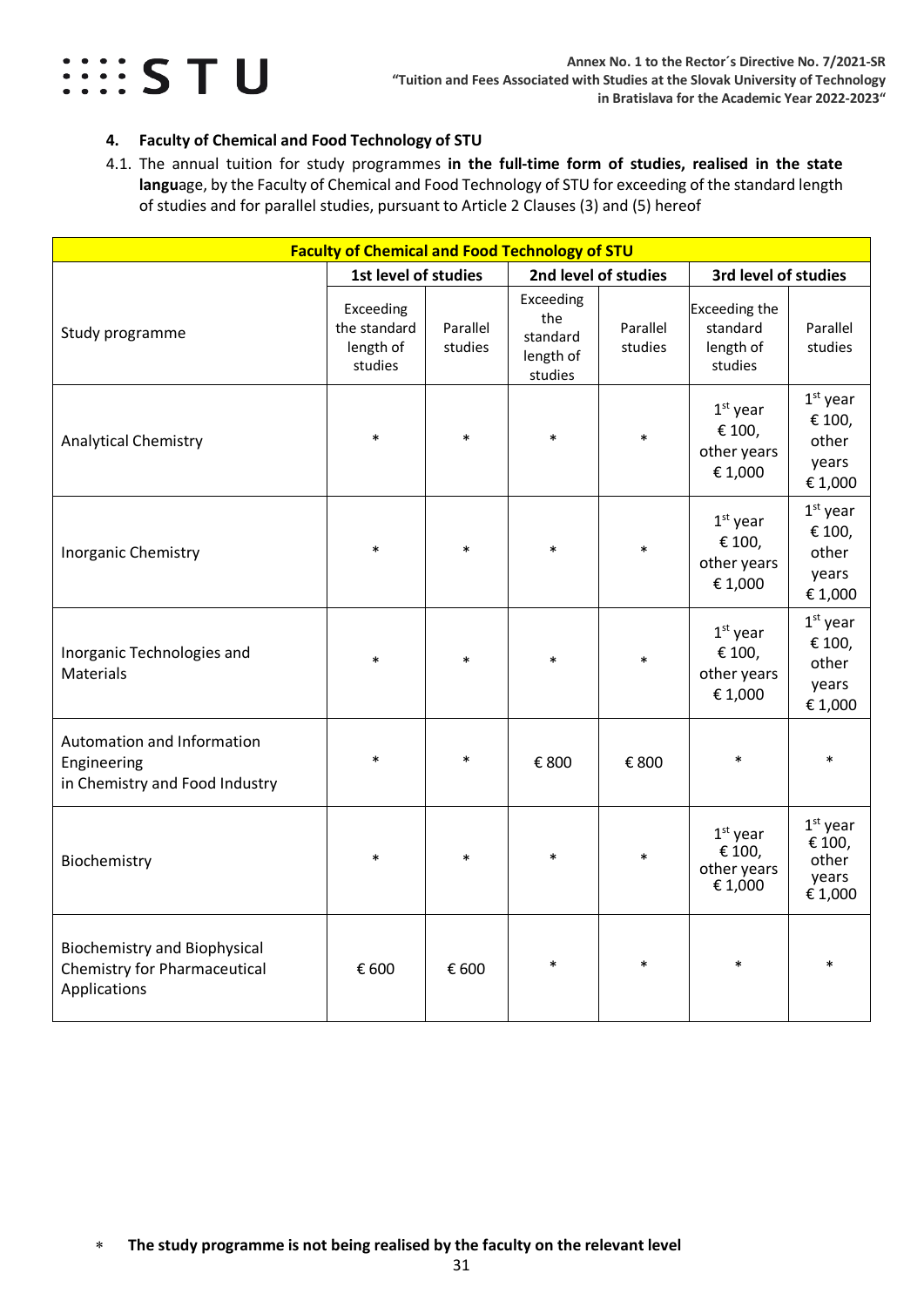## 4. Faculty of Chemical and Food Technology of STU

4.1. The annual tuition for study programmes **in the full-time form of studies, realised in the state langu**age, by the Faculty of Chemical and Food Technology of STU for exceeding of the standard length of studies and for parallel studies, pursuant to Article 2 Clauses (3) and (5) hereof

| **Faculty of Chemical and Food Technology of STU** | | | | | | |
|---|---|---|---|---|---|---|
| Study programme | **1st level of studies** | | **2nd level of studies** | | **3rd level of studies** | |
| | Exceeding the standard length of studies | Parallel studies | Exceeding the standard length of studies | Parallel studies | Exceeding the standard length of studies | Parallel studies |
| Analytical Chemistry | * | * | * | * | 1st year € 100, other years € 1,000 | 1st year € 100, other years € 1,000 |
| Inorganic Chemistry | * | * | * | * | 1st year € 100, other years € 1,000 | 1st year € 100, other years € 1,000 |
| Inorganic Technologies and Materials | * | * | * | * | 1st year € 100, other years € 1,000 | 1st year € 100, other years € 1,000 |
| Automation and Information Engineering in Chemistry and Food Industry | * | * | € 800 | € 800 | * | * |
| Biochemistry | * | * | * | * | 1st year € 100, other years € 1,000 | 1st year € 100, other years € 1,000 |
| Biochemistry and Biophysical Chemistry for Pharmaceutical Applications | € 600 | € 600 | * | * | * | * |

\* **The study programme is not being realised by the faculty on the relevant level**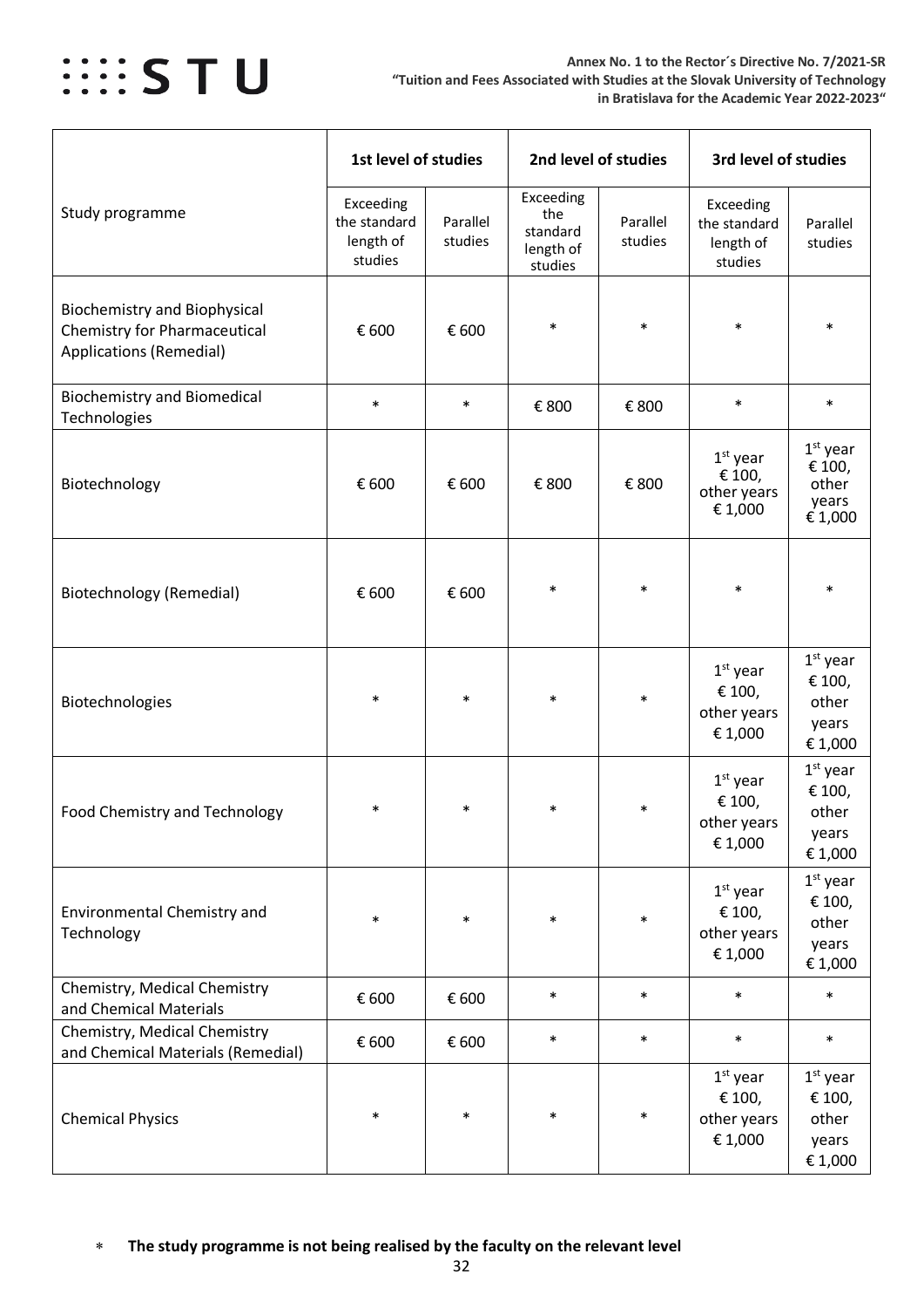| Study programme | 1st level of studies | | 2nd level of studies | | 3rd level of studies | |
|---|---|---|---|---|---|---|
| | Exceeding the standard length of studies | Parallel studies | Exceeding the standard length of studies | Parallel studies | Exceeding the standard length of studies | Parallel studies |
| Biochemistry and Biophysical Chemistry for Pharmaceutical Applications (Remedial) | € 600 | € 600 | * | * | * | * |
| Biochemistry and Biomedical Technologies | * | * | € 800 | € 800 | * | * |
| Biotechnology | € 600 | € 600 | € 800 | € 800 | 1st year € 100, other years € 1,000 | 1st year € 100, other years € 1,000 |
| Biotechnology (Remedial) | € 600 | € 600 | * | * | * | * |
| Biotechnologies | * | * | * | * | 1st year € 100, other years € 1,000 | 1st year € 100, other years € 1,000 |
| Food Chemistry and Technology | * | * | * | * | 1st year € 100, other years € 1,000 | 1st year € 100, other years € 1,000 |
| Environmental Chemistry and Technology | * | * | * | * | 1st year € 100, other years € 1,000 | 1st year € 100, other years € 1,000 |
| Chemistry, Medical Chemistry and Chemical Materials | € 600 | € 600 | * | * | * | * |
| Chemistry, Medical Chemistry and Chemical Materials (Remedial) | € 600 | € 600 | * | * | * | * |
| Chemical Physics | * | * | * | * | 1st year € 100, other years € 1,000 | 1st year € 100, other years € 1,000 |

* **The study programme is not being realised by the faculty on the relevant level**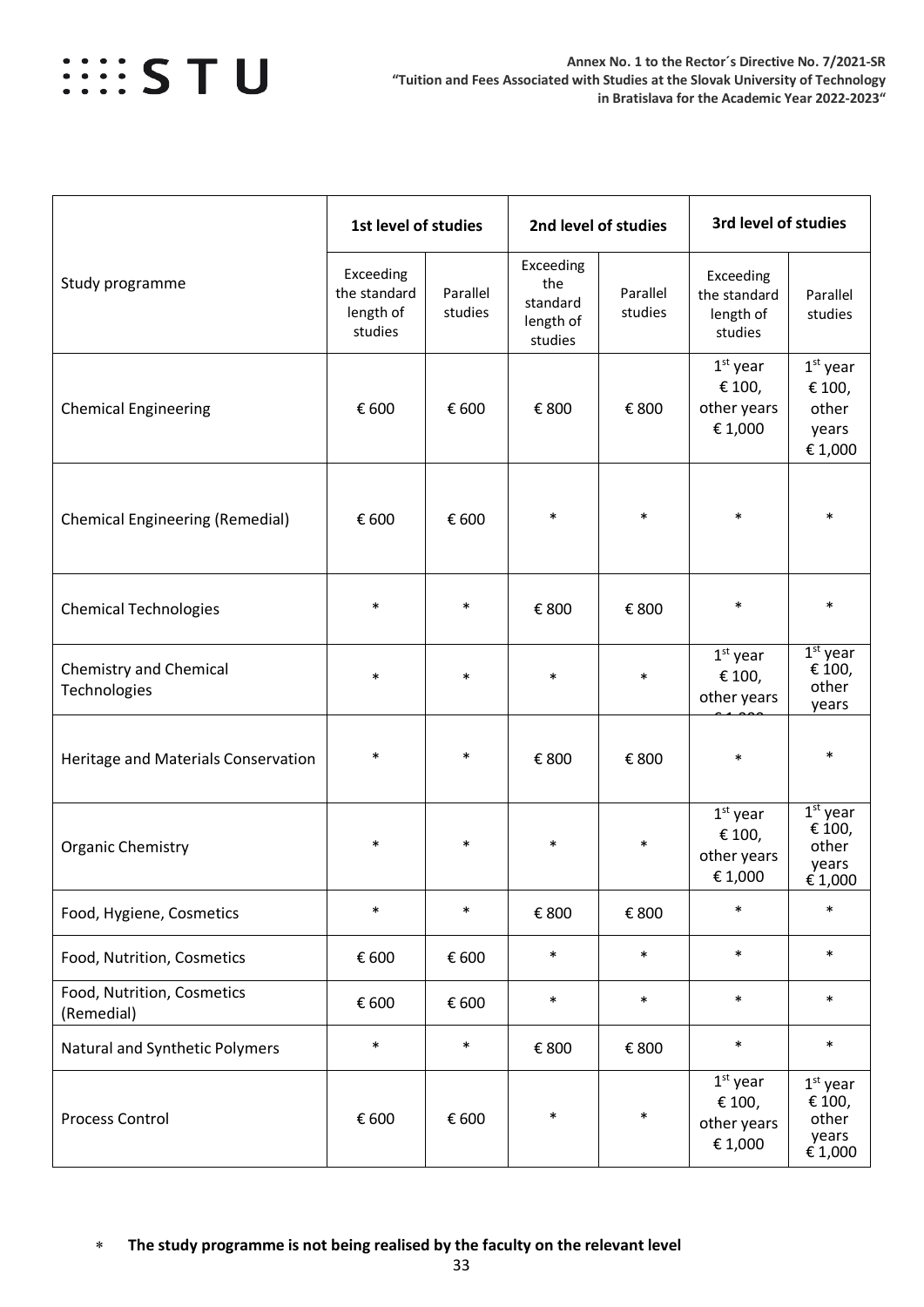| Study programme | 1st level of studies | | 2nd level of studies | | 3rd level of studies | |
|---|---|---|---|---|---|---|
| | Exceeding the standard length of studies | Parallel studies | Exceeding the standard length of studies | Parallel studies | Exceeding the standard length of studies | Parallel studies |
| Chemical Engineering | € 600 | € 600 | € 800 | € 800 | 1st year € 100, other years € 1,000 | 1st year € 100, other years € 1,000 |
| Chemical Engineering (Remedial) | € 600 | € 600 | * | * | * | * |
| Chemical Technologies | * | * | € 800 | € 800 | * | * |
| Chemistry and Chemical Technologies | * | * | * | * | 1st year € 100, other years € 1,000 | 1st year € 100, other years |
| Heritage and Materials Conservation | * | * | € 800 | € 800 | * | * |
| Organic Chemistry | * | * | * | * | 1st year € 100, other years € 1,000 | 1st year € 100, other years € 1,000 |
| Food, Hygiene, Cosmetics | * | * | € 800 | € 800 | * | * |
| Food, Nutrition, Cosmetics | € 600 | € 600 | * | * | * | * |
| Food, Nutrition, Cosmetics (Remedial) | € 600 | € 600 | * | * | * | * |
| Natural and Synthetic Polymers | * | * | € 800 | € 800 | * | * |
| Process Control | € 600 | € 600 | * | * | 1st year € 100, other years € 1,000 | 1st year € 100, other years € 1,000 |

* **The study programme is not being realised by the faculty on the relevant level**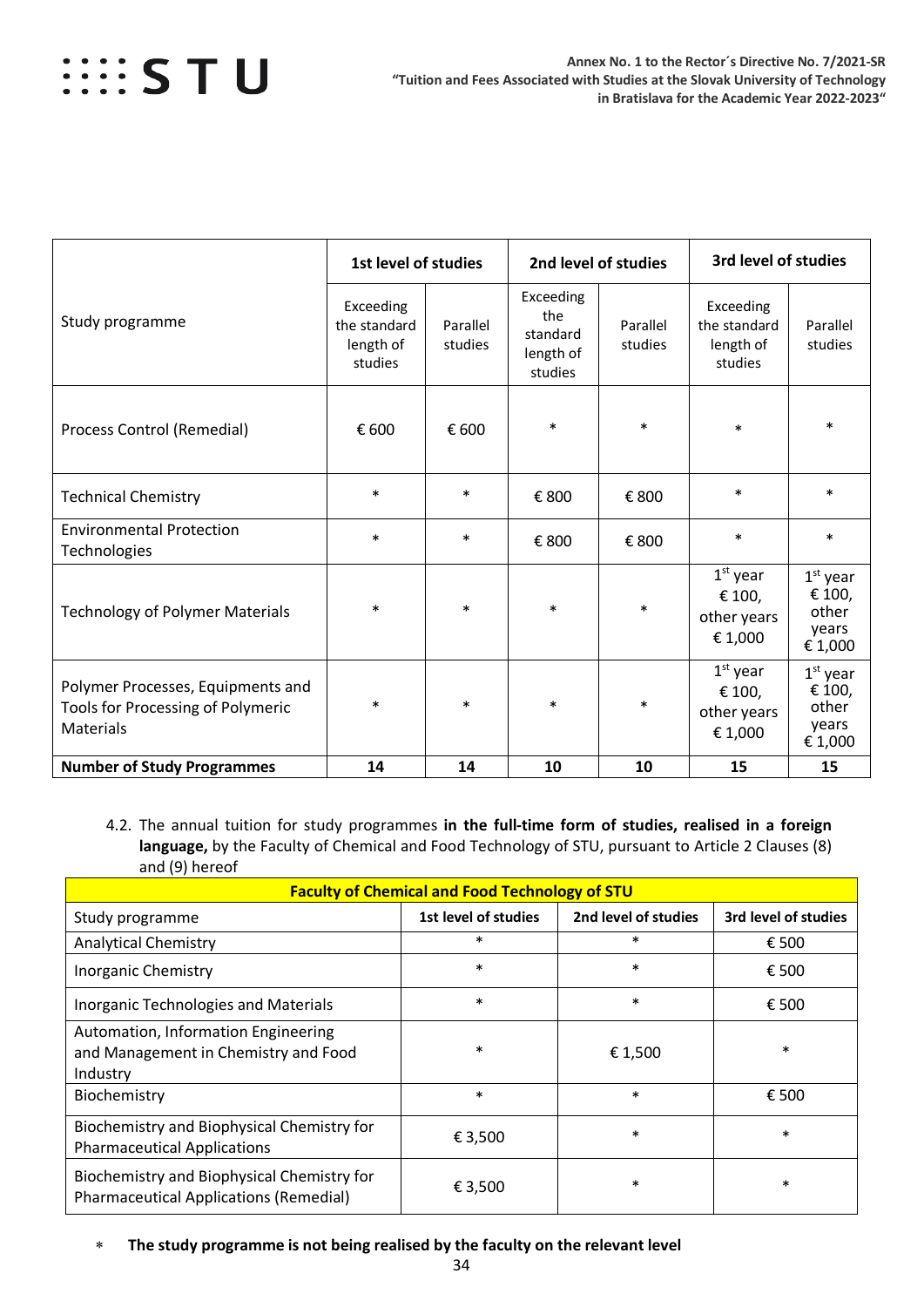| Study programme | 1st level of studies | | 2nd level of studies | | 3rd level of studies | |
|---|---|---|---|---|---|---|
| | Exceeding the standard length of studies | Parallel studies | Exceeding the standard length of studies | Parallel studies | Exceeding the standard length of studies | Parallel studies |
| Process Control (Remedial) | € 600 | € 600 | * | * | * | * |
| Technical Chemistry | * | * | € 800 | € 800 | * | * |
| Environmental Protection Technologies | * | * | € 800 | € 800 | * | * |
| Technology of Polymer Materials | * | * | * | * | 1st year € 100, other years € 1,000 | 1st year € 100, other years € 1,000 |
| Polymer Processes, Equipments and Tools for Processing of Polymeric Materials | * | * | * | * | 1st year € 100, other years € 1,000 | 1st year € 100, other years € 1,000 |
| **Number of Study Programmes** | **14** | **14** | **10** | **10** | **15** | **15** |

4.2. The annual tuition for study programmes **in the full-time form of studies, realised in a foreign language,** by the Faculty of Chemical and Food Technology of STU, pursuant to Article 2 Clauses (8) and (9) hereof

| **Faculty of Chemical and Food Technology of STU** | | | |
|---|---|---|---|
| Study programme | **1st level of studies** | **2nd level of studies** | **3rd level of studies** |
| Analytical Chemistry | * | * | € 500 |
| Inorganic Chemistry | * | * | € 500 |
| Inorganic Technologies and Materials | * | * | € 500 |
| Automation, Information Engineering and Management in Chemistry and Food Industry | * | € 1,500 | * |
| Biochemistry | * | * | € 500 |
| Biochemistry and Biophysical Chemistry for Pharmaceutical Applications | € 3,500 | * | * |
| Biochemistry and Biophysical Chemistry for Pharmaceutical Applications (Remedial) | € 3,500 | * | * |

\* **The study programme is not being realised by the faculty on the relevant level**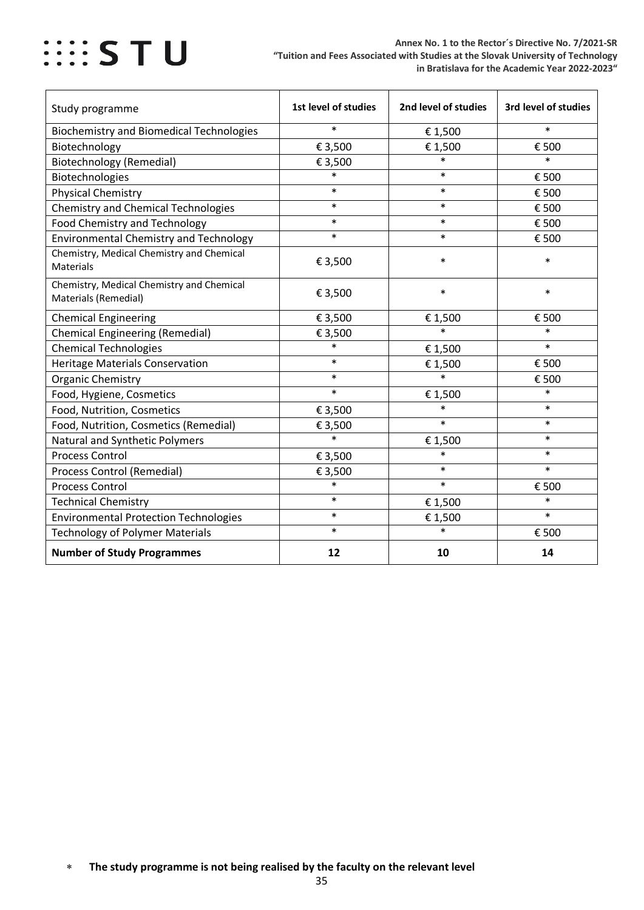| Study programme | 1st level of studies | 2nd level of studies | 3rd level of studies |
|---|---|---|---|
| Biochemistry and Biomedical Technologies | * | € 1,500 | * |
| Biotechnology | € 3,500 | € 1,500 | € 500 |
| Biotechnology (Remedial) | € 3,500 | * | * |
| Biotechnologies | * | * | € 500 |
| Physical Chemistry | * | * | € 500 |
| Chemistry and Chemical Technologies | * | * | € 500 |
| Food Chemistry and Technology | * | * | € 500 |
| Environmental Chemistry and Technology | * | * | € 500 |
| Chemistry, Medical Chemistry and Chemical Materials | € 3,500 | * | * |
| Chemistry, Medical Chemistry and Chemical Materials (Remedial) | € 3,500 | * | * |
| Chemical Engineering | € 3,500 | € 1,500 | € 500 |
| Chemical Engineering (Remedial) | € 3,500 | * | * |
| Chemical Technologies | * | € 1,500 | * |
| Heritage Materials Conservation | * | € 1,500 | € 500 |
| Organic Chemistry | * | * | € 500 |
| Food, Hygiene, Cosmetics | * | € 1,500 | * |
| Food, Nutrition, Cosmetics | € 3,500 | * | * |
| Food, Nutrition, Cosmetics (Remedial) | € 3,500 | * | * |
| Natural and Synthetic Polymers | * | € 1,500 | * |
| Process Control | € 3,500 | * | * |
| Process Control (Remedial) | € 3,500 | * | * |
| Process Control | * | * | € 500 |
| Technical Chemistry | * | € 1,500 | * |
| Environmental Protection Technologies | * | € 1,500 | * |
| Technology of Polymer Materials | * | * | € 500 |
| **Number of Study Programmes** | **12** | **10** | **14** |

* **The study programme is not being realised by the faculty on the relevant level**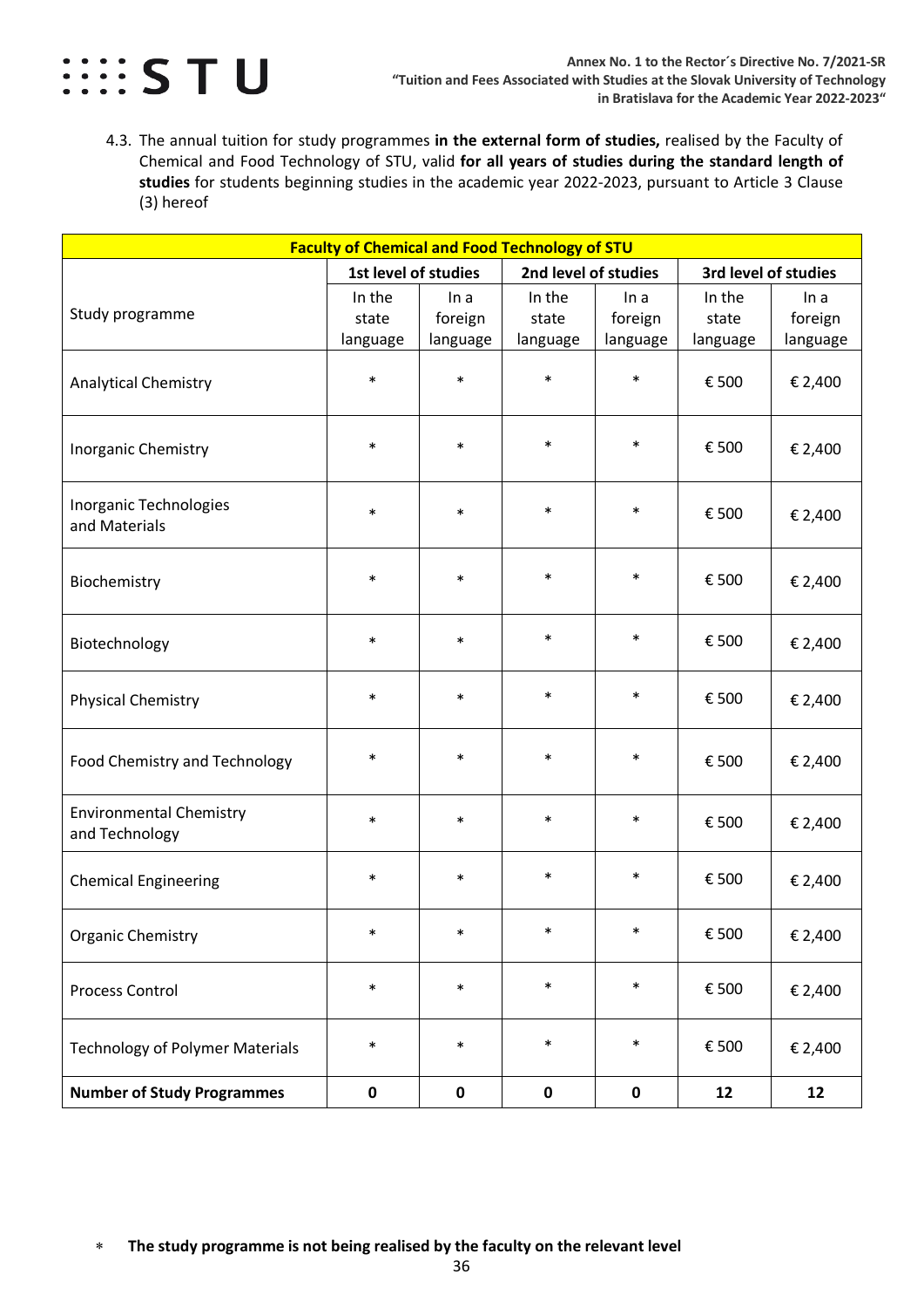4.3. The annual tuition for study programmes **in the external form of studies,** realised by the Faculty of Chemical and Food Technology of STU, valid **for all years of studies during the standard length of studies** for students beginning studies in the academic year 2022-2023, pursuant to Article 3 Clause (3) hereof

| Faculty of Chemical and Food Technology of STU | | | | | | |
|---|---|---|---|---|---|---|
| | 1st level of studies | | 2nd level of studies | | 3rd level of studies | |
| Study programme | In the state language | In a foreign language | In the state language | In a foreign language | In the state language | In a foreign language |
| Analytical Chemistry | * | * | * | * | € 500 | € 2,400 |
| Inorganic Chemistry | * | * | * | * | € 500 | € 2,400 |
| Inorganic Technologies and Materials | * | * | * | * | € 500 | € 2,400 |
| Biochemistry | * | * | * | * | € 500 | € 2,400 |
| Biotechnology | * | * | * | * | € 500 | € 2,400 |
| Physical Chemistry | * | * | * | * | € 500 | € 2,400 |
| Food Chemistry and Technology | * | * | * | * | € 500 | € 2,400 |
| Environmental Chemistry and Technology | * | * | * | * | € 500 | € 2,400 |
| Chemical Engineering | * | * | * | * | € 500 | € 2,400 |
| Organic Chemistry | * | * | * | * | € 500 | € 2,400 |
| Process Control | * | * | * | * | € 500 | € 2,400 |
| Technology of Polymer Materials | * | * | * | * | € 500 | € 2,400 |
| **Number of Study Programmes** | **0** | **0** | **0** | **0** | **12** | **12** |

* **The study programme is not being realised by the faculty on the relevant level**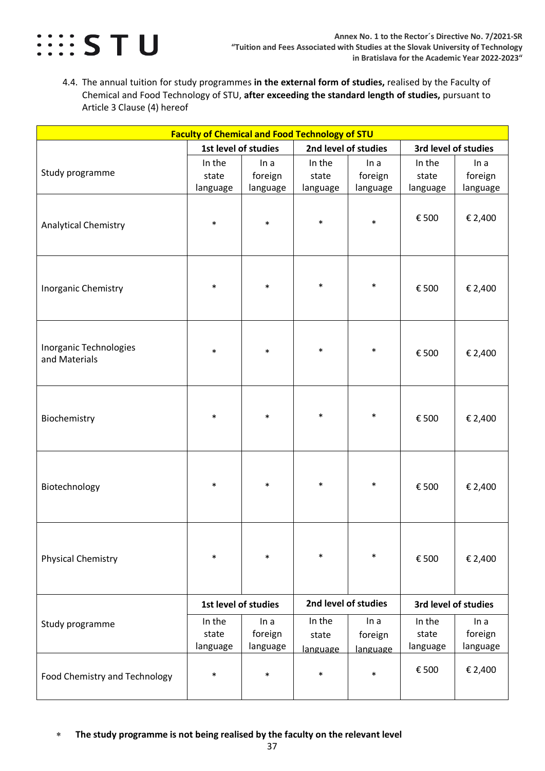4.4. The annual tuition for study programmes **in the external form of studies,** realised by the Faculty of Chemical and Food Technology of STU, **after exceeding the standard length of studies,** pursuant to Article 3 Clause (4) hereof

| **Faculty of Chemical and Food Technology of STU** | | | | | | |
|---|---|---|---|---|---|---|
| | **1st level of studies** | | **2nd level of studies** | | **3rd level of studies** | |
| Study programme | In the state language | In a foreign language | In the state language | In a foreign language | In the state language | In a foreign language |
| Analytical Chemistry | * | * | * | * | € 500 | € 2,400 |
| Inorganic Chemistry | * | * | * | * | € 500 | € 2,400 |
| Inorganic Technologies and Materials | * | * | * | * | € 500 | € 2,400 |
| Biochemistry | * | * | * | * | € 500 | € 2,400 |
| Biotechnology | * | * | * | * | € 500 | € 2,400 |
| Physical Chemistry | * | * | * | * | € 500 | € 2,400 |
| | **1st level of studies** | | **2nd level of studies** | | **3rd level of studies** | |
| Study programme | In the state language | In a foreign language | In the state language | In a foreign language | In the state language | In a foreign language |
| Food Chemistry and Technology | * | * | * | * | € 500 | € 2,400 |

* **The study programme is not being realised by the faculty on the relevant level**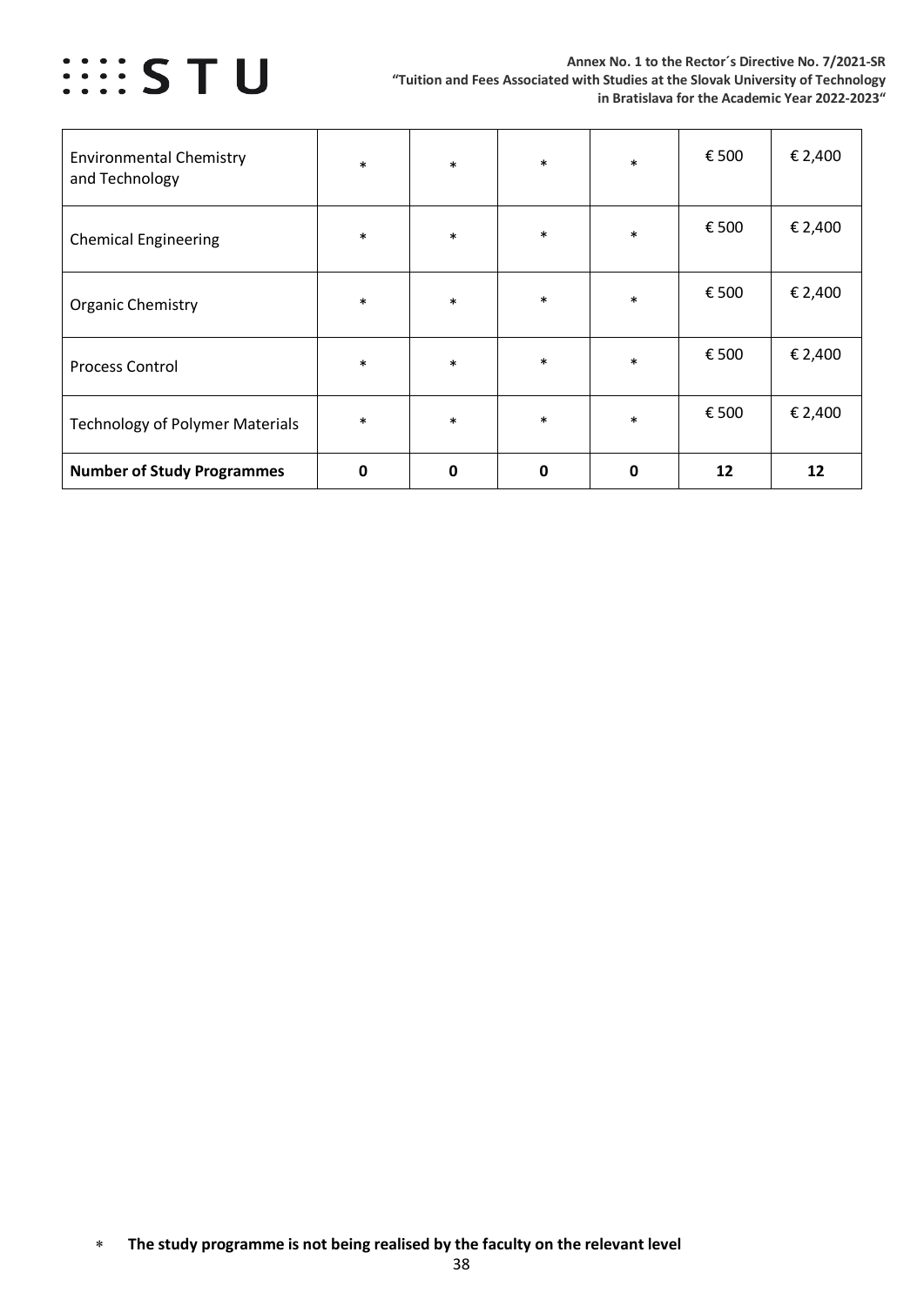| | | | | | | |
|---|---|---|---|---|---|---|
| Environmental Chemistry and Technology | * | * | * | * | € 500 | € 2,400 |
| Chemical Engineering | * | * | * | * | € 500 | € 2,400 |
| Organic Chemistry | * | * | * | * | € 500 | € 2,400 |
| Process Control | * | * | * | * | € 500 | € 2,400 |
| Technology of Polymer Materials | * | * | * | * | € 500 | € 2,400 |
| **Number of Study Programmes** | **0** | **0** | **0** | **0** | **12** | **12** |

* **The study programme is not being realised by the faculty on the relevant level**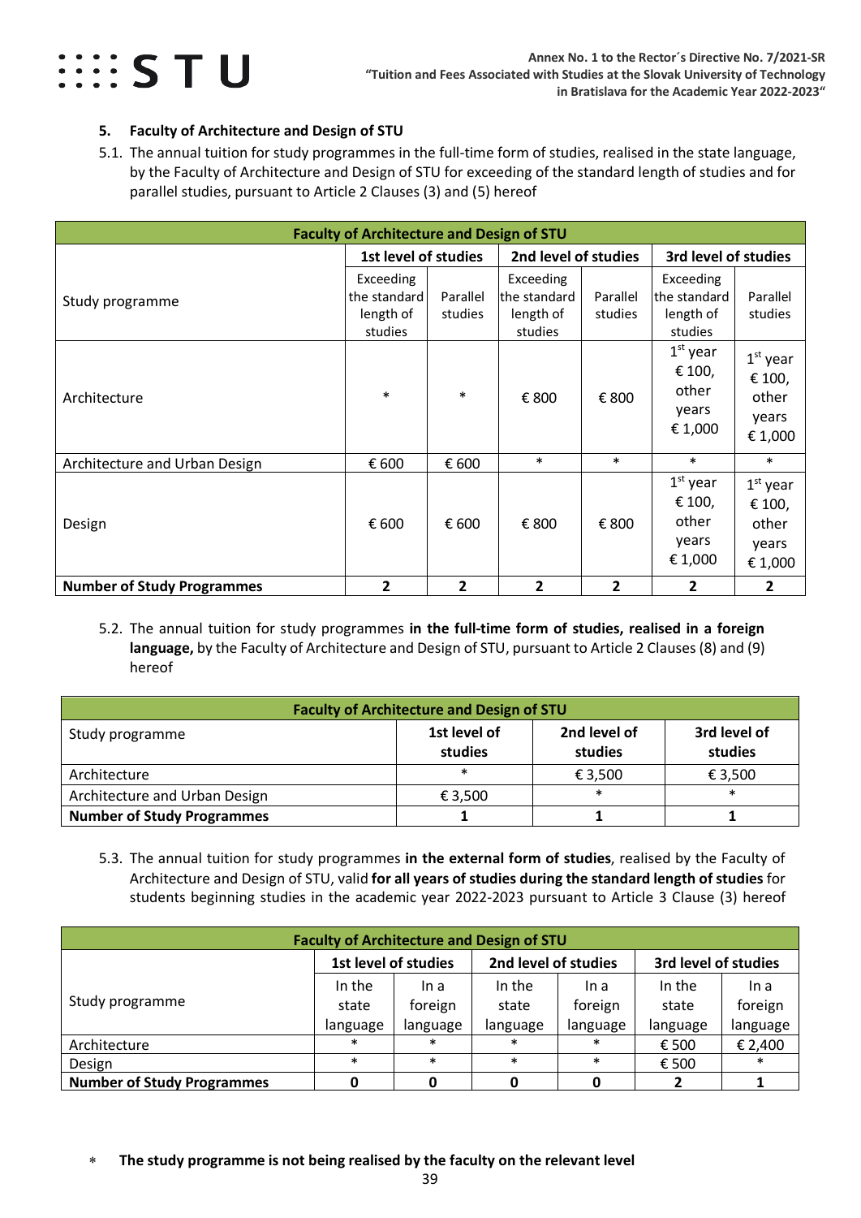## 5. Faculty of Architecture and Design of STU

5.1. The annual tuition for study programmes in the full-time form of studies, realised in the state language, by the Faculty of Architecture and Design of STU for exceeding of the standard length of studies and for parallel studies, pursuant to Article 2 Clauses (3) and (5) hereof

| Faculty of Architecture and Design of STU | | | | | | |
|---|---|---|---|---|---|---|
| | 1st level of studies | | 2nd level of studies | | 3rd level of studies | |
| Study programme | Exceeding the standard length of studies | Parallel studies | Exceeding the standard length of studies | Parallel studies | Exceeding the standard length of studies | Parallel studies |
| Architecture | * | * | € 800 | € 800 | 1st year € 100, other years € 1,000 | 1st year € 100, other years € 1,000 |
| Architecture and Urban Design | € 600 | € 600 | * | * | * | * |
| Design | € 600 | € 600 | € 800 | € 800 | 1st year € 100, other years € 1,000 | 1st year € 100, other years € 1,000 |
| **Number of Study Programmes** | **2** | **2** | **2** | **2** | **2** | **2** |

5.2. The annual tuition for study programmes **in the full-time form of studies, realised in a foreign language,** by the Faculty of Architecture and Design of STU, pursuant to Article 2 Clauses (8) and (9) hereof

| Faculty of Architecture and Design of STU | | | |
|---|---|---|---|
| Study programme | 1st level of studies | 2nd level of studies | 3rd level of studies |
| Architecture | * | € 3,500 | € 3,500 |
| Architecture and Urban Design | € 3,500 | * | * |
| **Number of Study Programmes** | **1** | **1** | **1** |

5.3. The annual tuition for study programmes **in the external form of studies**, realised by the Faculty of Architecture and Design of STU, valid **for all years of studies during the standard length of studies** for students beginning studies in the academic year 2022-2023 pursuant to Article 3 Clause (3) hereof

| Faculty of Architecture and Design of STU | | | | | | |
|---|---|---|---|---|---|---|
| | 1st level of studies | | 2nd level of studies | | 3rd level of studies | |
| Study programme | In the state language | In a foreign language | In the state language | In a foreign language | In the state language | In a foreign language |
| Architecture | * | * | * | * | € 500 | € 2,400 |
| Design | * | * | * | * | € 500 | * |
| **Number of Study Programmes** | **0** | **0** | **0** | **0** | **2** | **1** |

* **The study programme is not being realised by the faculty on the relevant level**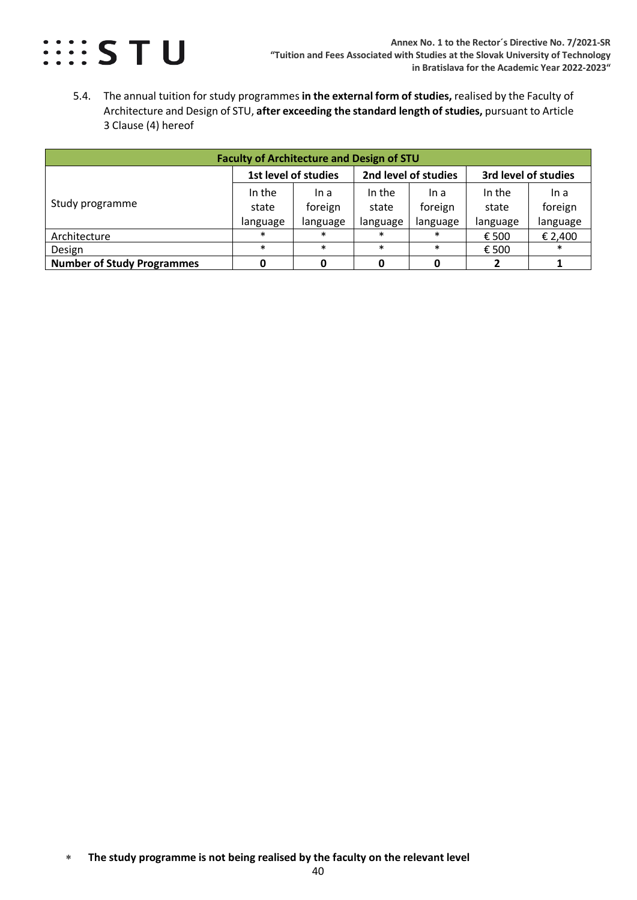5.4. The annual tuition for study programmes **in the external form of studies,** realised by the Faculty of Architecture and Design of STU, **after exceeding the standard length of studies,** pursuant to Article 3 Clause (4) hereof

| **Faculty of Architecture and Design of STU** | | | | | | |
|---|---|---|---|---|---|---|
| | **1st level of studies** | | **2nd level of studies** | | **3rd level of studies** | |
| Study programme | In the state language | In a foreign language | In the state language | In a foreign language | In the state language | In a foreign language |
| Architecture | * | * | * | * | € 500 | € 2,400 |
| Design | * | * | * | * | € 500 | * |
| **Number of Study Programmes** | **0** | **0** | **0** | **0** | **2** | **1** |

* **The study programme is not being realised by the faculty on the relevant level**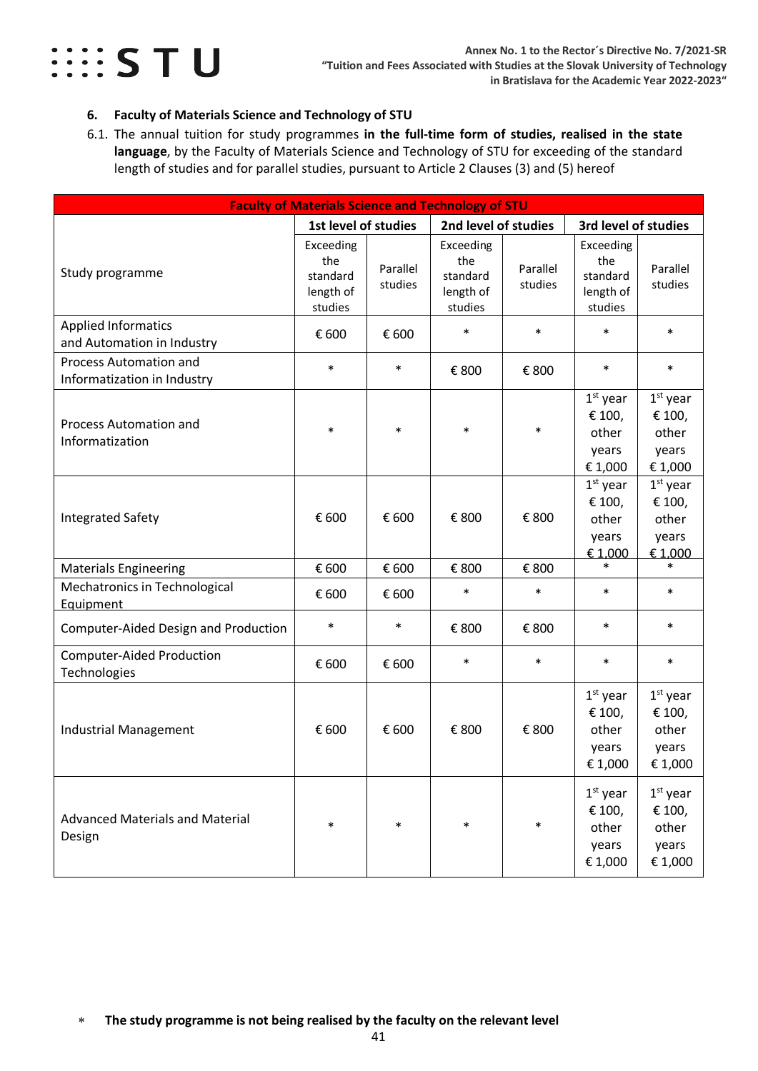## 6. Faculty of Materials Science and Technology of STU

6.1. The annual tuition for study programmes **in the full-time form of studies, realised in the state language**, by the Faculty of Materials Science and Technology of STU for exceeding of the standard length of studies and for parallel studies, pursuant to Article 2 Clauses (3) and (5) hereof

| Faculty of Materials Science and Technology of STU | | | | | | |
|---|---|---|---|---|---|---|
| Study programme | 1st level of studies | | 2nd level of studies | | 3rd level of studies | |
| | Exceeding the standard length of studies | Parallel studies | Exceeding the standard length of studies | Parallel studies | Exceeding the standard length of studies | Parallel studies |
| Applied Informatics and Automation in Industry | € 600 | € 600 | * | * | * | * |
| Process Automation and Informatization in Industry | * | * | € 800 | € 800 | * | * |
| Process Automation and Informatization | * | * | * | * | 1st year € 100, other years € 1,000 | 1st year € 100, other years € 1,000 |
| Integrated Safety | € 600 | € 600 | € 800 | € 800 | 1st year € 100, other years € 1,000 | 1st year € 100, other years € 1,000 |
| Materials Engineering | € 600 | € 600 | € 800 | € 800 | * | * |
| Mechatronics in Technological Equipment | € 600 | € 600 | * | * | * | * |
| Computer-Aided Design and Production | * | * | € 800 | € 800 | * | * |
| Computer-Aided Production Technologies | € 600 | € 600 | * | * | * | * |
| Industrial Management | € 600 | € 600 | € 800 | € 800 | 1st year € 100, other years € 1,000 | 1st year € 100, other years € 1,000 |
| Advanced Materials and Material Design | * | * | * | * | 1st year € 100, other years € 1,000 | 1st year € 100, other years € 1,000 |

\* **The study programme is not being realised by the faculty on the relevant level**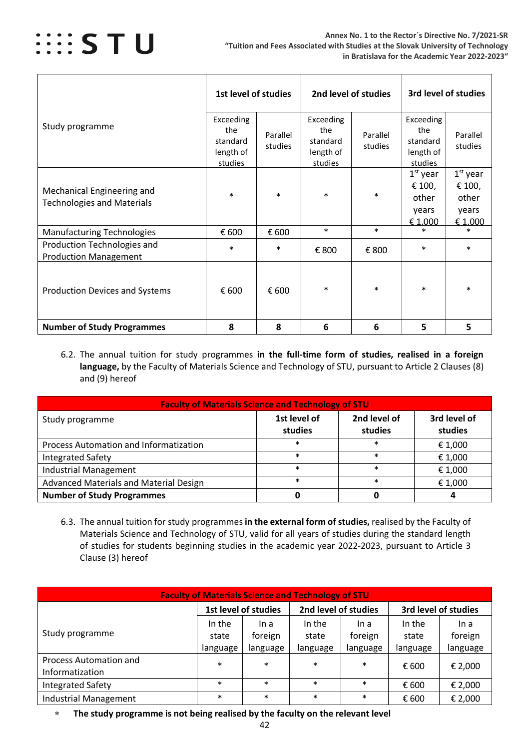| Study programme | 1st level of studies | | 2nd level of studies | | 3rd level of studies | |
|---|---|---|---|---|---|---|
| | Exceeding the standard length of studies | Parallel studies | Exceeding the standard length of studies | Parallel studies | Exceeding the standard length of studies | Parallel studies |
| Mechanical Engineering and Technologies and Materials | * | * | * | * | 1st year € 100, other years € 1,000 | 1st year € 100, other years € 1,000 |
| Manufacturing Technologies | € 600 | € 600 | * | * | * | * |
| Production Technologies and Production Management | * | * | € 800 | € 800 | * | * |
| Production Devices and Systems | € 600 | € 600 | * | * | * | * |
| **Number of Study Programmes** | **8** | **8** | **6** | **6** | **5** | **5** |

6.2. The annual tuition for study programmes **in the full-time form of studies, realised in a foreign language,** by the Faculty of Materials Science and Technology of STU, pursuant to Article 2 Clauses (8) and (9) hereof

| **Faculty of Materials Science and Technology of STU** | | | |
|---|---|---|---|
| Study programme | **1st level of studies** | **2nd level of studies** | **3rd level of studies** |
| Process Automation and Informatization | * | * | € 1,000 |
| Integrated Safety | * | * | € 1,000 |
| Industrial Management | * | * | € 1,000 |
| Advanced Materials and Material Design | * | * | € 1,000 |
| **Number of Study Programmes** | **0** | **0** | **4** |

6.3. The annual tuition for study programmes **in the external form of studies,** realised by the Faculty of Materials Science and Technology of STU, valid for all years of studies during the standard length of studies for students beginning studies in the academic year 2022-2023, pursuant to Article 3 Clause (3) hereof

| **Faculty of Materials Science and Technology of STU** | | | | | | |
|---|---|---|---|---|---|---|
| Study programme | **1st level of studies** | | **2nd level of studies** | | **3rd level of studies** | |
| | In the state language | In a foreign language | In the state language | In a foreign language | In the state language | In a foreign language |
| Process Automation and Informatization | * | * | * | * | € 600 | € 2,000 |
| Integrated Safety | * | * | * | * | € 600 | € 2,000 |
| Industrial Management | * | * | * | * | € 600 | € 2,000 |

\* **The study programme is not being realised by the faculty on the relevant level**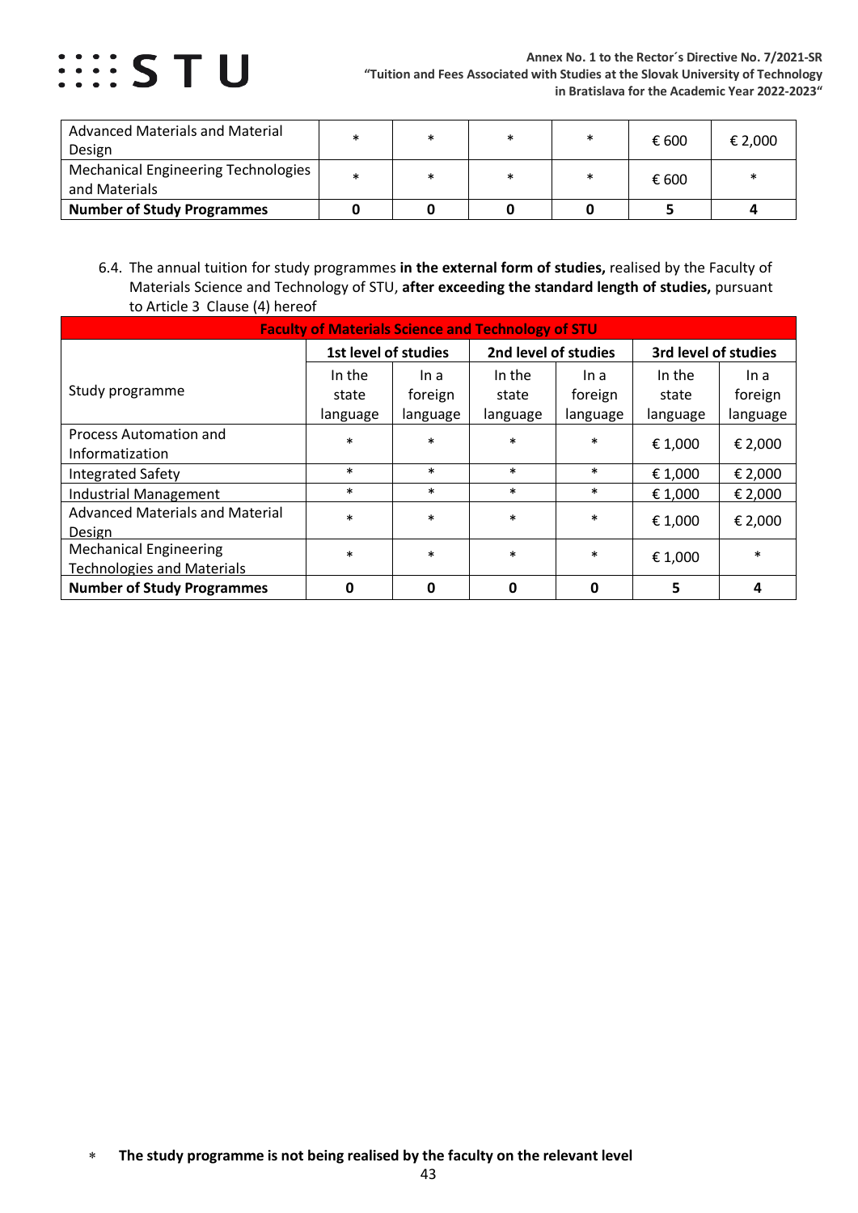| Advanced Materials and Material Design | * | * | * | * | € 600 | € 2,000 |
|---|---|---|---|---|---|---|
| Mechanical Engineering Technologies and Materials | * | * | * | * | € 600 | * |
| **Number of Study Programmes** | **0** | **0** | **0** | **0** | **5** | **4** |

6.4. The annual tuition for study programmes **in the external form of studies,** realised by the Faculty of Materials Science and Technology of STU, **after exceeding the standard length of studies,** pursuant to Article 3 Clause (4) hereof

| **Faculty of Materials Science and Technology of STU** | | | | | | |
|---|---|---|---|---|---|---|
| Study programme | **1st level of studies** | | **2nd level of studies** | | **3rd level of studies** | |
| | In the state language | In a foreign language | In the state language | In a foreign language | In the state language | In a foreign language |
| Process Automation and Informatization | * | * | * | * | € 1,000 | € 2,000 |
| Integrated Safety | * | * | * | * | € 1,000 | € 2,000 |
| Industrial Management | * | * | * | * | € 1,000 | € 2,000 |
| Advanced Materials and Material Design | * | * | * | * | € 1,000 | € 2,000 |
| Mechanical Engineering Technologies and Materials | * | * | * | * | € 1,000 | * |
| **Number of Study Programmes** | **0** | **0** | **0** | **0** | **5** | **4** |

\* **The study programme is not being realised by the faculty on the relevant level**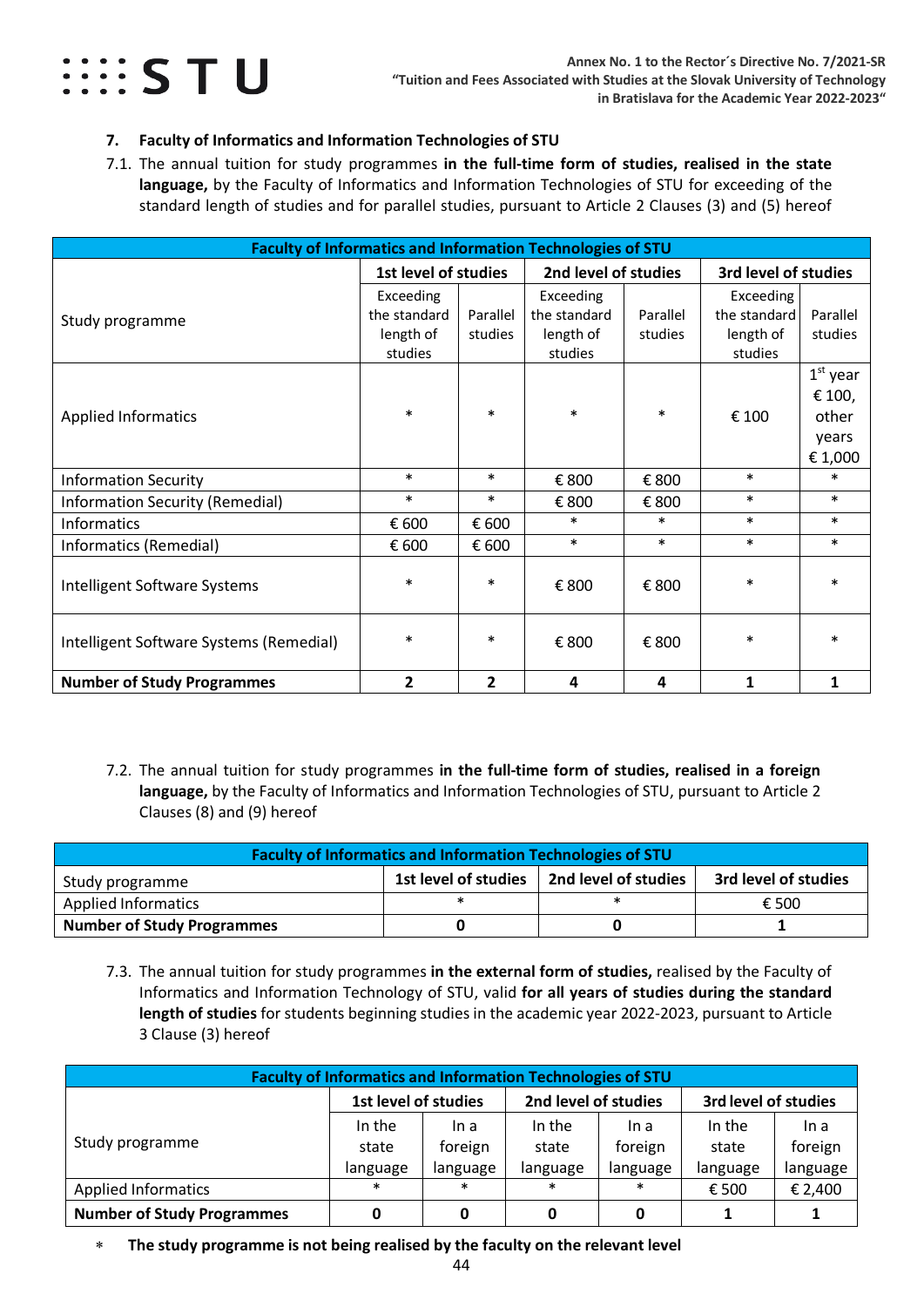## 7. Faculty of Informatics and Information Technologies of STU

7.1. The annual tuition for study programmes **in the full-time form of studies, realised in the state language,** by the Faculty of Informatics and Information Technologies of STU for exceeding of the standard length of studies and for parallel studies, pursuant to Article 2 Clauses (3) and (5) hereof

| Faculty of Informatics and Information Technologies of STU | | | | | | |
|---|---|---|---|---|---|---|
| Study programme | 1st level of studies | | 2nd level of studies | | 3rd level of studies | |
| | Exceeding the standard length of studies | Parallel studies | Exceeding the standard length of studies | Parallel studies | Exceeding the standard length of studies | Parallel studies |
| Applied Informatics | * | * | * | * | € 100 | 1st year € 100, other years € 1,000 |
| Information Security | * | * | € 800 | € 800 | * | * |
| Information Security (Remedial) | * | * | € 800 | € 800 | * | * |
| Informatics | € 600 | € 600 | * | * | * | * |
| Informatics (Remedial) | € 600 | € 600 | * | * | * | * |
| Intelligent Software Systems | * | * | € 800 | € 800 | * | * |
| Intelligent Software Systems (Remedial) | * | * | € 800 | € 800 | * | * |
| **Number of Study Programmes** | **2** | **2** | **4** | **4** | **1** | **1** |

7.2. The annual tuition for study programmes **in the full-time form of studies, realised in a foreign language,** by the Faculty of Informatics and Information Technologies of STU, pursuant to Article 2 Clauses (8) and (9) hereof

| Faculty of Informatics and Information Technologies of STU | | | |
|---|---|---|---|
| Study programme | 1st level of studies | 2nd level of studies | 3rd level of studies |
| Applied Informatics | * | * | € 500 |
| **Number of Study Programmes** | **0** | **0** | **1** |

7.3. The annual tuition for study programmes **in the external form of studies,** realised by the Faculty of Informatics and Information Technology of STU, valid **for all years of studies during the standard length of studies** for students beginning studies in the academic year 2022-2023, pursuant to Article 3 Clause (3) hereof

| Faculty of Informatics and Information Technologies of STU | | | | | | |
|---|---|---|---|---|---|---|
| Study programme | 1st level of studies | | 2nd level of studies | | 3rd level of studies | |
| | In the state language | In a foreign language | In the state language | In a foreign language | In the state language | In a foreign language |
| Applied Informatics | * | * | * | * | € 500 | € 2,400 |
| **Number of Study Programmes** | **0** | **0** | **0** | **0** | **1** | **1** |

\* **The study programme is not being realised by the faculty on the relevant level**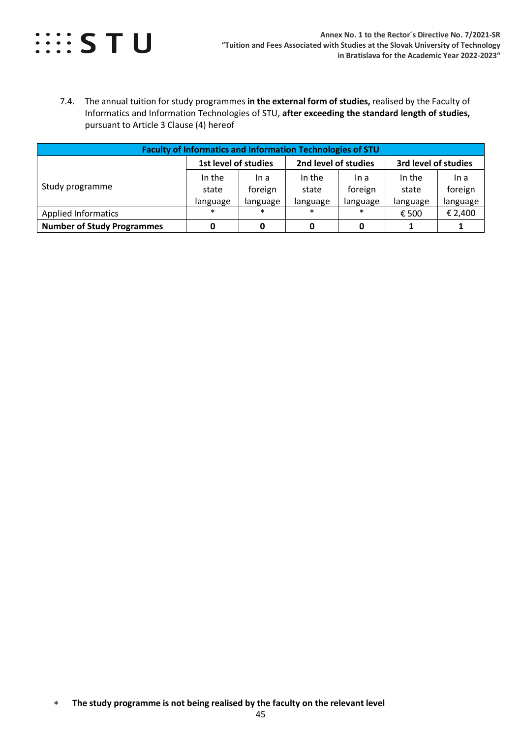7.4. The annual tuition for study programmes **in the external form of studies,** realised by the Faculty of Informatics and Information Technologies of STU, **after exceeding the standard length of studies,** pursuant to Article 3 Clause (4) hereof

| **Faculty of Informatics and Information Technologies of STU** | | | | | | |
|---|---|---|---|---|---|---|
| Study programme | **1st level of studies** | | **2nd level of studies** | | **3rd level of studies** | |
| | In the state language | In a foreign language | In the state language | In a foreign language | In the state language | In a foreign language |
| Applied Informatics | * | * | * | * | € 500 | € 2,400 |
| **Number of Study Programmes** | **0** | **0** | **0** | **0** | **1** | **1** |

\* **The study programme is not being realised by the faculty on the relevant level**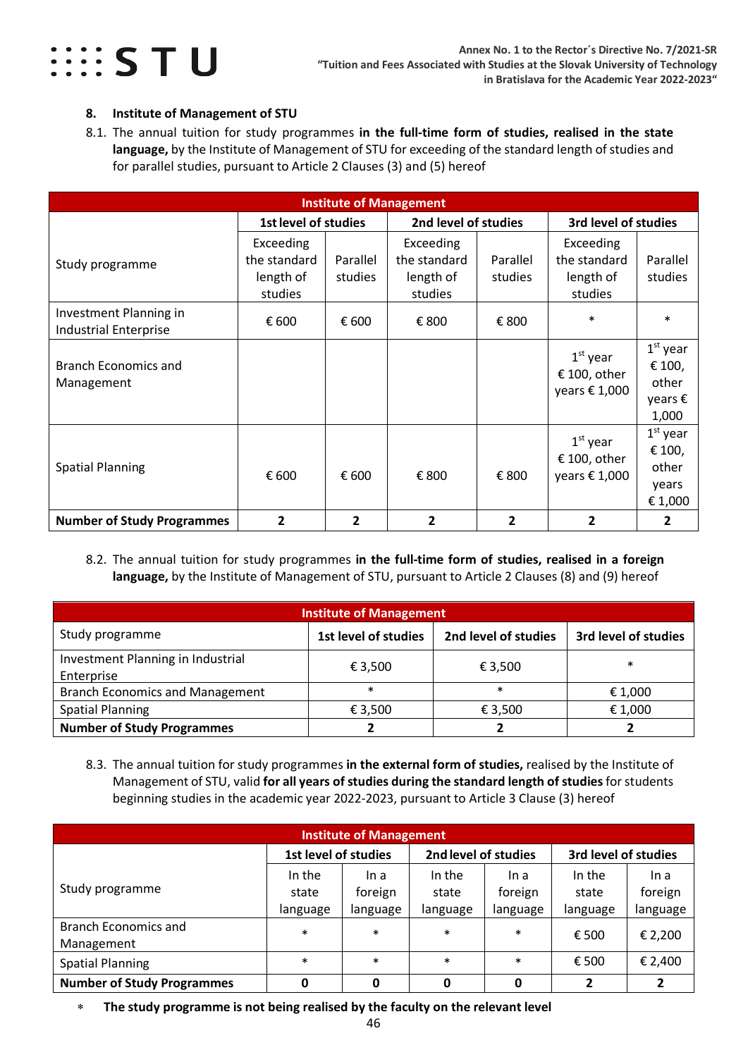## 8. Institute of Management of STU

8.1. The annual tuition for study programmes **in the full-time form of studies, realised in the state language,** by the Institute of Management of STU for exceeding of the standard length of studies and for parallel studies, pursuant to Article 2 Clauses (3) and (5) hereof

| Institute of Management | | | | | | |
|---|---|---|---|---|---|---|
| | 1st level of studies | | 2nd level of studies | | 3rd level of studies | |
| Study programme | Exceeding the standard length of studies | Parallel studies | Exceeding the standard length of studies | Parallel studies | Exceeding the standard length of studies | Parallel studies |
| Investment Planning in Industrial Enterprise | € 600 | € 600 | € 800 | € 800 | * | * |
| Branch Economics and Management | | | | | 1st year € 100, other years € 1,000 | 1st year € 100, other years € 1,000 |
| Spatial Planning | € 600 | € 600 | € 800 | € 800 | 1st year € 100, other years € 1,000 | 1st year € 100, other years € 1,000 |
| **Number of Study Programmes** | **2** | **2** | **2** | **2** | **2** | **2** |

8.2. The annual tuition for study programmes **in the full-time form of studies, realised in a foreign language,** by the Institute of Management of STU, pursuant to Article 2 Clauses (8) and (9) hereof

| Institute of Management | | | |
|---|---|---|---|
| Study programme | 1st level of studies | 2nd level of studies | 3rd level of studies |
| Investment Planning in Industrial Enterprise | € 3,500 | € 3,500 | * |
| Branch Economics and Management | * | * | € 1,000 |
| Spatial Planning | € 3,500 | € 3,500 | € 1,000 |
| **Number of Study Programmes** | **2** | **2** | **2** |

8.3. The annual tuition for study programmes **in the external form of studies,** realised by the Institute of Management of STU, valid **for all years of studies during the standard length of studies** for students beginning studies in the academic year 2022-2023, pursuant to Article 3 Clause (3) hereof

| Institute of Management | | | | | | |
|---|---|---|---|---|---|---|
| | 1st level of studies | | 2nd level of studies | | 3rd level of studies | |
| Study programme | In the state language | In a foreign language | In the state language | In a foreign language | In the state language | In a foreign language |
| Branch Economics and Management | * | * | * | * | € 500 | € 2,200 |
| Spatial Planning | * | * | * | * | € 500 | € 2,400 |
| **Number of Study Programmes** | **0** | **0** | **0** | **0** | **2** | **2** |

* **The study programme is not being realised by the faculty on the relevant level**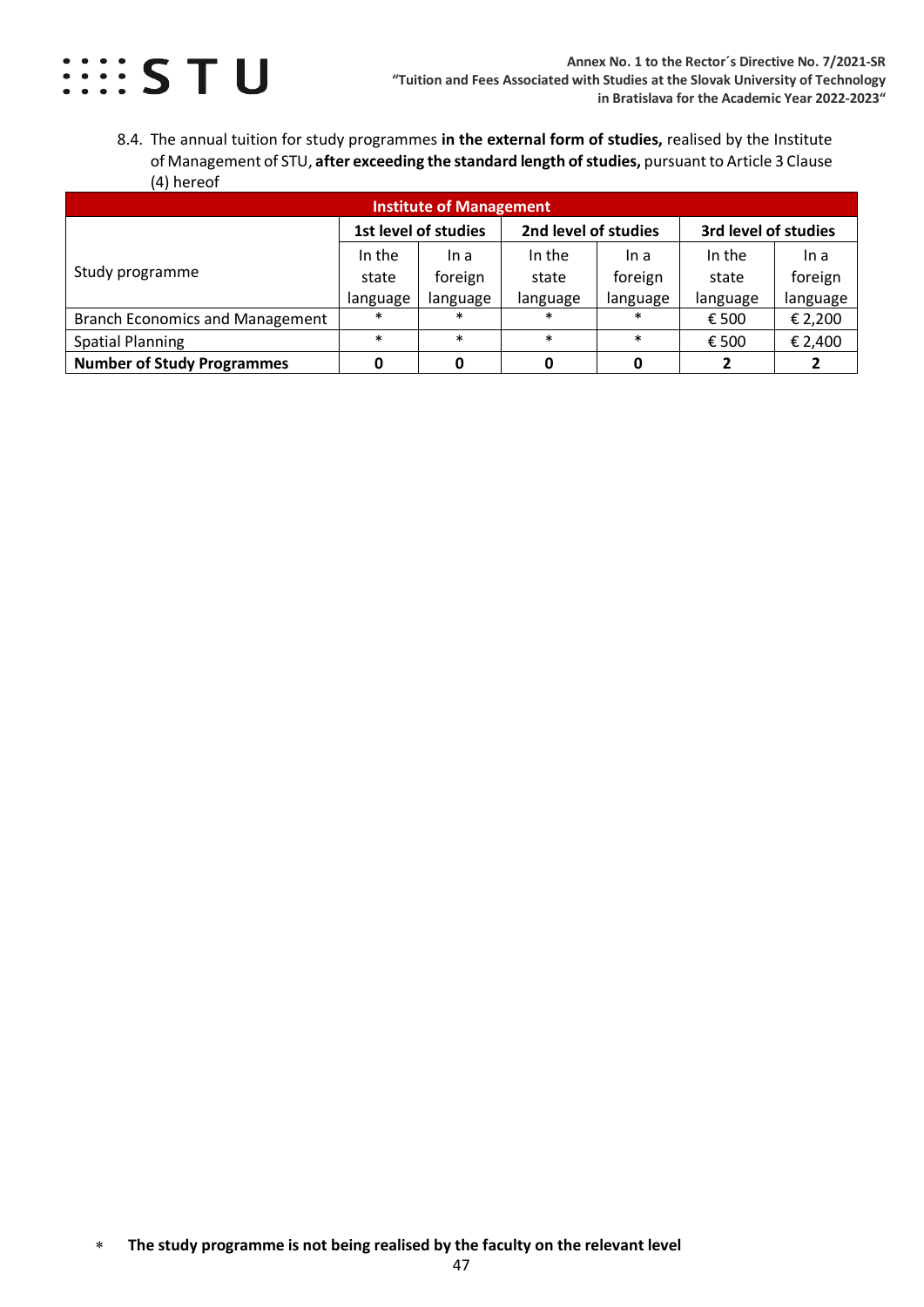8.4. The annual tuition for study programmes **in the external form of studies,** realised by the Institute of Management of STU, **after exceeding the standard length of studies,** pursuant to Article 3 Clause (4) hereof

| Institute of Management | | | | | | |
|---|---|---|---|---|---|---|
| Study programme | 1st level of studies | | 2nd level of studies | | 3rd level of studies | |
| | In the state language | In a foreign language | In the state language | In a foreign language | In the state language | In a foreign language |
| Branch Economics and Management | * | * | * | * | € 500 | € 2,200 |
| Spatial Planning | * | * | * | * | € 500 | € 2,400 |
| **Number of Study Programmes** | **0** | **0** | **0** | **0** | **2** | **2** |

\* **The study programme is not being realised by the faculty on the relevant level**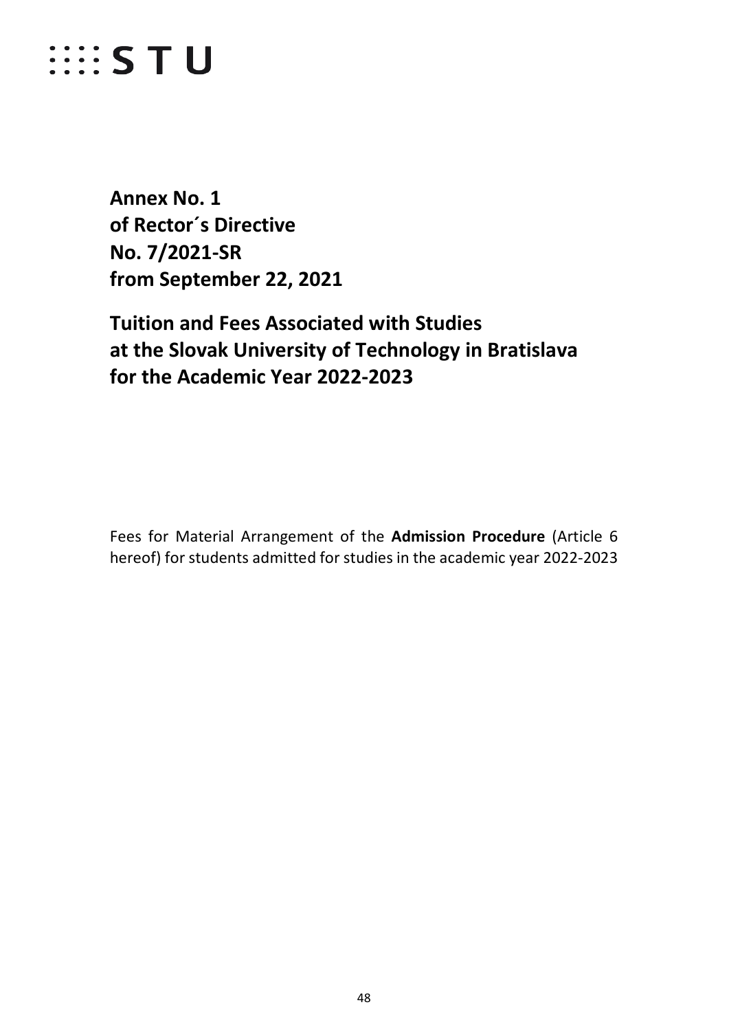**Annex No. 1**
**of Rector´s Directive**
**No. 7/2021-SR**
**from September 22, 2021**

# Tuition and Fees Associated with Studies at the Slovak University of Technology in Bratislava for the Academic Year 2022-2023

Fees for Material Arrangement of the **Admission Procedure** (Article 6 hereof) for students admitted for studies in the academic year 2022-2023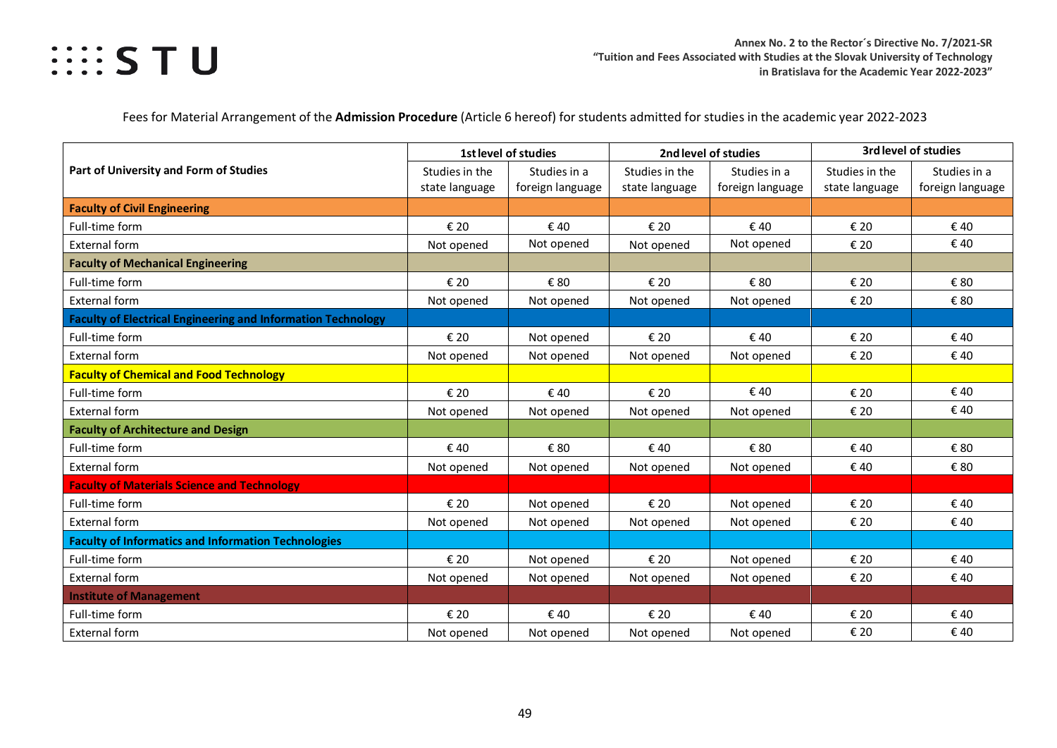Annex No. 2 to the Rector´s Directive No. 7/2021-SR
**"Tuition and Fees Associated with Studies at the Slovak University of Technology in Bratislava for the Academic Year 2022-2023"**

Fees for Material Arrangement of the **Admission Procedure** (Article 6 hereof) for students admitted for studies in the academic year 2022-2023

| Part of University and Form of Studies | 1st level of studies | | 2nd level of studies | | 3rd level of studies | |
|---|---|---|---|---|---|---|
| | Studies in the state language | Studies in a foreign language | Studies in the state language | Studies in a foreign language | Studies in the state language | Studies in a foreign language |
| **Faculty of Civil Engineering** | | | | | | |
| Full-time form | € 20 | € 40 | € 20 | € 40 | € 20 | € 40 |
| External form | Not opened | Not opened | Not opened | Not opened | € 20 | € 40 |
| **Faculty of Mechanical Engineering** | | | | | | |
| Full-time form | € 20 | € 80 | € 20 | € 80 | € 20 | € 80 |
| External form | Not opened | Not opened | Not opened | Not opened | € 20 | € 80 |
| **Faculty of Electrical Engineering and Information Technology** | | | | | | |
| Full-time form | € 20 | Not opened | € 20 | € 40 | € 20 | € 40 |
| External form | Not opened | Not opened | Not opened | Not opened | € 20 | € 40 |
| **Faculty of Chemical and Food Technology** | | | | | | |
| Full-time form | € 20 | € 40 | € 20 | € 40 | € 20 | € 40 |
| External form | Not opened | Not opened | Not opened | Not opened | € 20 | € 40 |
| **Faculty of Architecture and Design** | | | | | | |
| Full-time form | € 40 | € 80 | € 40 | € 80 | € 40 | € 80 |
| External form | Not opened | Not opened | Not opened | Not opened | € 40 | € 80 |
| **Faculty of Materials Science and Technology** | | | | | | |
| Full-time form | € 20 | Not opened | € 20 | Not opened | € 20 | € 40 |
| External form | Not opened | Not opened | Not opened | Not opened | € 20 | € 40 |
| **Faculty of Informatics and Information Technologies** | | | | | | |
| Full-time form | € 20 | Not opened | € 20 | Not opened | € 20 | € 40 |
| External form | Not opened | Not opened | Not opened | Not opened | € 20 | € 40 |
| **Institute of Management** | | | | | | |
| Full-time form | € 20 | € 40 | € 20 | € 40 | € 20 | € 40 |
| External form | Not opened | Not opened | Not opened | Not opened | € 20 | € 40 |